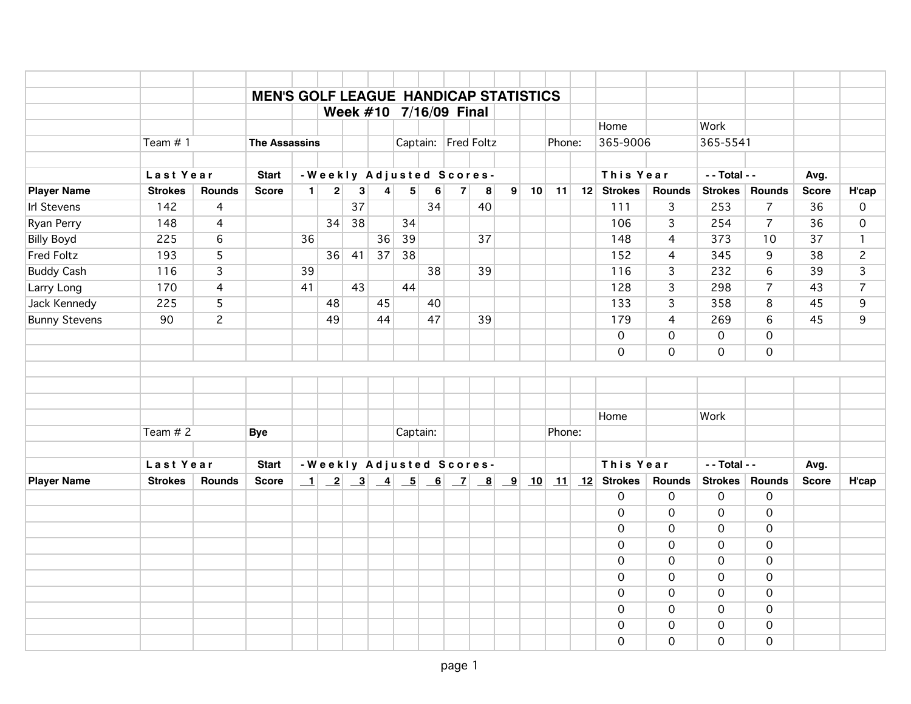# MEN'S GOLF LEAGUE HANDICAP STATISTICS

## Week #10 7/16/09 Final

Team # 1 **The Assassins** Captain: Fred Foltz Phone: Home 365-9006 Work 365-5541

| | Last Year | | Start | -Weekly Adjusted Scores- | | | | | | | | | | | | This Year | | --Total-- | | Avg. | |
|---|---|---|---|---|---|---|---|---|---|---|---|---|---|---|---|---|---|---|---|---|---|
| **Player Name** | **Strokes** | **Rounds** | **Score** | **1** | **2** | **3** | **4** | **5** | **6** | **7** | **8** | **9** | **10** | **11** | **12** | **Strokes** | **Rounds** | **Strokes** | **Rounds** | **Score** | **H'cap** |
| Irl Stevens | 142 | 4 | | | | 37 | | | 34 | | 40 | | | | | 111 | 3 | 253 | 7 | 36 | 0 |
| Ryan Perry | 148 | 4 | | | 34 | 38 | | 34 | | | | | | | | 106 | 3 | 254 | 7 | 36 | 0 |
| Billy Boyd | 225 | 6 | | 36 | | | 36 | 39 | | | 37 | | | | | 148 | 4 | 373 | 10 | 37 | 1 |
| Fred Foltz | 193 | 5 | | | 36 | 41 | 37 | 38 | | | | | | | | 152 | 4 | 345 | 9 | 38 | 2 |
| Buddy Cash | 116 | 3 | | 39 | | | | | 38 | | 39 | | | | | 116 | 3 | 232 | 6 | 39 | 3 |
| Larry Long | 170 | 4 | | 41 | | 43 | | 44 | | | | | | | | 128 | 3 | 298 | 7 | 43 | 7 |
| Jack Kennedy | 225 | 5 | | | 48 | | 45 | | 40 | | | | | | | 133 | 3 | 358 | 8 | 45 | 9 |
| Bunny Stevens | 90 | 2 | | | 49 | | 44 | | 47 | | 39 | | | | | 179 | 4 | 269 | 6 | 45 | 9 |
| | | | | | | | | | | | | | | | | 0 | 0 | 0 | 0 | | |
| | | | | | | | | | | | | | | | | 0 | 0 | 0 | 0 | | |

Team # 2 **Bye** Captain: Phone: Home Work

| | Last Year | | Start | -Weekly Adjusted Scores- | | | | | | | | | | | | This Year | | --Total-- | | Avg. | |
|---|---|---|---|---|---|---|---|---|---|---|---|---|---|---|---|---|---|---|---|---|---|
| **Player Name** | **Strokes** | **Rounds** | **Score** | **1** | **2** | **3** | **4** | **5** | **6** | **7** | **8** | **9** | **10** | **11** | **12** | **Strokes** | **Rounds** | **Strokes** | **Rounds** | **Score** | **H'cap** |
| | | | | | | | | | | | | | | | | 0 | 0 | 0 | 0 | | |
| | | | | | | | | | | | | | | | | 0 | 0 | 0 | 0 | | |
| | | | | | | | | | | | | | | | | 0 | 0 | 0 | 0 | | |
| | | | | | | | | | | | | | | | | 0 | 0 | 0 | 0 | | |
| | | | | | | | | | | | | | | | | 0 | 0 | 0 | 0 | | |
| | | | | | | | | | | | | | | | | 0 | 0 | 0 | 0 | | |
| | | | | | | | | | | | | | | | | 0 | 0 | 0 | 0 | | |
| | | | | | | | | | | | | | | | | 0 | 0 | 0 | 0 | | |
| | | | | | | | | | | | | | | | | 0 | 0 | 0 | 0 | | |
| | | | | | | | | | | | | | | | | 0 | 0 | 0 | 0 | | |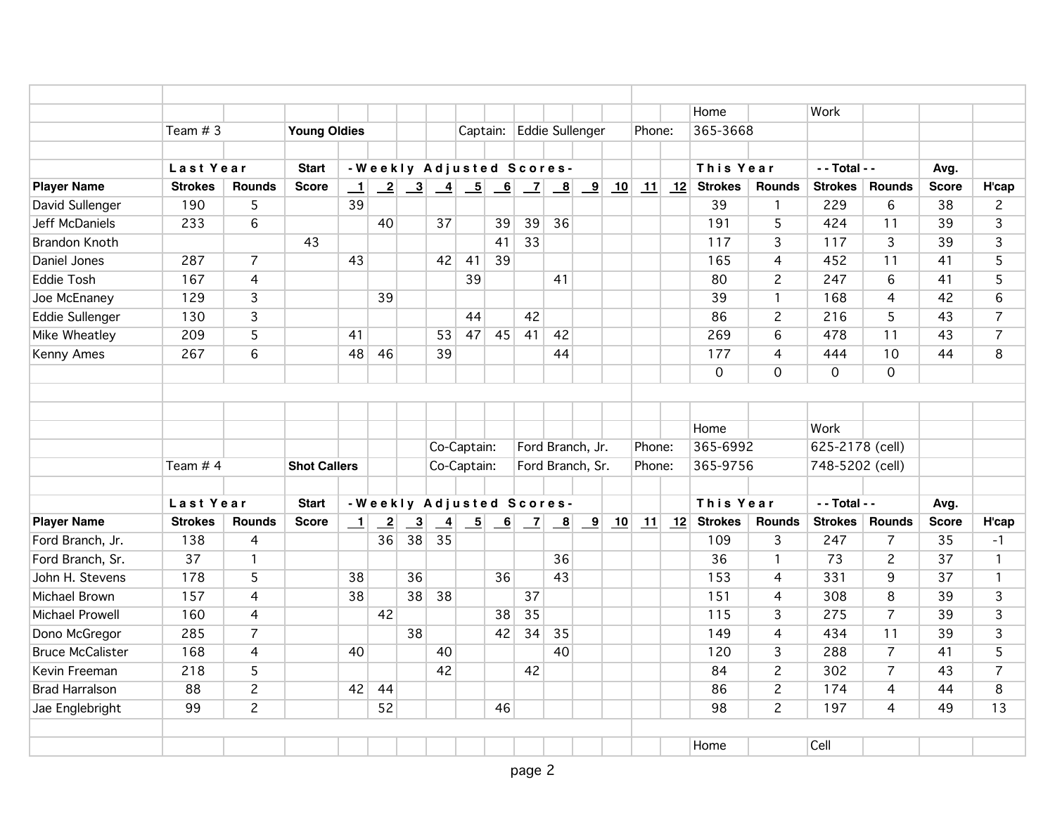**Team # 3** — **Young Oldies** — Captain: Eddie Sullenger — Phone: Home 365-3668 — Work

| Player Name | Last Year Strokes | Last Year Rounds | Start Score | 1 | 2 | 3 | 4 | 5 | 6 | 7 | 8 | 9 | 10 | 11 | 12 | This Year Strokes | This Year Rounds | Total Strokes | Total Rounds | Avg. Score | H'cap |
|---|---|---|---|---|---|---|---|---|---|---|---|---|---|---|---|---|---|---|---|---|---|
| David Sullenger | 190 | 5 | | 39 | | | | | | | | | | | | 39 | 1 | 229 | 6 | 38 | 2 |
| Jeff McDaniels | 233 | 6 | | | 40 | | 37 | | 39 | 39 | 36 | | | | | 191 | 5 | 424 | 11 | 39 | 3 |
| Brandon Knoth | | | 43 | | | | | | 41 | 33 | | | | | | 117 | 3 | 117 | 3 | 39 | 3 |
| Daniel Jones | 287 | 7 | | 43 | | | 42 | 41 | 39 | | | | | | | 165 | 4 | 452 | 11 | 41 | 5 |
| Eddie Tosh | 167 | 4 | | | | | | 39 | | | 41 | | | | | 80 | 2 | 247 | 6 | 41 | 5 |
| Joe McEnaney | 129 | 3 | | | 39 | | | | | | | | | | | 39 | 1 | 168 | 4 | 42 | 6 |
| Eddie Sullenger | 130 | 3 | | | | | | 44 | | 42 | | | | | | 86 | 2 | 216 | 5 | 43 | 7 |
| Mike Wheatley | 209 | 5 | | 41 | | | 53 | 47 | 45 | 41 | 42 | | | | | 269 | 6 | 478 | 11 | 43 | 7 |
| Kenny Ames | 267 | 6 | | 48 | 46 | | 39 | | | | 44 | | | | | 177 | 4 | 444 | 10 | 44 | 8 |
| | | | | | | | | | | | | | | | | 0 | 0 | 0 | 0 | | |

**Team # 4** — **Shot Callers**

Co-Captain: Ford Branch, Jr. — Phone: Home 365-6992 — Work 625-2178 (cell)

Co-Captain: Ford Branch, Sr. — Phone: Home 365-9756 — Work 748-5202 (cell)

| Player Name | Last Year Strokes | Last Year Rounds | Start Score | 1 | 2 | 3 | 4 | 5 | 6 | 7 | 8 | 9 | 10 | 11 | 12 | This Year Strokes | This Year Rounds | Total Strokes | Total Rounds | Avg. Score | H'cap |
|---|---|---|---|---|---|---|---|---|---|---|---|---|---|---|---|---|---|---|---|---|---|
| Ford Branch, Jr. | 138 | 4 | | | 36 | 38 | 35 | | | | | | | | | 109 | 3 | 247 | 7 | 35 | -1 |
| Ford Branch, Sr. | 37 | 1 | | | | | | | | | 36 | | | | | 36 | 1 | 73 | 2 | 37 | 1 |
| John H. Stevens | 178 | 5 | | 38 | | 36 | | | 36 | | 43 | | | | | 153 | 4 | 331 | 9 | 37 | 1 |
| Michael Brown | 157 | 4 | | 38 | | 38 | 38 | | | 37 | | | | | | 151 | 4 | 308 | 8 | 39 | 3 |
| Michael Prowell | 160 | 4 | | | 42 | | | | 38 | 35 | | | | | | 115 | 3 | 275 | 7 | 39 | 3 |
| Dono McGregor | 285 | 7 | | | | 38 | | | 42 | 34 | 35 | | | | | 149 | 4 | 434 | 11 | 39 | 3 |
| Bruce McCalister | 168 | 4 | | 40 | | | 40 | | | | 40 | | | | | 120 | 3 | 288 | 7 | 41 | 5 |
| Kevin Freeman | 218 | 5 | | | | | 42 | | | 42 | | | | | | 84 | 2 | 302 | 7 | 43 | 7 |
| Brad Harralson | 88 | 2 | | 42 | 44 | | | | | | | | | | | 86 | 2 | 174 | 4 | 44 | 8 |
| Jae Englebright | 99 | 2 | | | 52 | | | | 46 | | | | | | | 98 | 2 | 197 | 4 | 49 | 13 |

Home — Cell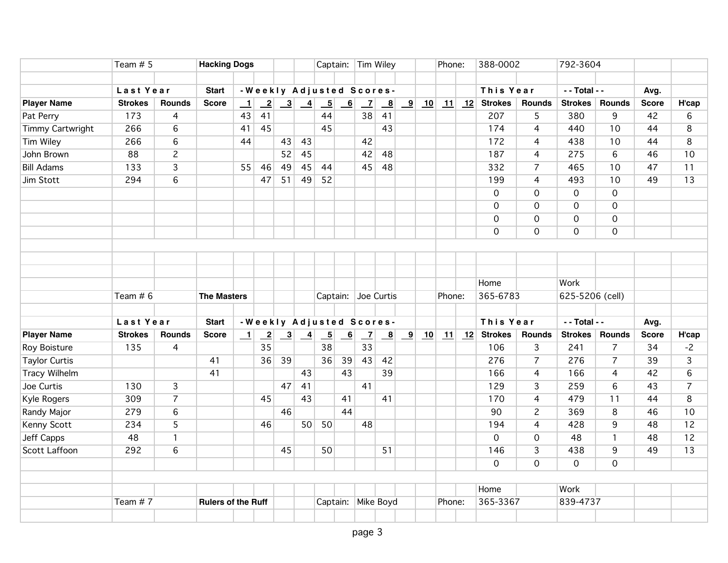Team # 5 | **Hacking Dogs** | Captain: Tim Wiley | Phone: 388-0002 | 792-3604

| Player Name | Last Year Strokes | Last Year Rounds | Start Score | 1 | 2 | 3 | 4 | 5 | 6 | 7 | 8 | 9 | 10 | 11 | 12 | This Year Strokes | This Year Rounds | Total Strokes | Total Rounds | Avg. Score | H'cap |
|---|---|---|---|---|---|---|---|---|---|---|---|---|---|---|---|---|---|---|---|---|---|
| Pat Perry | 173 | 4 | | 43 | 41 | | | 44 | | 38 | 41 | | | | | 207 | 5 | 380 | 9 | 42 | 6 |
| Timmy Cartwright | 266 | 6 | | 41 | 45 | | | 45 | | | 43 | | | | | 174 | 4 | 440 | 10 | 44 | 8 |
| Tim Wiley | 266 | 6 | | 44 | | 43 | 43 | | | 42 | | | | | | 172 | 4 | 438 | 10 | 44 | 8 |
| John Brown | 88 | 2 | | | | 52 | 45 | | | 42 | 48 | | | | | 187 | 4 | 275 | 6 | 46 | 10 |
| Bill Adams | 133 | 3 | | 55 | 46 | 49 | 45 | 44 | | 45 | 48 | | | | | 332 | 7 | 465 | 10 | 47 | 11 |
| Jim Stott | 294 | 6 | | | 47 | 51 | 49 | 52 | | | | | | | | 199 | 4 | 493 | 10 | 49 | 13 |
| | | | | | | | | | | | | | | | | 0 | 0 | 0 | 0 | | |
| | | | | | | | | | | | | | | | | 0 | 0 | 0 | 0 | | |
| | | | | | | | | | | | | | | | | 0 | 0 | 0 | 0 | | |
| | | | | | | | | | | | | | | | | 0 | 0 | 0 | 0 | | |

Team # 6 | **The Masters** | Captain: Joe Curtis | Phone: Home 365-6783 | Work 625-5206 (cell)

| Player Name | Last Year Strokes | Last Year Rounds | Start Score | 1 | 2 | 3 | 4 | 5 | 6 | 7 | 8 | 9 | 10 | 11 | 12 | This Year Strokes | This Year Rounds | Total Strokes | Total Rounds | Avg. Score | H'cap |
|---|---|---|---|---|---|---|---|---|---|---|---|---|---|---|---|---|---|---|---|---|---|
| Roy Boisture | 135 | 4 | | | 35 | | | 38 | | 33 | | | | | | 106 | 3 | 241 | 7 | 34 | -2 |
| Taylor Curtis | | | 41 | | 36 | 39 | | 36 | 39 | 43 | 42 | | | | | 276 | 7 | 276 | 7 | 39 | 3 |
| Tracy Wilhelm | | | 41 | | | | 43 | | 43 | | 39 | | | | | 166 | 4 | 166 | 4 | 42 | 6 |
| Joe Curtis | 130 | 3 | | | | 47 | 41 | | | 41 | | | | | | 129 | 3 | 259 | 6 | 43 | 7 |
| Kyle Rogers | 309 | 7 | | | 45 | | 43 | | 41 | | 41 | | | | | 170 | 4 | 479 | 11 | 44 | 8 |
| Randy Major | 279 | 6 | | | | 46 | | | 44 | | | | | | | 90 | 2 | 369 | 8 | 46 | 10 |
| Kenny Scott | 234 | 5 | | | 46 | | 50 | 50 | | 48 | | | | | | 194 | 4 | 428 | 9 | 48 | 12 |
| Jeff Capps | 48 | 1 | | | | | | | | | | | | | | 0 | 0 | 48 | 1 | 48 | 12 |
| Scott Laffoon | 292 | 6 | | | | 45 | | 50 | | | 51 | | | | | 146 | 3 | 438 | 9 | 49 | 13 |
| | | | | | | | | | | | | | | | | 0 | 0 | 0 | 0 | | |

Team # 7 | **Rulers of the Ruff** | Captain: Mike Boyd | Phone: Home 365-3367 | Work 839-4737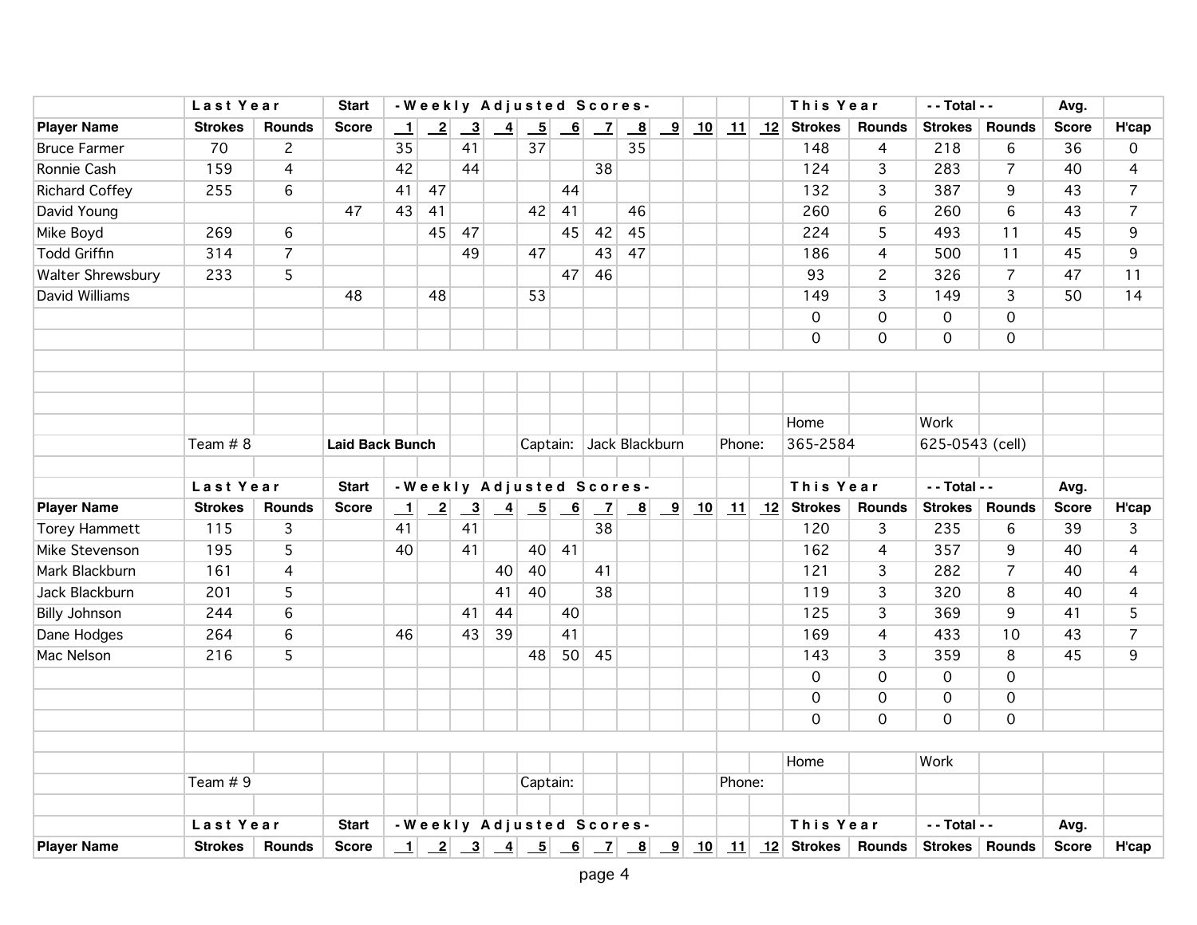| | Last Year | | Start | -Weekly Adjusted Scores- | | | | | | | | | | | | This Year | | - - Total - - | | Avg. | |
|---|---|---|---|---|---|---|---|---|---|---|---|---|---|---|---|---|---|---|---|---|---|
| **Player Name** | **Strokes** | **Rounds** | **Score** | **1** | **2** | **3** | **4** | **5** | **6** | **7** | **8** | **9** | **10** | **11** | **12** | **Strokes** | **Rounds** | **Strokes** | **Rounds** | **Score** | **H'cap** |
| Bruce Farmer | 70 | 2 | | 35 | | 41 | | 37 | | | 35 | | | | | 148 | 4 | 218 | 6 | 36 | 0 |
| Ronnie Cash | 159 | 4 | | 42 | | 44 | | | | 38 | | | | | | 124 | 3 | 283 | 7 | 40 | 4 |
| Richard Coffey | 255 | 6 | | 41 | 47 | | | | 44 | | | | | | | 132 | 3 | 387 | 9 | 43 | 7 |
| David Young | | | 47 | 43 | 41 | | | 42 | 41 | | 46 | | | | | 260 | 6 | 260 | 6 | 43 | 7 |
| Mike Boyd | 269 | 6 | | | 45 | 47 | | | 45 | 42 | 45 | | | | | 224 | 5 | 493 | 11 | 45 | 9 |
| Todd Griffin | 314 | 7 | | | | 49 | | 47 | | 43 | 47 | | | | | 186 | 4 | 500 | 11 | 45 | 9 |
| Walter Shrewsbury | 233 | 5 | | | | | | | 47 | 46 | | | | | | 93 | 2 | 326 | 7 | 47 | 11 |
| David Williams | | | 48 | | 48 | | | 53 | | | | | | | | 149 | 3 | 149 | 3 | 50 | 14 |
| | | | | | | | | | | | | | | | | 0 | 0 | 0 | 0 | | |
| | | | | | | | | | | | | | | | | 0 | 0 | 0 | 0 | | |

Team # 8 — **Laid Back Bunch** — Captain: Jack Blackburn — Phone: Home 365-2584, Work 625-0543 (cell)

| | Last Year | | Start | -Weekly Adjusted Scores- | | | | | | | | | | | | This Year | | - - Total - - | | Avg. | |
|---|---|---|---|---|---|---|---|---|---|---|---|---|---|---|---|---|---|---|---|---|---|
| **Player Name** | **Strokes** | **Rounds** | **Score** | **1** | **2** | **3** | **4** | **5** | **6** | **7** | **8** | **9** | **10** | **11** | **12** | **Strokes** | **Rounds** | **Strokes** | **Rounds** | **Score** | **H'cap** |
| Torey Hammett | 115 | 3 | | 41 | | 41 | | | | 38 | | | | | | 120 | 3 | 235 | 6 | 39 | 3 |
| Mike Stevenson | 195 | 5 | | 40 | | 41 | | 40 | 41 | | | | | | | 162 | 4 | 357 | 9 | 40 | 4 |
| Mark Blackburn | 161 | 4 | | | | | 40 | 40 | | 41 | | | | | | 121 | 3 | 282 | 7 | 40 | 4 |
| Jack Blackburn | 201 | 5 | | | | | 41 | 40 | | 38 | | | | | | 119 | 3 | 320 | 8 | 40 | 4 |
| Billy Johnson | 244 | 6 | | | | 41 | 44 | | 40 | | | | | | | 125 | 3 | 369 | 9 | 41 | 5 |
| Dane Hodges | 264 | 6 | | 46 | | 43 | 39 | | 41 | | | | | | | 169 | 4 | 433 | 10 | 43 | 7 |
| Mac Nelson | 216 | 5 | | | | | | 48 | 50 | 45 | | | | | | 143 | 3 | 359 | 8 | 45 | 9 |
| | | | | | | | | | | | | | | | | 0 | 0 | 0 | 0 | | |
| | | | | | | | | | | | | | | | | 0 | 0 | 0 | 0 | | |
| | | | | | | | | | | | | | | | | 0 | 0 | 0 | 0 | | |

Team # 9 — Captain: — Phone: Home, Work

| | Last Year | | Start | -Weekly Adjusted Scores- | | | | | | | | | | | | This Year | | - - Total - - | | Avg. | |
|---|---|---|---|---|---|---|---|---|---|---|---|---|---|---|---|---|---|---|---|---|---|
| **Player Name** | **Strokes** | **Rounds** | **Score** | **1** | **2** | **3** | **4** | **5** | **6** | **7** | **8** | **9** | **10** | **11** | **12** | **Strokes** | **Rounds** | **Strokes** | **Rounds** | **Score** | **H'cap** |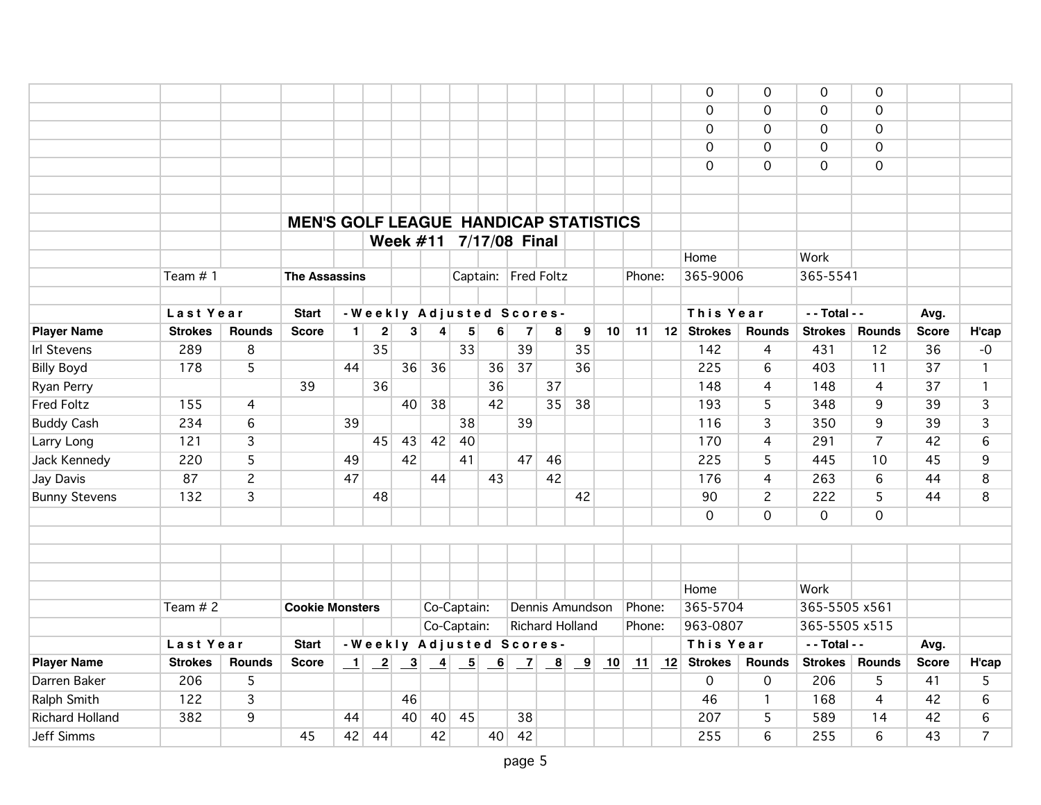| | | | | | | | | | | | | | | | | Strokes | Rounds | Strokes | Rounds | | |
|---|---|---|---|---|---|---|---|---|---|---|---|---|---|---|---|---|---|---|---|---|---|
| | | | | | | | | | | | | | | | | 0 | 0 | 0 | 0 | | |
| | | | | | | | | | | | | | | | | 0 | 0 | 0 | 0 | | |
| | | | | | | | | | | | | | | | | 0 | 0 | 0 | 0 | | |
| | | | | | | | | | | | | | | | | 0 | 0 | 0 | 0 | | |
| | | | | | | | | | | | | | | | | 0 | 0 | 0 | 0 | | |

# MEN'S GOLF LEAGUE HANDICAP STATISTICS

## Week #11 7/17/08 Final

Team # 1 **The Assassins** Captain: Fred Foltz Phone: Home 365-9006 Work 365-5541

| | Last Year | | Start | - Weekly Adjusted Scores - | | | | | | | | | | | | This Year | | - - Total - - | | Avg. | |
|---|---|---|---|---|---|---|---|---|---|---|---|---|---|---|---|---|---|---|---|---|---|
| **Player Name** | **Strokes** | **Rounds** | **Score** | **1** | **2** | **3** | **4** | **5** | **6** | **7** | **8** | **9** | **10** | **11** | **12** | **Strokes** | **Rounds** | **Strokes** | **Rounds** | **Score** | **H'cap** |
| Irl Stevens | 289 | 8 | | | 35 | | | 33 | | 39 | | 35 | | | | 142 | 4 | 431 | 12 | 36 | -0 |
| Billy Boyd | 178 | 5 | | 44 | | 36 | 36 | | 36 | 37 | | 36 | | | | 225 | 6 | 403 | 11 | 37 | 1 |
| Ryan Perry | | | 39 | | 36 | | | | 36 | | 37 | | | | | 148 | 4 | 148 | 4 | 37 | 1 |
| Fred Foltz | 155 | 4 | | | | 40 | 38 | | 42 | | 35 | 38 | | | | 193 | 5 | 348 | 9 | 39 | 3 |
| Buddy Cash | 234 | 6 | | 39 | | | | 38 | | 39 | | | | | | 116 | 3 | 350 | 9 | 39 | 3 |
| Larry Long | 121 | 3 | | | 45 | 43 | 42 | 40 | | | | | | | | 170 | 4 | 291 | 7 | 42 | 6 |
| Jack Kennedy | 220 | 5 | | 49 | | 42 | | 41 | | 47 | 46 | | | | | 225 | 5 | 445 | 10 | 45 | 9 |
| Jay Davis | 87 | 2 | | 47 | | | 44 | | 43 | | 42 | | | | | 176 | 4 | 263 | 6 | 44 | 8 |
| Bunny Stevens | 132 | 3 | | | 48 | | | | | | | 42 | | | | 90 | 2 | 222 | 5 | 44 | 8 |
| | | | | | | | | | | | | | | | | 0 | 0 | 0 | 0 | | |

Team # 2 **Cookie Monsters**
Co-Captain: Dennis Amundson Phone: Home 365-5704 Work 365-5505 x561
Co-Captain: Richard Holland Phone: 963-0807 365-5505 x515

| | Last Year | | Start | - Weekly Adjusted Scores - | | | | | | | | | | | | This Year | | - - Total - - | | Avg. | |
|---|---|---|---|---|---|---|---|---|---|---|---|---|---|---|---|---|---|---|---|---|---|
| **Player Name** | **Strokes** | **Rounds** | **Score** | **1** | **2** | **3** | **4** | **5** | **6** | **7** | **8** | **9** | **10** | **11** | **12** | **Strokes** | **Rounds** | **Strokes** | **Rounds** | **Score** | **H'cap** |
| Darren Baker | 206 | 5 | | | | | | | | | | | | | | 0 | 0 | 206 | 5 | 41 | 5 |
| Ralph Smith | 122 | 3 | | | | 46 | | | | | | | | | | 46 | 1 | 168 | 4 | 42 | 6 |
| Richard Holland | 382 | 9 | | 44 | | 40 | 40 | 45 | | 38 | | | | | | 207 | 5 | 589 | 14 | 42 | 6 |
| Jeff Simms | | | 45 | 42 | 44 | | 42 | | 40 | 42 | | | | | | 255 | 6 | 255 | 6 | 43 | 7 |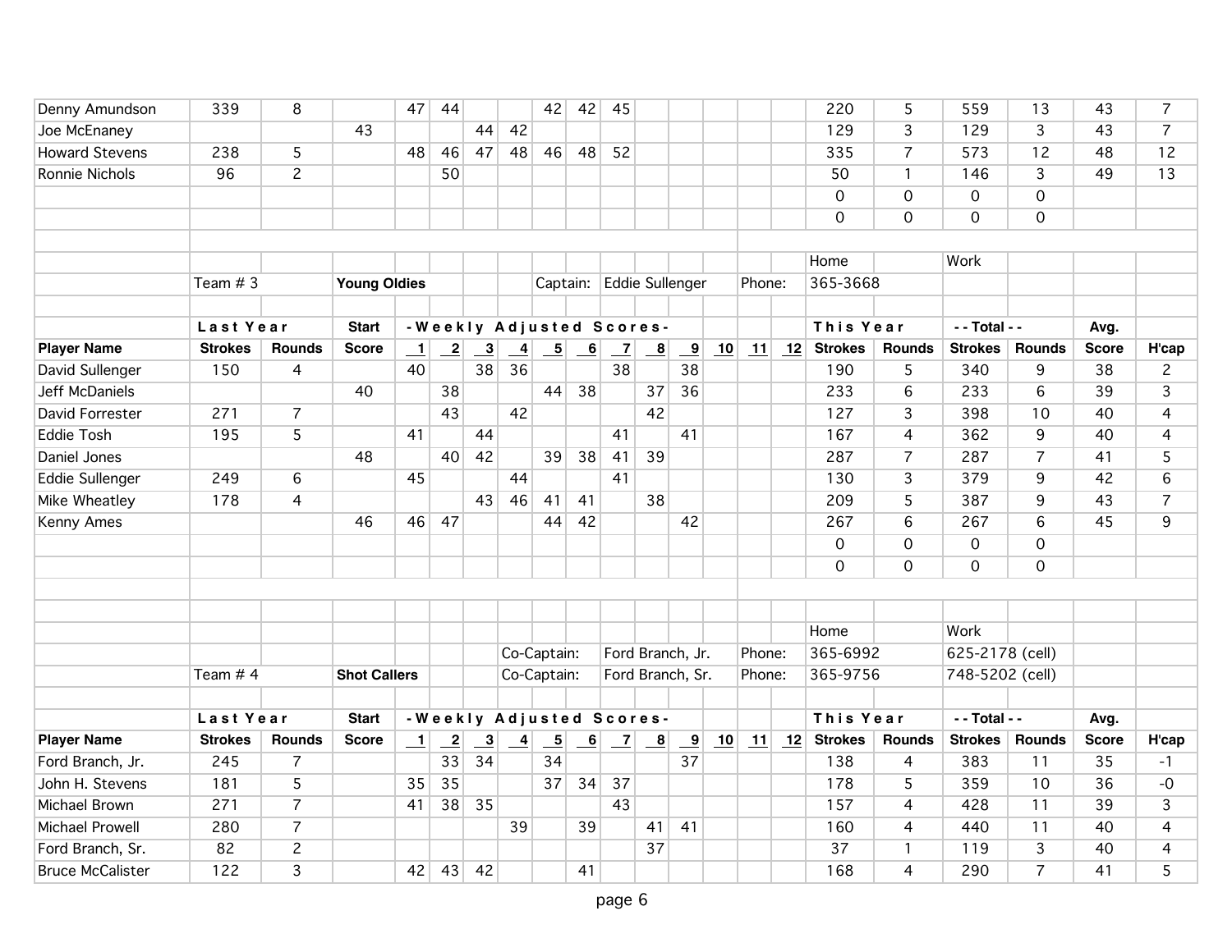| Player Name | Strokes | Rounds | Start Score | 1 | 2 | 3 | 4 | 5 | 6 | 7 | 8 | 9 | 10 | 11 | 12 | Strokes | Rounds | Strokes | Rounds | Avg. Score | H'cap |
|---|---|---|---|---|---|---|---|---|---|---|---|---|---|---|---|---|---|---|---|---|---|
| Denny Amundson | 339 | 8 | | 47 | 44 | | | 42 | 42 | 45 | | | | | | 220 | 5 | 559 | 13 | 43 | 7 |
| Joe McEnaney | | | 43 | | | 44 | 42 | | | | | | | | | 129 | 3 | 129 | 3 | 43 | 7 |
| Howard Stevens | 238 | 5 | | 48 | 46 | 47 | 48 | 46 | 48 | 52 | | | | | | 335 | 7 | 573 | 12 | 48 | 12 |
| Ronnie Nichols | 96 | 2 | | | 50 | | | | | | | | | | | 50 | 1 | 146 | 3 | 49 | 13 |
| | | | | | | | | | | | | | | | | 0 | 0 | 0 | 0 | | |
| | | | | | | | | | | | | | | | | 0 | 0 | 0 | 0 | | |

Team # 3 **Young Oldies** Captain: Eddie Sullenger Phone: Home 365-3668 Work

| | Last Year | | Start | - Weekly Adjusted Scores - | | | | | | | | | | | | This Year | | - - Total - - | | Avg. | |
|---|---|---|---|---|---|---|---|---|---|---|---|---|---|---|---|---|---|---|---|---|---|
| **Player Name** | **Strokes** | **Rounds** | **Score** | **1** | **2** | **3** | **4** | **5** | **6** | **7** | **8** | **9** | **10** | **11** | **12** | **Strokes** | **Rounds** | **Strokes** | **Rounds** | **Score** | **H'cap** |
| David Sullenger | 150 | 4 | | 40 | | 38 | 36 | | | 38 | | 38 | | | | 190 | 5 | 340 | 9 | 38 | 2 |
| Jeff McDaniels | | | 40 | | 38 | | | 44 | 38 | | 37 | 36 | | | | 233 | 6 | 233 | 6 | 39 | 3 |
| David Forrester | 271 | 7 | | | 43 | | 42 | | | | 42 | | | | | 127 | 3 | 398 | 10 | 40 | 4 |
| Eddie Tosh | 195 | 5 | | 41 | | 44 | | | | 41 | | 41 | | | | 167 | 4 | 362 | 9 | 40 | 4 |
| Daniel Jones | | | 48 | | 40 | 42 | | 39 | 38 | 41 | 39 | | | | | 287 | 7 | 287 | 7 | 41 | 5 |
| Eddie Sullenger | 249 | 6 | | 45 | | | 44 | | | 41 | | | | | | 130 | 3 | 379 | 9 | 42 | 6 |
| Mike Wheatley | 178 | 4 | | | | 43 | 46 | 41 | 41 | | 38 | | | | | 209 | 5 | 387 | 9 | 43 | 7 |
| Kenny Ames | | | 46 | 46 | 47 | | | 44 | 42 | | | 42 | | | | 267 | 6 | 267 | 6 | 45 | 9 |
| | | | | | | | | | | | | | | | | 0 | 0 | 0 | 0 | | |
| | | | | | | | | | | | | | | | | 0 | 0 | 0 | 0 | | |

Team # 4 **Shot Callers**

Co-Captain: Ford Branch, Jr. Phone: Home 365-6992 Work 625-2178 (cell)

Co-Captain: Ford Branch, Sr. Phone: Home 365-9756 Work 748-5202 (cell)

| | Last Year | | Start | - Weekly Adjusted Scores - | | | | | | | | | | | | This Year | | - - Total - - | | Avg. | |
|---|---|---|---|---|---|---|---|---|---|---|---|---|---|---|---|---|---|---|---|---|---|
| **Player Name** | **Strokes** | **Rounds** | **Score** | **1** | **2** | **3** | **4** | **5** | **6** | **7** | **8** | **9** | **10** | **11** | **12** | **Strokes** | **Rounds** | **Strokes** | **Rounds** | **Score** | **H'cap** |
| Ford Branch, Jr. | 245 | 7 | | | 33 | 34 | | 34 | | | | 37 | | | | 138 | 4 | 383 | 11 | 35 | -1 |
| John H. Stevens | 181 | 5 | | 35 | 35 | | | 37 | 34 | 37 | | | | | | 178 | 5 | 359 | 10 | 36 | -0 |
| Michael Brown | 271 | 7 | | 41 | 38 | 35 | | | | 43 | | | | | | 157 | 4 | 428 | 11 | 39 | 3 |
| Michael Prowell | 280 | 7 | | | | | 39 | | 39 | | 41 | 41 | | | | 160 | 4 | 440 | 11 | 40 | 4 |
| Ford Branch, Sr. | 82 | 2 | | | | | | | | | 37 | | | | | 37 | 1 | 119 | 3 | 40 | 4 |
| Bruce McCalister | 122 | 3 | | 42 | 43 | 42 | | | 41 | | | | | | | 168 | 4 | 290 | 7 | 41 | 5 |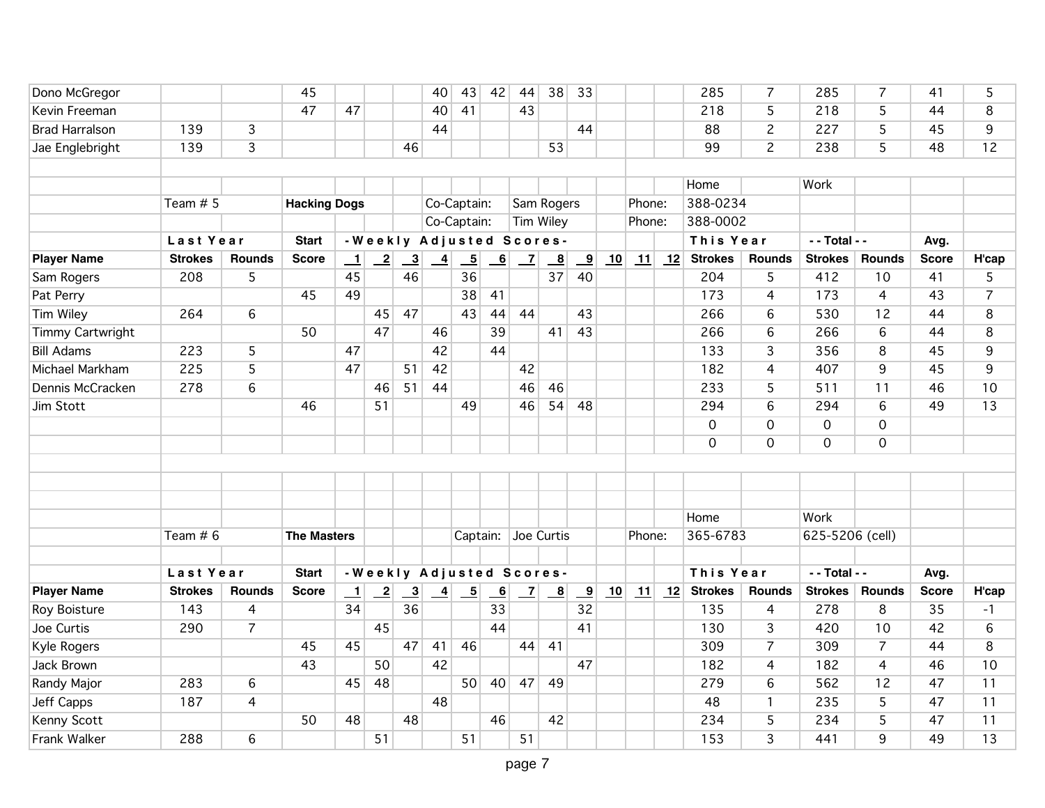| | | | | | | | | | | | | | | | | | | | | | |
|---|---|---|---|---|---|---|---|---|---|---|---|---|---|---|---|---|---|---|---|---|---|
| Dono McGregor | | | 45 | | | | 40 | 43 | 42 | 44 | 38 | 33 | | | | 285 | 7 | 285 | 7 | 41 | 5 |
| Kevin Freeman | | | 47 | 47 | | | 40 | 41 | | 43 | | | | | | 218 | 5 | 218 | 5 | 44 | 8 |
| Brad Harralson | 139 | 3 | | | | | 44 | | | | | 44 | | | | 88 | 2 | 227 | 5 | 45 | 9 |
| Jae Englebright | 139 | 3 | | | | 46 | | | | | 53 | | | | | 99 | 2 | 238 | 5 | 48 | 12 |

| | | | | | | | | | | | | | | | | | | | | | |
|---|---|---|---|---|---|---|---|---|---|---|---|---|---|---|---|---|---|---|---|---|---|
| | | | | | | | | | | | | | | | | Home | | Work | | | |
| | Team # 5 | | **Hacking Dogs** | | | | Co-Captain: | | Sam Rogers | | | | | Phone: | | 388-0234 | | | | | |
| | | | | | | | Co-Captain: | | Tim Wiley | | | | | Phone: | | 388-0002 | | | | | |
| | **Last Year** | | **Start** | **-Weekly Adjusted Scores-** | | | | | | | | | | | | **This Year** | | **- - Total - -** | | **Avg.** | |
| **Player Name** | **Strokes** | **Rounds** | **Score** | **1** | **2** | **3** | **4** | **5** | **6** | **7** | **8** | **9** | **10** | **11** | **12** | **Strokes** | **Rounds** | **Strokes** | **Rounds** | **Score** | **H'cap** |
| Sam Rogers | 208 | 5 | | 45 | | 46 | | 36 | | | 37 | 40 | | | | 204 | 5 | 412 | 10 | 41 | 5 |
| Pat Perry | | | 45 | 49 | | | | 38 | 41 | | | | | | | 173 | 4 | 173 | 4 | 43 | 7 |
| Tim Wiley | 264 | 6 | | | 45 | 47 | | 43 | 44 | 44 | | 43 | | | | 266 | 6 | 530 | 12 | 44 | 8 |
| Timmy Cartwright | | | 50 | | 47 | | 46 | | 39 | | 41 | 43 | | | | 266 | 6 | 266 | 6 | 44 | 8 |
| Bill Adams | 223 | 5 | | 47 | | | 42 | | 44 | | | | | | | 133 | 3 | 356 | 8 | 45 | 9 |
| Michael Markham | 225 | 5 | | 47 | | 51 | 42 | | | 42 | | | | | | 182 | 4 | 407 | 9 | 45 | 9 |
| Dennis McCracken | 278 | 6 | | | 46 | 51 | 44 | | | 46 | 46 | | | | | 233 | 5 | 511 | 11 | 46 | 10 |
| Jim Stott | | | 46 | | 51 | | | 49 | | 46 | 54 | 48 | | | | 294 | 6 | 294 | 6 | 49 | 13 |
| | | | | | | | | | | | | | | | | 0 | 0 | 0 | 0 | | |
| | | | | | | | | | | | | | | | | 0 | 0 | 0 | 0 | | |

| | | | | | | | | | | | | | | | | | | | | | |
|---|---|---|---|---|---|---|---|---|---|---|---|---|---|---|---|---|---|---|---|---|---|
| | | | | | | | | | | | | | | | | Home | | Work | | | |
| | Team # 6 | | **The Masters** | | | | | Captain: | | Joe Curtis | | | | Phone: | | 365-6783 | | 625-5206 (cell) | | | |
| | **Last Year** | | **Start** | **-Weekly Adjusted Scores-** | | | | | | | | | | | | **This Year** | | **- - Total - -** | | **Avg.** | |
| **Player Name** | **Strokes** | **Rounds** | **Score** | **1** | **2** | **3** | **4** | **5** | **6** | **7** | **8** | **9** | **10** | **11** | **12** | **Strokes** | **Rounds** | **Strokes** | **Rounds** | **Score** | **H'cap** |
| Roy Boisture | 143 | 4 | | 34 | | 36 | | | 33 | | | 32 | | | | 135 | 4 | 278 | 8 | 35 | -1 |
| Joe Curtis | 290 | 7 | | | 45 | | | | 44 | | | 41 | | | | 130 | 3 | 420 | 10 | 42 | 6 |
| Kyle Rogers | | | 45 | 45 | | 47 | 41 | 46 | | 44 | 41 | | | | | 309 | 7 | 309 | 7 | 44 | 8 |
| Jack Brown | | | 43 | | 50 | | 42 | | | | | 47 | | | | 182 | 4 | 182 | 4 | 46 | 10 |
| Randy Major | 283 | 6 | | 45 | 48 | | | 50 | 40 | 47 | 49 | | | | | 279 | 6 | 562 | 12 | 47 | 11 |
| Jeff Capps | 187 | 4 | | | | | 48 | | | | | | | | | 48 | 1 | 235 | 5 | 47 | 11 |
| Kenny Scott | | | 50 | 48 | | 48 | | | 46 | | 42 | | | | | 234 | 5 | 234 | 5 | 47 | 11 |
| Frank Walker | 288 | 6 | | | 51 | | | 51 | | 51 | | | | | | 153 | 3 | 441 | 9 | 49 | 13 |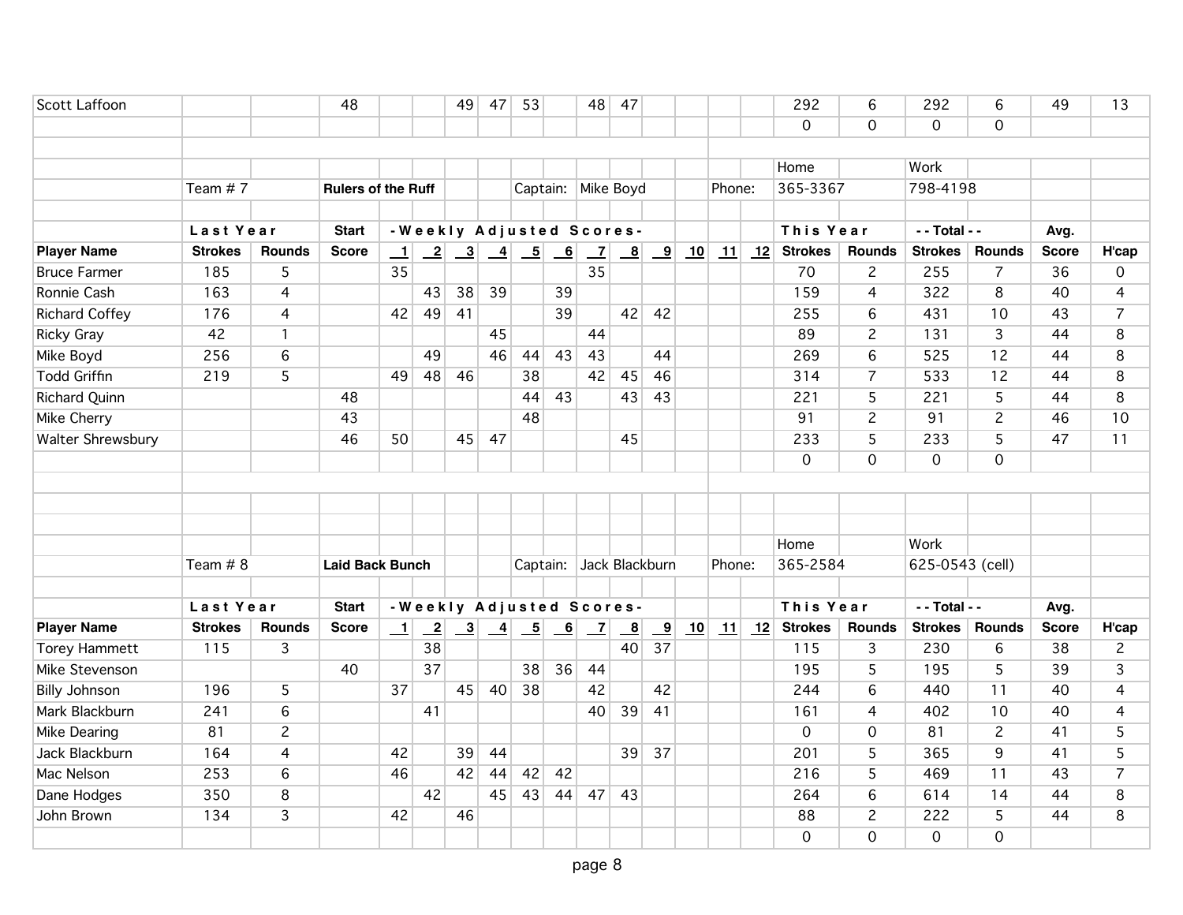| Player Name | Last Year Strokes | Last Year Rounds | Start Score | 1 | 2 | 3 | 4 | 5 | 6 | 7 | 8 | 9 | 10 | 11 | 12 | This Year Strokes | This Year Rounds | Total Strokes | Total Rounds | Avg. Score | H'cap |
|---|---|---|---|---|---|---|---|---|---|---|---|---|---|---|---|---|---|---|---|---|---|
| Scott Laffoon | | | 48 | | | 49 | 47 | 53 | | 48 | 47 | | | | | 292 | 6 | 292 | 6 | 49 | 13 |
| | | | | | | | | | | | | | | | | 0 | 0 | 0 | 0 | | |

Team # 7 **Rulers of the Ruff** Captain: Mike Boyd Phone: Home 365-3367 Work 798-4198

| | Last Year | | Start | -Weekly Adjusted Scores- | | | | | | | | | | | | This Year | | - - Total - - | | Avg. | |
|---|---|---|---|---|---|---|---|---|---|---|---|---|---|---|---|---|---|---|---|---|---|
| **Player Name** | **Strokes** | **Rounds** | **Score** | **1** | **2** | **3** | **4** | **5** | **6** | **7** | **8** | **9** | **10** | **11** | **12** | **Strokes** | **Rounds** | **Strokes** | **Rounds** | **Score** | **H'cap** |
| Bruce Farmer | 185 | 5 | | 35 | | | | | | 35 | | | | | | 70 | 2 | 255 | 7 | 36 | 0 |
| Ronnie Cash | 163 | 4 | | | 43 | 38 | 39 | | 39 | | | | | | | 159 | 4 | 322 | 8 | 40 | 4 |
| Richard Coffey | 176 | 4 | | 42 | 49 | 41 | | | 39 | | 42 | 42 | | | | 255 | 6 | 431 | 10 | 43 | 7 |
| Ricky Gray | 42 | 1 | | | | | 45 | | | 44 | | | | | | 89 | 2 | 131 | 3 | 44 | 8 |
| Mike Boyd | 256 | 6 | | | 49 | | 46 | 44 | 43 | 43 | | 44 | | | | 269 | 6 | 525 | 12 | 44 | 8 |
| Todd Griffin | 219 | 5 | | 49 | 48 | 46 | | 38 | | 42 | 45 | 46 | | | | 314 | 7 | 533 | 12 | 44 | 8 |
| Richard Quinn | | | 48 | | | | | 44 | 43 | | 43 | 43 | | | | 221 | 5 | 221 | 5 | 44 | 8 |
| Mike Cherry | | | 43 | | | | | 48 | | | | | | | | 91 | 2 | 91 | 2 | 46 | 10 |
| Walter Shrewsbury | | | 46 | 50 | | 45 | 47 | | | | 45 | | | | | 233 | 5 | 233 | 5 | 47 | 11 |
| | | | | | | | | | | | | | | | | 0 | 0 | 0 | 0 | | |

Team # 8 **Laid Back Bunch** Captain: Jack Blackburn Phone: Home 365-2584 Work 625-0543 (cell)

| | Last Year | | Start | -Weekly Adjusted Scores- | | | | | | | | | | | | This Year | | - - Total - - | | Avg. | |
|---|---|---|---|---|---|---|---|---|---|---|---|---|---|---|---|---|---|---|---|---|---|
| **Player Name** | **Strokes** | **Rounds** | **Score** | **1** | **2** | **3** | **4** | **5** | **6** | **7** | **8** | **9** | **10** | **11** | **12** | **Strokes** | **Rounds** | **Strokes** | **Rounds** | **Score** | **H'cap** |
| Torey Hammett | 115 | 3 | | | 38 | | | | | | 40 | 37 | | | | 115 | 3 | 230 | 6 | 38 | 2 |
| Mike Stevenson | | | 40 | | 37 | | | 38 | 36 | 44 | | | | | | 195 | 5 | 195 | 5 | 39 | 3 |
| Billy Johnson | 196 | 5 | | 37 | | 45 | 40 | 38 | | 42 | | 42 | | | | 244 | 6 | 440 | 11 | 40 | 4 |
| Mark Blackburn | 241 | 6 | | | 41 | | | | | 40 | 39 | 41 | | | | 161 | 4 | 402 | 10 | 40 | 4 |
| Mike Dearing | 81 | 2 | | | | | | | | | | | | | | 0 | 0 | 81 | 2 | 41 | 5 |
| Jack Blackburn | 164 | 4 | | 42 | | 39 | 44 | | | | 39 | 37 | | | | 201 | 5 | 365 | 9 | 41 | 5 |
| Mac Nelson | 253 | 6 | | 46 | | 42 | 44 | 42 | 42 | | | | | | | 216 | 5 | 469 | 11 | 43 | 7 |
| Dane Hodges | 350 | 8 | | | 42 | | 45 | 43 | 44 | 47 | 43 | | | | | 264 | 6 | 614 | 14 | 44 | 8 |
| John Brown | 134 | 3 | | 42 | | 46 | | | | | | | | | | 88 | 2 | 222 | 5 | 44 | 8 |
| | | | | | | | | | | | | | | | | 0 | 0 | 0 | 0 | | |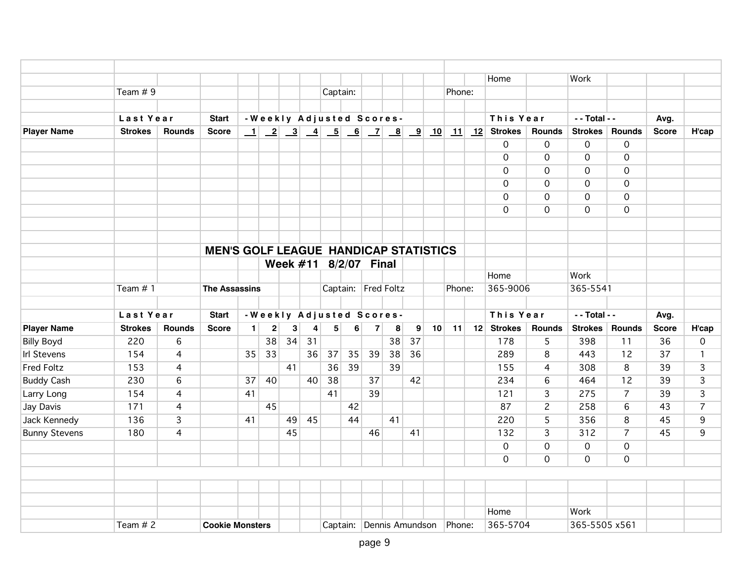| | | | | Home | | Work | |
|---|---|---|---|---|---|---|---|
| Team # 9 | | Captain: | | Phone: | | | |

| Player Name | Last Year Strokes | Last Year Rounds | Start Score | 1 | 2 | 3 | 4 | 5 | 6 | 7 | 8 | 9 | 10 | 11 | 12 | This Year Strokes | This Year Rounds | Total Strokes | Total Rounds | Avg. Score | H'cap |
|---|---|---|---|---|---|---|---|---|---|---|---|---|---|---|---|---|---|---|---|---|---|
| | | | | | | | | | | | | | | | | 0 | 0 | 0 | 0 | | |
| | | | | | | | | | | | | | | | | 0 | 0 | 0 | 0 | | |
| | | | | | | | | | | | | | | | | 0 | 0 | 0 | 0 | | |
| | | | | | | | | | | | | | | | | 0 | 0 | 0 | 0 | | |
| | | | | | | | | | | | | | | | | 0 | 0 | 0 | 0 | | |
| | | | | | | | | | | | | | | | | 0 | 0 | 0 | 0 | | |

# MEN'S GOLF LEAGUE HANDICAP STATISTICS

## Week #11 8/2/07 Final

| | | | | Home | | Work | |
|---|---|---|---|---|---|---|---|
| Team # 1 | **The Assassins** | Captain: | Fred Foltz | Phone: | 365-9006 | 365-5541 | |

| Player Name | Last Year Strokes | Last Year Rounds | Start Score | 1 | 2 | 3 | 4 | 5 | 6 | 7 | 8 | 9 | 10 | 11 | 12 | This Year Strokes | This Year Rounds | Total Strokes | Total Rounds | Avg. Score | H'cap |
|---|---|---|---|---|---|---|---|---|---|---|---|---|---|---|---|---|---|---|---|---|---|
| Billy Boyd | 220 | 6 | | | 38 | 34 | 31 | | | | 38 | 37 | | | | 178 | 5 | 398 | 11 | 36 | 0 |
| Irl Stevens | 154 | 4 | | 35 | 33 | | 36 | 37 | 35 | 39 | 38 | 36 | | | | 289 | 8 | 443 | 12 | 37 | 1 |
| Fred Foltz | 153 | 4 | | | | 41 | | 36 | 39 | | 39 | | | | | 155 | 4 | 308 | 8 | 39 | 3 |
| Buddy Cash | 230 | 6 | | 37 | 40 | | 40 | 38 | | 37 | | 42 | | | | 234 | 6 | 464 | 12 | 39 | 3 |
| Larry Long | 154 | 4 | | 41 | | | | 41 | | 39 | | | | | | 121 | 3 | 275 | 7 | 39 | 3 |
| Jay Davis | 171 | 4 | | | 45 | | | | 42 | | | | | | | 87 | 2 | 258 | 6 | 43 | 7 |
| Jack Kennedy | 136 | 3 | | 41 | | 49 | 45 | | 44 | | 41 | | | | | 220 | 5 | 356 | 8 | 45 | 9 |
| Bunny Stevens | 180 | 4 | | | | 45 | | | | 46 | | 41 | | | | 132 | 3 | 312 | 7 | 45 | 9 |
| | | | | | | | | | | | | | | | | 0 | 0 | 0 | 0 | | |
| | | | | | | | | | | | | | | | | 0 | 0 | 0 | 0 | | |

| | | | | Home | | Work | |
|---|---|---|---|---|---|---|---|
| Team # 2 | **Cookie Monsters** | Captain: | Dennis Amundson | Phone: | 365-5704 | 365-5505 x561 | |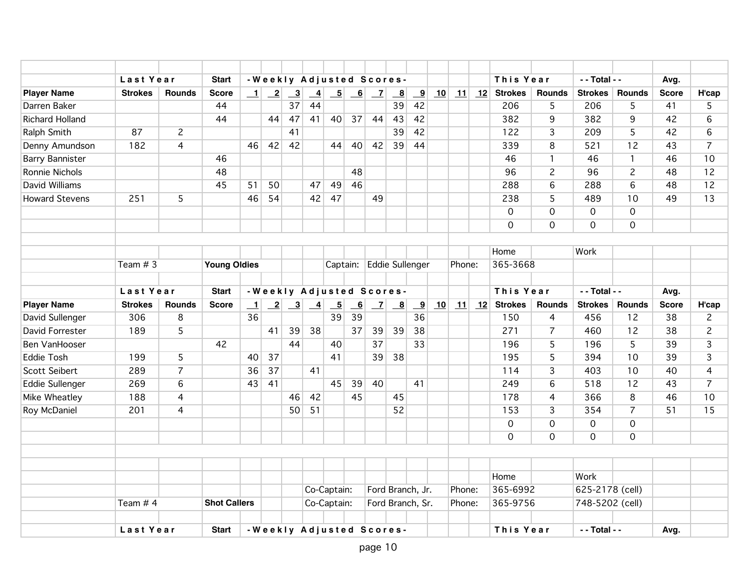| | Last Year | | Start | - Weekly Adjusted Scores - | | | | | | | | | | | | This Year | | - - Total - - | | Avg. | |
|---|---|---|---|---|---|---|---|---|---|---|---|---|---|---|---|---|---|---|---|---|---|
| **Player Name** | **Strokes** | **Rounds** | **Score** | **1** | **2** | **3** | **4** | **5** | **6** | **7** | **8** | **9** | **10** | **11** | **12** | **Strokes** | **Rounds** | **Strokes** | **Rounds** | **Score** | **H'cap** |
| Darren Baker | | | 44 | | | 37 | 44 | | | | 39 | 42 | | | | 206 | 5 | 206 | 5 | 41 | 5 |
| Richard Holland | | | 44 | | 44 | 47 | 41 | 40 | 37 | 44 | 43 | 42 | | | | 382 | 9 | 382 | 9 | 42 | 6 |
| Ralph Smith | 87 | 2 | | | | 41 | | | | | 39 | 42 | | | | 122 | 3 | 209 | 5 | 42 | 6 |
| Denny Amundson | 182 | 4 | | 46 | 42 | 42 | | 44 | 40 | 42 | 39 | 44 | | | | 339 | 8 | 521 | 12 | 43 | 7 |
| Barry Bannister | | | 46 | | | | | | | | | | | | | 46 | 1 | 46 | 1 | 46 | 10 |
| Ronnie Nichols | | | 48 | | | | | | 48 | | | | | | | 96 | 2 | 96 | 2 | 48 | 12 |
| David Williams | | | 45 | 51 | 50 | | 47 | 49 | 46 | | | | | | | 288 | 6 | 288 | 6 | 48 | 12 |
| Howard Stevens | 251 | 5 | | 46 | 54 | | 42 | 47 | | 49 | | | | | | 238 | 5 | 489 | 10 | 49 | 13 |
| | | | | | | | | | | | | | | | | 0 | 0 | 0 | 0 | | |
| | | | | | | | | | | | | | | | | 0 | 0 | 0 | 0 | | |

Team # 3 **Young Oldies** Captain: Eddie Sullenger Phone: Home 365-3668 Work

| | Last Year | | Start | - Weekly Adjusted Scores - | | | | | | | | | | | | This Year | | - - Total - - | | Avg. | |
|---|---|---|---|---|---|---|---|---|---|---|---|---|---|---|---|---|---|---|---|---|---|
| **Player Name** | **Strokes** | **Rounds** | **Score** | **1** | **2** | **3** | **4** | **5** | **6** | **7** | **8** | **9** | **10** | **11** | **12** | **Strokes** | **Rounds** | **Strokes** | **Rounds** | **Score** | **H'cap** |
| David Sullenger | 306 | 8 | | 36 | | | | 39 | 39 | | | 36 | | | | 150 | 4 | 456 | 12 | 38 | 2 |
| David Forrester | 189 | 5 | | | 41 | 39 | 38 | | 37 | 39 | 39 | 38 | | | | 271 | 7 | 460 | 12 | 38 | 2 |
| Ben VanHooser | | | 42 | | | 44 | | 40 | | 37 | | 33 | | | | 196 | 5 | 196 | 5 | 39 | 3 |
| Eddie Tosh | 199 | 5 | | 40 | 37 | | | 41 | | 39 | 38 | | | | | 195 | 5 | 394 | 10 | 39 | 3 |
| Scott Seibert | 289 | 7 | | 36 | 37 | | 41 | | | | | | | | | 114 | 3 | 403 | 10 | 40 | 4 |
| Eddie Sullenger | 269 | 6 | | 43 | 41 | | | 45 | 39 | 40 | | 41 | | | | 249 | 6 | 518 | 12 | 43 | 7 |
| Mike Wheatley | 188 | 4 | | | | 46 | 42 | | 45 | | 45 | | | | | 178 | 4 | 366 | 8 | 46 | 10 |
| Roy McDaniel | 201 | 4 | | | | 50 | 51 | | | | 52 | | | | | 153 | 3 | 354 | 7 | 51 | 15 |
| | | | | | | | | | | | | | | | | 0 | 0 | 0 | 0 | | |
| | | | | | | | | | | | | | | | | 0 | 0 | 0 | 0 | | |

| | | | Home | Work |
|---|---|---|---|---|
| | Co-Captain: | Ford Branch, Jr. | Phone: 365-6992 | 625-2178 (cell) |
| Team # 4 **Shot Callers** | Co-Captain: | Ford Branch, Sr. | Phone: 365-9756 | 748-5202 (cell) |

| | Last Year | | Start | - Weekly Adjusted Scores - | | | | | | | | | | | | This Year | | - - Total - - | | Avg. | |
|---|---|---|---|---|---|---|---|---|---|---|---|---|---|---|---|---|---|---|---|---|---|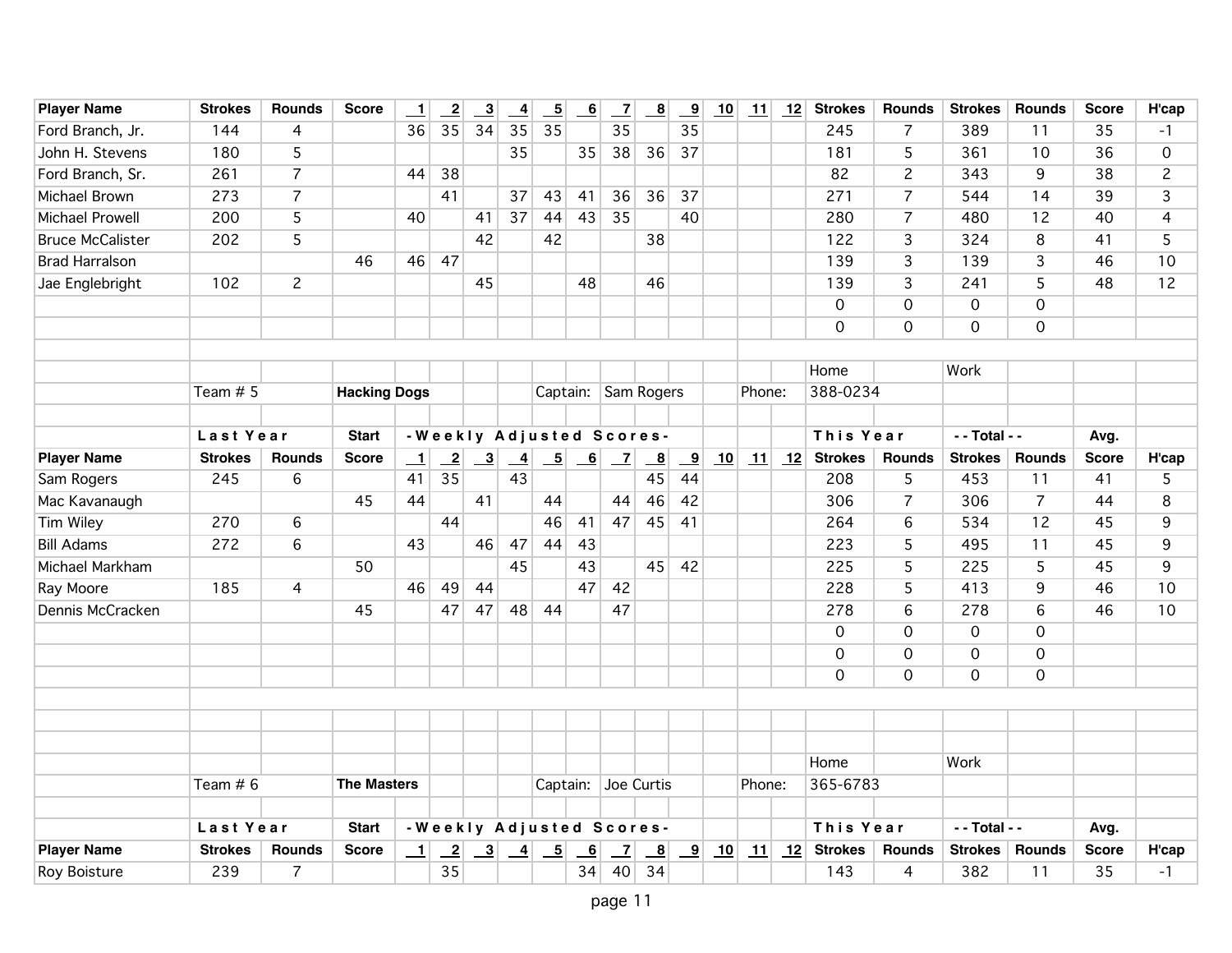| Player Name | Strokes | Rounds | Score | 1 | 2 | 3 | 4 | 5 | 6 | 7 | 8 | 9 | 10 | 11 | 12 | Strokes | Rounds | Strokes | Rounds | Score | H'cap |
|---|---|---|---|---|---|---|---|---|---|---|---|---|---|---|---|---|---|---|---|---|---|
| Ford Branch, Jr. | 144 | 4 | | 36 | 35 | 34 | 35 | 35 | | 35 | | 35 | | | | 245 | 7 | 389 | 11 | 35 | -1 |
| John H. Stevens | 180 | 5 | | | | | 35 | | 35 | 38 | 36 | 37 | | | | 181 | 5 | 361 | 10 | 36 | 0 |
| Ford Branch, Sr. | 261 | 7 | | 44 | 38 | | | | | | | | | | | 82 | 2 | 343 | 9 | 38 | 2 |
| Michael Brown | 273 | 7 | | | 41 | | 37 | 43 | 41 | 36 | 36 | 37 | | | | 271 | 7 | 544 | 14 | 39 | 3 |
| Michael Prowell | 200 | 5 | | 40 | | 41 | 37 | 44 | 43 | 35 | | 40 | | | | 280 | 7 | 480 | 12 | 40 | 4 |
| Bruce McCalister | 202 | 5 | | | | 42 | | 42 | | | 38 | | | | | 122 | 3 | 324 | 8 | 41 | 5 |
| Brad Harralson | | | 46 | 46 | 47 | | | | | | | | | | | 139 | 3 | 139 | 3 | 46 | 10 |
| Jae Englebright | 102 | 2 | | | | 45 | | | 48 | | 46 | | | | | 139 | 3 | 241 | 5 | 48 | 12 |
| | | | | | | | | | | | | | | | | 0 | 0 | 0 | 0 | | |
| | | | | | | | | | | | | | | | | 0 | 0 | 0 | 0 | | |

Team # 5 **Hacking Dogs** Captain: Sam Rogers Phone: Home 388-0234 Work

| | Last Year | | Start | -Weekly Adjusted Scores- | | | | | | | | | | | | This Year | | - - Total - - | | Avg. | |
|---|---|---|---|---|---|---|---|---|---|---|---|---|---|---|---|---|---|---|---|---|---|
| **Player Name** | **Strokes** | **Rounds** | **Score** | **1** | **2** | **3** | **4** | **5** | **6** | **7** | **8** | **9** | **10** | **11** | **12** | **Strokes** | **Rounds** | **Strokes** | **Rounds** | **Score** | **H'cap** |
| Sam Rogers | 245 | 6 | | 41 | 35 | | 43 | | | | 45 | 44 | | | | 208 | 5 | 453 | 11 | 41 | 5 |
| Mac Kavanaugh | | | 45 | 44 | | 41 | | 44 | | 44 | 46 | 42 | | | | 306 | 7 | 306 | 7 | 44 | 8 |
| Tim Wiley | 270 | 6 | | | 44 | | | 46 | 41 | 47 | 45 | 41 | | | | 264 | 6 | 534 | 12 | 45 | 9 |
| Bill Adams | 272 | 6 | | 43 | | 46 | 47 | 44 | 43 | | | | | | | 223 | 5 | 495 | 11 | 45 | 9 |
| Michael Markham | | | 50 | | | | 45 | | 43 | | 45 | 42 | | | | 225 | 5 | 225 | 5 | 45 | 9 |
| Ray Moore | 185 | 4 | | 46 | 49 | 44 | | | 47 | 42 | | | | | | 228 | 5 | 413 | 9 | 46 | 10 |
| Dennis McCracken | | | 45 | | 47 | 47 | 48 | 44 | | 47 | | | | | | 278 | 6 | 278 | 6 | 46 | 10 |
| | | | | | | | | | | | | | | | | 0 | 0 | 0 | 0 | | |
| | | | | | | | | | | | | | | | | 0 | 0 | 0 | 0 | | |
| | | | | | | | | | | | | | | | | 0 | 0 | 0 | 0 | | |

Team # 6 **The Masters** Captain: Joe Curtis Phone: Home 365-6783 Work

| | Last Year | | Start | -Weekly Adjusted Scores- | | | | | | | | | | | | This Year | | - - Total - - | | Avg. | |
|---|---|---|---|---|---|---|---|---|---|---|---|---|---|---|---|---|---|---|---|---|---|
| **Player Name** | **Strokes** | **Rounds** | **Score** | **1** | **2** | **3** | **4** | **5** | **6** | **7** | **8** | **9** | **10** | **11** | **12** | **Strokes** | **Rounds** | **Strokes** | **Rounds** | **Score** | **H'cap** |
| Roy Boisture | 239 | 7 | | | 35 | | | | 34 | 40 | 34 | | | | | 143 | 4 | 382 | 11 | 35 | -1 |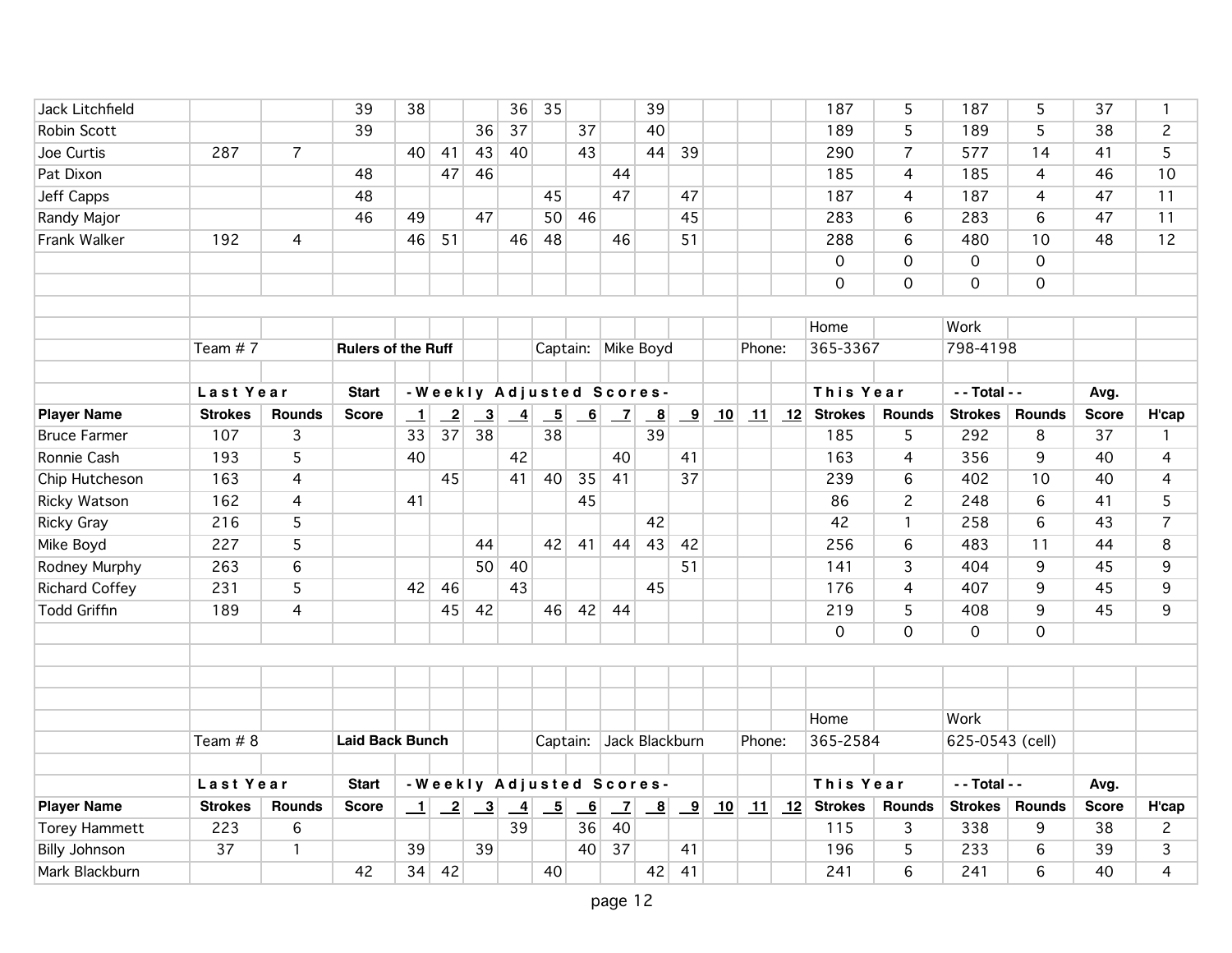| Player Name | Strokes | Rounds | Score | 1 | 2 | 3 | 4 | 5 | 6 | 7 | 8 | 9 | 10 | 11 | 12 | Strokes | Rounds | Strokes | Rounds | Score | H'cap |
|---|---|---|---|---|---|---|---|---|---|---|---|---|---|---|---|---|---|---|---|---|---|
| Jack Litchfield | | | 39 | 38 | | | 36 | 35 | | | 39 | | | | | 187 | 5 | 187 | 5 | 37 | 1 |
| Robin Scott | | | 39 | | | 36 | 37 | | 37 | | 40 | | | | | 189 | 5 | 189 | 5 | 38 | 2 |
| Joe Curtis | 287 | 7 | | 40 | 41 | 43 | 40 | | 43 | | 44 | 39 | | | | 290 | 7 | 577 | 14 | 41 | 5 |
| Pat Dixon | | | 48 | | 47 | 46 | | | | 44 | | | | | | 185 | 4 | 185 | 4 | 46 | 10 |
| Jeff Capps | | | 48 | | | | | 45 | | 47 | | 47 | | | | 187 | 4 | 187 | 4 | 47 | 11 |
| Randy Major | | | 46 | 49 | | 47 | | 50 | 46 | | | 45 | | | | 283 | 6 | 283 | 6 | 47 | 11 |
| Frank Walker | 192 | 4 | | 46 | 51 | | 46 | 48 | | 46 | | 51 | | | | 288 | 6 | 480 | 10 | 48 | 12 |
| | | | | | | | | | | | | | | | | 0 | 0 | 0 | 0 | | |
| | | | | | | | | | | | | | | | | 0 | 0 | 0 | 0 | | |

Team # 7 — **Rulers of the Ruff** — Captain: Mike Boyd — Phone: Home 365-3367, Work 798-4198

| | Last Year | | Start | - Weekly Adjusted Scores - | | | | | | | | | | | | This Year | | - - Total - - | | Avg. | |
|---|---|---|---|---|---|---|---|---|---|---|---|---|---|---|---|---|---|---|---|---|---|
| **Player Name** | **Strokes** | **Rounds** | **Score** | **1** | **2** | **3** | **4** | **5** | **6** | **7** | **8** | **9** | **10** | **11** | **12** | **Strokes** | **Rounds** | **Strokes** | **Rounds** | **Score** | **H'cap** |
| Bruce Farmer | 107 | 3 | | 33 | 37 | 38 | | 38 | | | 39 | | | | | 185 | 5 | 292 | 8 | 37 | 1 |
| Ronnie Cash | 193 | 5 | | 40 | | | 42 | | | 40 | | 41 | | | | 163 | 4 | 356 | 9 | 40 | 4 |
| Chip Hutcheson | 163 | 4 | | | 45 | | 41 | 40 | 35 | 41 | | 37 | | | | 239 | 6 | 402 | 10 | 40 | 4 |
| Ricky Watson | 162 | 4 | | 41 | | | | | 45 | | | | | | | 86 | 2 | 248 | 6 | 41 | 5 |
| Ricky Gray | 216 | 5 | | | | | | | | | 42 | | | | | 42 | 1 | 258 | 6 | 43 | 7 |
| Mike Boyd | 227 | 5 | | | | 44 | | 42 | 41 | 44 | 43 | 42 | | | | 256 | 6 | 483 | 11 | 44 | 8 |
| Rodney Murphy | 263 | 6 | | | | 50 | 40 | | | | | 51 | | | | 141 | 3 | 404 | 9 | 45 | 9 |
| Richard Coffey | 231 | 5 | | 42 | 46 | | 43 | | | | 45 | | | | | 176 | 4 | 407 | 9 | 45 | 9 |
| Todd Griffin | 189 | 4 | | | 45 | 42 | | 46 | 42 | 44 | | | | | | 219 | 5 | 408 | 9 | 45 | 9 |
| | | | | | | | | | | | | | | | | 0 | 0 | 0 | 0 | | |

Team # 8 — **Laid Back Bunch** — Captain: Jack Blackburn — Phone: Home 365-2584, Work 625-0543 (cell)

| | Last Year | | Start | - Weekly Adjusted Scores - | | | | | | | | | | | | This Year | | - - Total - - | | Avg. | |
|---|---|---|---|---|---|---|---|---|---|---|---|---|---|---|---|---|---|---|---|---|---|
| **Player Name** | **Strokes** | **Rounds** | **Score** | **1** | **2** | **3** | **4** | **5** | **6** | **7** | **8** | **9** | **10** | **11** | **12** | **Strokes** | **Rounds** | **Strokes** | **Rounds** | **Score** | **H'cap** |
| Torey Hammett | 223 | 6 | | | | | 39 | | 36 | 40 | | | | | | 115 | 3 | 338 | 9 | 38 | 2 |
| Billy Johnson | 37 | 1 | | 39 | | 39 | | | 40 | 37 | | 41 | | | | 196 | 5 | 233 | 6 | 39 | 3 |
| Mark Blackburn | | | 42 | 34 | 42 | | | 40 | | | 42 | 41 | | | | 241 | 6 | 241 | 6 | 40 | 4 |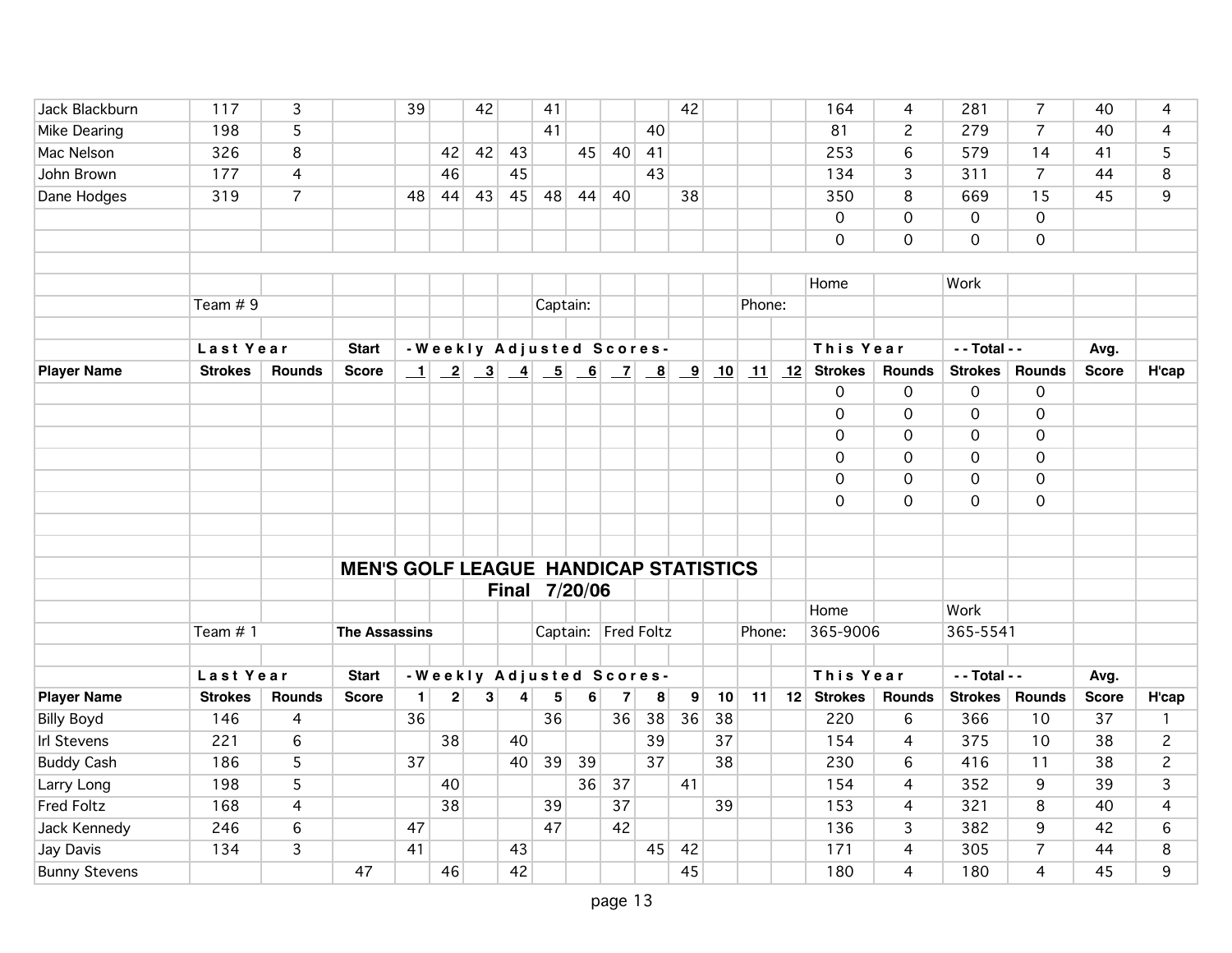| | | | | | | | | | | | | | | | | | | | | | |
|---|---|---|---|---|---|---|---|---|---|---|---|---|---|---|---|---|---|---|---|---|---|
| Jack Blackburn | 117 | 3 | | 39 | | 42 | | 41 | | | | 42 | | | | 164 | 4 | 281 | 7 | 40 | 4 |
| Mike Dearing | 198 | 5 | | | | | | 41 | | | 40 | | | | | 81 | 2 | 279 | 7 | 40 | 4 |
| Mac Nelson | 326 | 8 | | | 42 | 42 | 43 | | 45 | 40 | 41 | | | | | 253 | 6 | 579 | 14 | 41 | 5 |
| John Brown | 177 | 4 | | | 46 | | 45 | | | | 43 | | | | | 134 | 3 | 311 | 7 | 44 | 8 |
| Dane Hodges | 319 | 7 | | 48 | 44 | 43 | 45 | 48 | 44 | 40 | | 38 | | | | 350 | 8 | 669 | 15 | 45 | 9 |
| | | | | | | | | | | | | | | | | 0 | 0 | 0 | 0 | | |
| | | | | | | | | | | | | | | | | 0 | 0 | 0 | 0 | | |

| | | | | | | | | | | | | | | | | | | | | | |
|---|---|---|---|---|---|---|---|---|---|---|---|---|---|---|---|---|---|---|---|---|---|
| | | | | | | | | | | | | | | | | Home | | Work | | | |
| | Team # 9 | | | | | | | Captain: | | | | | | Phone: | | | | | | | |
| | Last Year | | Start | -Weekly Adjusted Scores- | | | | | | | | | | | | This Year | | -- Total -- | | Avg. | |
| Player Name | Strokes | Rounds | Score | 1 | 2 | 3 | 4 | 5 | 6 | 7 | 8 | 9 | 10 | 11 | 12 | Strokes | Rounds | Strokes | Rounds | Score | H'cap |
| | | | | | | | | | | | | | | | | 0 | 0 | 0 | 0 | | |
| | | | | | | | | | | | | | | | | 0 | 0 | 0 | 0 | | |
| | | | | | | | | | | | | | | | | 0 | 0 | 0 | 0 | | |
| | | | | | | | | | | | | | | | | 0 | 0 | 0 | 0 | | |
| | | | | | | | | | | | | | | | | 0 | 0 | 0 | 0 | | |
| | | | | | | | | | | | | | | | | 0 | 0 | 0 | 0 | | |

## MEN'S GOLF LEAGUE HANDICAP STATISTICS

**Final 7/20/06**

| | | | | | | | | | | | | | | | | | | | | | |
|---|---|---|---|---|---|---|---|---|---|---|---|---|---|---|---|---|---|---|---|---|---|
| | | | | | | | | | | | | | | | | Home | | Work | | | |
| | Team # 1 | | The Assassins | | | | | Captain: | Fred Foltz | | | | | Phone: | | 365-9006 | | 365-5541 | | | |
| | Last Year | | Start | -Weekly Adjusted Scores- | | | | | | | | | | | | This Year | | -- Total -- | | Avg. | |
| Player Name | Strokes | Rounds | Score | 1 | 2 | 3 | 4 | 5 | 6 | 7 | 8 | 9 | 10 | 11 | 12 | Strokes | Rounds | Strokes | Rounds | Score | H'cap |
| Billy Boyd | 146 | 4 | | 36 | | | | 36 | | 36 | 38 | 36 | 38 | | | 220 | 6 | 366 | 10 | 37 | 1 |
| Irl Stevens | 221 | 6 | | | 38 | | 40 | | | | 39 | | 37 | | | 154 | 4 | 375 | 10 | 38 | 2 |
| Buddy Cash | 186 | 5 | | 37 | | | 40 | 39 | 39 | | 37 | | 38 | | | 230 | 6 | 416 | 11 | 38 | 2 |
| Larry Long | 198 | 5 | | | 40 | | | | 36 | 37 | | 41 | | | | 154 | 4 | 352 | 9 | 39 | 3 |
| Fred Foltz | 168 | 4 | | | 38 | | | 39 | | 37 | | | 39 | | | 153 | 4 | 321 | 8 | 40 | 4 |
| Jack Kennedy | 246 | 6 | | 47 | | | | 47 | | 42 | | | | | | 136 | 3 | 382 | 9 | 42 | 6 |
| Jay Davis | 134 | 3 | | 41 | | | 43 | | | | 45 | 42 | | | | 171 | 4 | 305 | 7 | 44 | 8 |
| Bunny Stevens | | | 47 | | 46 | | 42 | | | | | 45 | | | | 180 | 4 | 180 | 4 | 45 | 9 |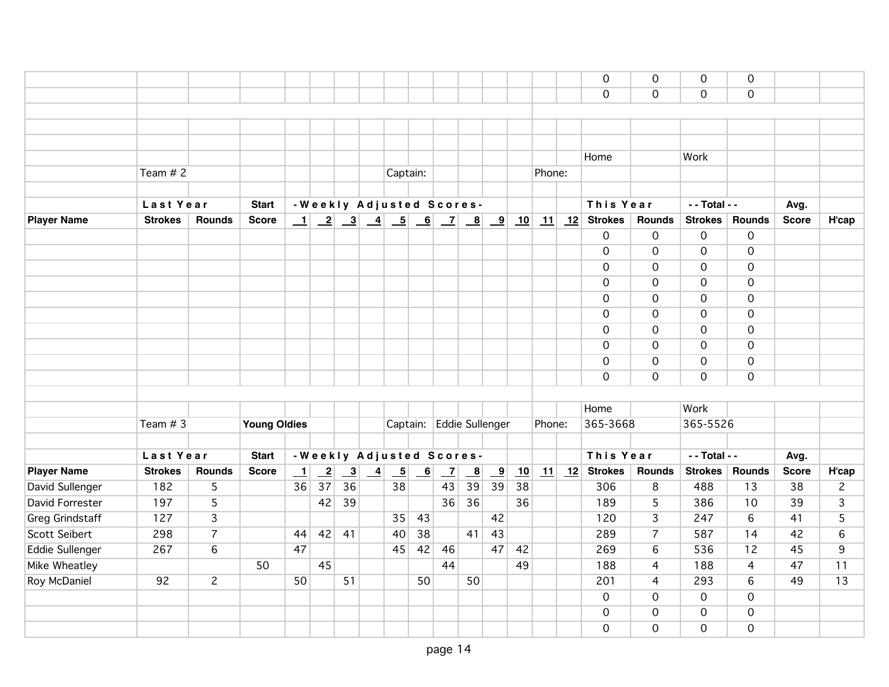| | | | | | | | | | | | | | | | | | | | | | |
|---|---|---|---|---|---|---|---|---|---|---|---|---|---|---|---|---|---|---|---|---|---|
| | | | | | | | | | | | | | | | | 0 | 0 | 0 | 0 | | |
| | | | | | | | | | | | | | | | | 0 | 0 | 0 | 0 | | |

Team # 2 — Captain: — Phone: Home / Work

| Player Name | Last Year Strokes | Last Year Rounds | Start Score | 1 | 2 | 3 | 4 | 5 | 6 | 7 | 8 | 9 | 10 | 11 | 12 | This Year Strokes | This Year Rounds | Total Strokes | Total Rounds | Avg. Score | H'cap |
|---|---|---|---|---|---|---|---|---|---|---|---|---|---|---|---|---|---|---|---|---|---|
| | | | | | | | | | | | | | | | | 0 | 0 | 0 | 0 | | |
| | | | | | | | | | | | | | | | | 0 | 0 | 0 | 0 | | |
| | | | | | | | | | | | | | | | | 0 | 0 | 0 | 0 | | |
| | | | | | | | | | | | | | | | | 0 | 0 | 0 | 0 | | |
| | | | | | | | | | | | | | | | | 0 | 0 | 0 | 0 | | |
| | | | | | | | | | | | | | | | | 0 | 0 | 0 | 0 | | |
| | | | | | | | | | | | | | | | | 0 | 0 | 0 | 0 | | |
| | | | | | | | | | | | | | | | | 0 | 0 | 0 | 0 | | |
| | | | | | | | | | | | | | | | | 0 | 0 | 0 | 0 | | |
| | | | | | | | | | | | | | | | | 0 | 0 | 0 | 0 | | |

Team # 3 — **Young Oldies** — Captain: Eddie Sullenger — Phone: Home 365-3668, Work 365-5526

| Player Name | Last Year Strokes | Last Year Rounds | Start Score | 1 | 2 | 3 | 4 | 5 | 6 | 7 | 8 | 9 | 10 | 11 | 12 | This Year Strokes | This Year Rounds | Total Strokes | Total Rounds | Avg. Score | H'cap |
|---|---|---|---|---|---|---|---|---|---|---|---|---|---|---|---|---|---|---|---|---|---|
| David Sullenger | 182 | 5 | | 36 | 37 | 36 | | 38 | | 43 | 39 | 39 | 38 | | | 306 | 8 | 488 | 13 | 38 | 2 |
| David Forrester | 197 | 5 | | | 42 | 39 | | | | 36 | 36 | | 36 | | | 189 | 5 | 386 | 10 | 39 | 3 |
| Greg Grindstaff | 127 | 3 | | | | | | 35 | 43 | | | 42 | | | | 120 | 3 | 247 | 6 | 41 | 5 |
| Scott Seibert | 298 | 7 | | 44 | 42 | 41 | | 40 | 38 | | 41 | 43 | | | | 289 | 7 | 587 | 14 | 42 | 6 |
| Eddie Sullenger | 267 | 6 | | 47 | | | | 45 | 42 | 46 | | 47 | 42 | | | 269 | 6 | 536 | 12 | 45 | 9 |
| Mike Wheatley | | | 50 | | 45 | | | | | 44 | | | 49 | | | 188 | 4 | 188 | 4 | 47 | 11 |
| Roy McDaniel | 92 | 2 | | 50 | | 51 | | | 50 | | 50 | | | | | 201 | 4 | 293 | 6 | 49 | 13 |
| | | | | | | | | | | | | | | | | 0 | 0 | 0 | 0 | | |
| | | | | | | | | | | | | | | | | 0 | 0 | 0 | 0 | | |
| | | | | | | | | | | | | | | | | 0 | 0 | 0 | 0 | | |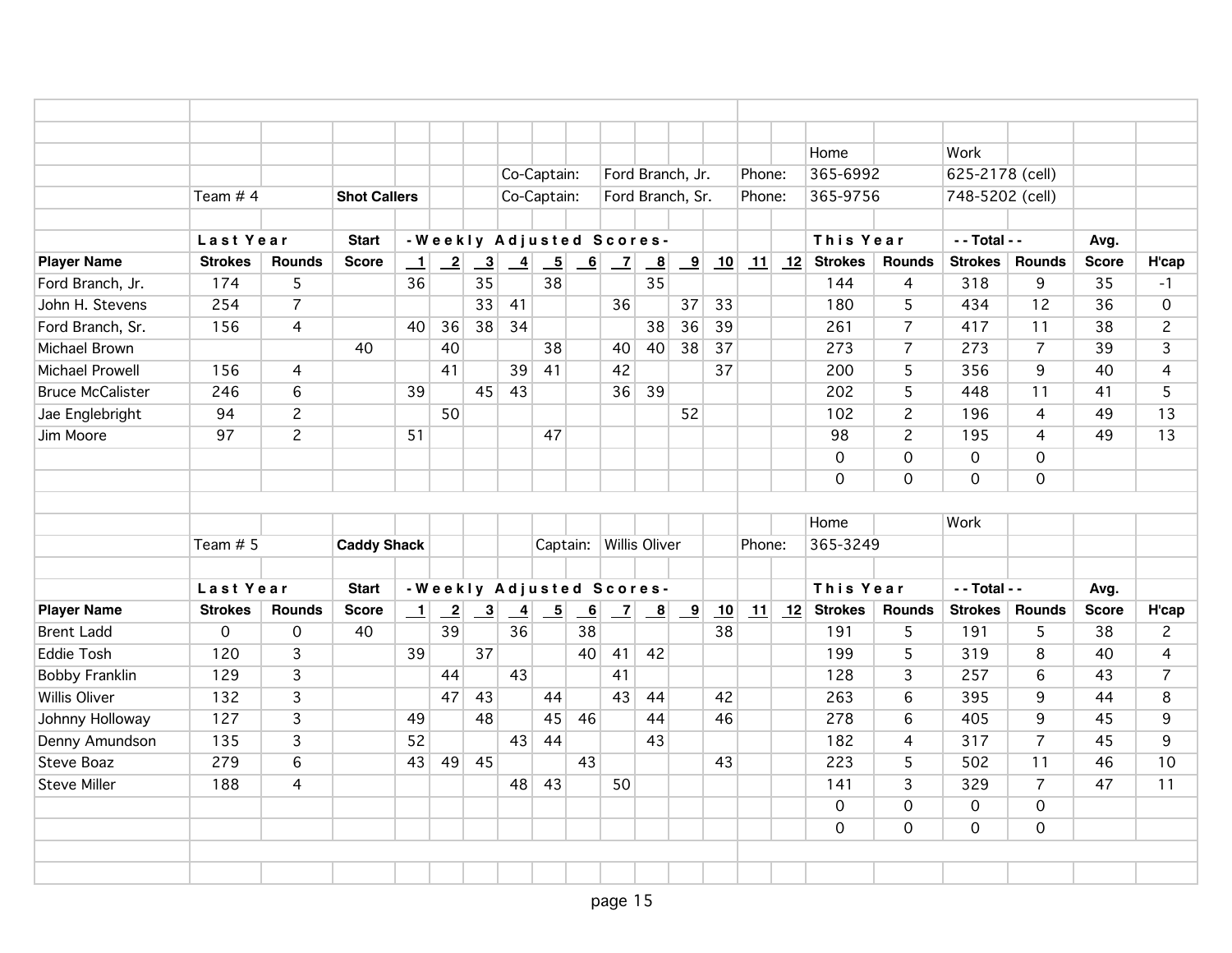| | | | | | | | | | | | | | | | | | | | | | | | |
|---|---|---|---|---|---|---|---|---|---|---|---|---|---|---|---|---|---|---|---|---|---|---|---|
| | | | | | | | | | | | | | | | | | Home | | Work | | | | |
| | | | | | | | Co-Captain: | | Ford Branch, Jr. | | | | Phone: | | 365-6992 | | 625-2178 (cell) | | | | | | |
| | Team # 4 | | **Shot Callers** | | | | Co-Captain: | | Ford Branch, Sr. | | | | Phone: | | 365-9756 | | 748-5202 (cell) | | | | | | |
| | **Last Year** | | **Start** | **- Weekly Adjusted Scores -** | | | | | | | | | | | | **This Year** | | **- - Total - -** | | **Avg.** | | | |
| **Player Name** | **Strokes** | **Rounds** | **Score** | **1** | **2** | **3** | **4** | **5** | **6** | **7** | **8** | **9** | **10** | **11** | **12** | **Strokes** | **Rounds** | **Strokes** | **Rounds** | **Score** | **H'cap** | | |
| Ford Branch, Jr. | 174 | 5 | | 36 | | 35 | | 38 | | | 35 | | | | | 144 | 4 | 318 | 9 | 35 | -1 | | |
| John H. Stevens | 254 | 7 | | | | 33 | 41 | | | 36 | | 37 | 33 | | | 180 | 5 | 434 | 12 | 36 | 0 | | |
| Ford Branch, Sr. | 156 | 4 | | 40 | 36 | 38 | 34 | | | | 38 | 36 | 39 | | | 261 | 7 | 417 | 11 | 38 | 2 | | |
| Michael Brown | | | 40 | | 40 | | | 38 | | 40 | 40 | 38 | 37 | | | 273 | 7 | 273 | 7 | 39 | 3 | | |
| Michael Prowell | 156 | 4 | | | 41 | | 39 | 41 | | 42 | | | 37 | | | 200 | 5 | 356 | 9 | 40 | 4 | | |
| Bruce McCalister | 246 | 6 | | 39 | | 45 | 43 | | | 36 | 39 | | | | | 202 | 5 | 448 | 11 | 41 | 5 | | |
| Jae Englebright | 94 | 2 | | | 50 | | | | | | | 52 | | | | 102 | 2 | 196 | 4 | 49 | 13 | | |
| Jim Moore | 97 | 2 | | 51 | | | | 47 | | | | | | | | 98 | 2 | 195 | 4 | 49 | 13 | | |
| | | | | | | | | | | | | | | | | 0 | 0 | 0 | 0 | | | | |
| | | | | | | | | | | | | | | | | 0 | 0 | 0 | 0 | | | | |

| | | | | | | | | | | | | | | | | | | | | | |
|---|---|---|---|---|---|---|---|---|---|---|---|---|---|---|---|---|---|---|---|---|---|
| | | | | | | | | | | | | | | | | Home | | Work | | | |
| | Team # 5 | | **Caddy Shack** | | | | | Captain: | Willis Oliver | | | Phone: | | | | 365-3249 | | | | | |
| | **Last Year** | | **Start** | **- Weekly Adjusted Scores -** | | | | | | | | | | | | **This Year** | | **- - Total - -** | | **Avg.** | |
| **Player Name** | **Strokes** | **Rounds** | **Score** | **1** | **2** | **3** | **4** | **5** | **6** | **7** | **8** | **9** | **10** | **11** | **12** | **Strokes** | **Rounds** | **Strokes** | **Rounds** | **Score** | **H'cap** |
| Brent Ladd | 0 | 0 | 40 | | 39 | | 36 | | 38 | | | | 38 | | | 191 | 5 | 191 | 5 | 38 | 2 |
| Eddie Tosh | 120 | 3 | | 39 | | 37 | | | 40 | 41 | 42 | | | | | 199 | 5 | 319 | 8 | 40 | 4 |
| Bobby Franklin | 129 | 3 | | | 44 | | 43 | | | 41 | | | | | | 128 | 3 | 257 | 6 | 43 | 7 |
| Willis Oliver | 132 | 3 | | | 47 | 43 | | 44 | | 43 | 44 | | 42 | | | 263 | 6 | 395 | 9 | 44 | 8 |
| Johnny Holloway | 127 | 3 | | 49 | | 48 | | 45 | 46 | | 44 | | 46 | | | 278 | 6 | 405 | 9 | 45 | 9 |
| Denny Amundson | 135 | 3 | | 52 | | | 43 | 44 | | | 43 | | | | | 182 | 4 | 317 | 7 | 45 | 9 |
| Steve Boaz | 279 | 6 | | 43 | 49 | 45 | | | 43 | | | | 43 | | | 223 | 5 | 502 | 11 | 46 | 10 |
| Steve Miller | 188 | 4 | | | | | 48 | 43 | | 50 | | | | | | 141 | 3 | 329 | 7 | 47 | 11 |
| | | | | | | | | | | | | | | | | 0 | 0 | 0 | 0 | | |
| | | | | | | | | | | | | | | | | 0 | 0 | 0 | 0 | | |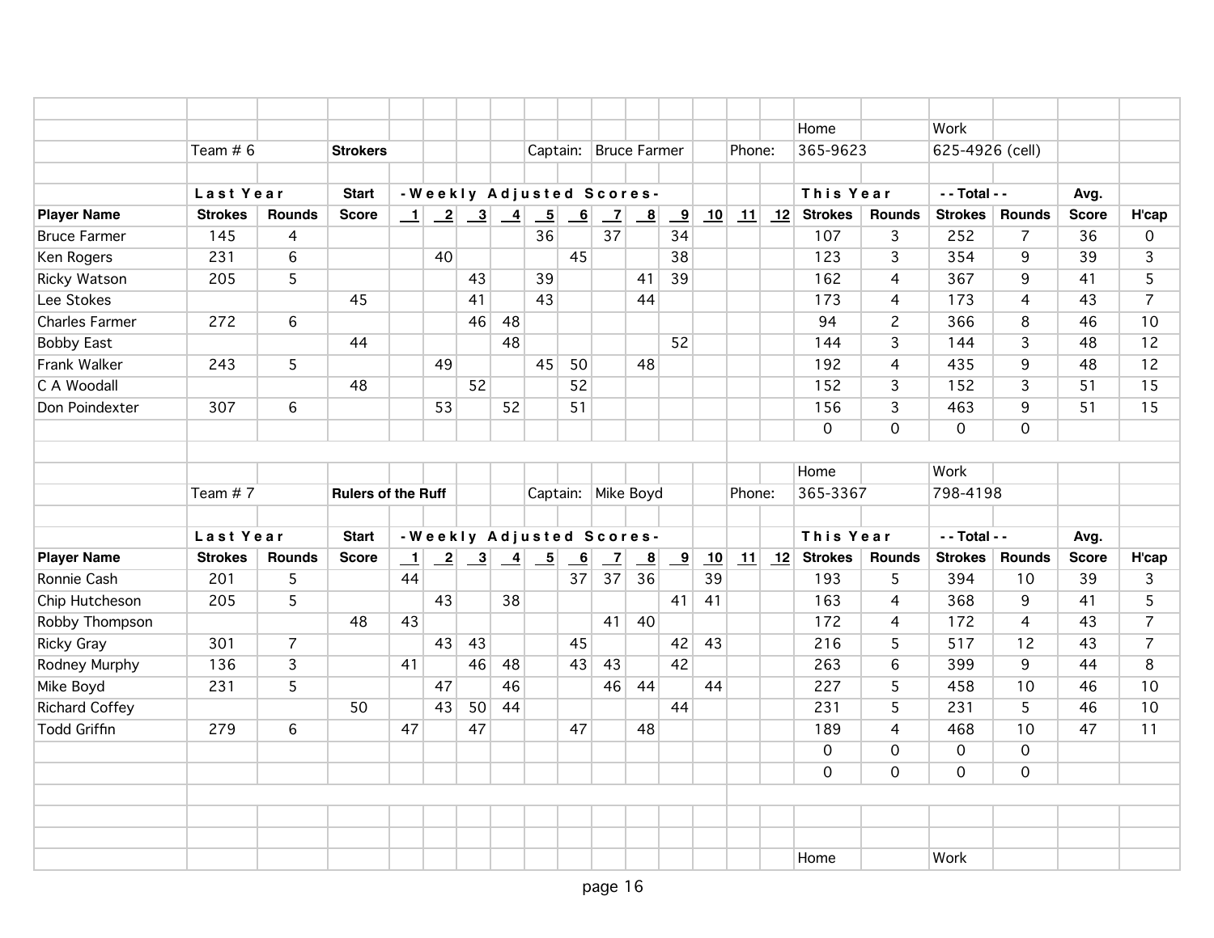| | | | | | | | | | | | | | | | | | | | | | |
|---|---|---|---|---|---|---|---|---|---|---|---|---|---|---|---|---|---|---|---|---|---|
| | | | | | | | | | | | | | | | | Home | | Work | | | |
| | Team # 6 | | Strokers | | | | | Captain: | Bruce Farmer | | | Phone: | | 365-9623 | | 625-4926 (cell) | | | | | |
| | Last Year | | Start | -Weekly Adjusted Scores- | | | | | | | | | | | | This Year | | - - Total - - | | Avg. | |
| **Player Name** | **Strokes** | **Rounds** | **Score** | **1** | **2** | **3** | **4** | **5** | **6** | **7** | **8** | **9** | **10** | **11** | **12** | **Strokes** | **Rounds** | **Strokes** | **Rounds** | **Score** | **H'cap** |
| Bruce Farmer | 145 | 4 | | | | | | 36 | | 37 | | 34 | | | | 107 | 3 | 252 | 7 | 36 | 0 |
| Ken Rogers | 231 | 6 | | | 40 | | | | 45 | | | 38 | | | | 123 | 3 | 354 | 9 | 39 | 3 |
| Ricky Watson | 205 | 5 | | | | 43 | | 39 | | | 41 | 39 | | | | 162 | 4 | 367 | 9 | 41 | 5 |
| Lee Stokes | | | 45 | | | 41 | | 43 | | | 44 | | | | | 173 | 4 | 173 | 4 | 43 | 7 |
| Charles Farmer | 272 | 6 | | | | 46 | 48 | | | | | | | | | 94 | 2 | 366 | 8 | 46 | 10 |
| Bobby East | | | 44 | | | | 48 | | | | | 52 | | | | 144 | 3 | 144 | 3 | 48 | 12 |
| Frank Walker | 243 | 5 | | | 49 | | | 45 | 50 | | 48 | | | | | 192 | 4 | 435 | 9 | 48 | 12 |
| C A Woodall | | | 48 | | | 52 | | | 52 | | | | | | | 152 | 3 | 152 | 3 | 51 | 15 |
| Don Poindexter | 307 | 6 | | | 53 | | 52 | | 51 | | | | | | | 156 | 3 | 463 | 9 | 51 | 15 |
| | | | | | | | | | | | | | | | | 0 | 0 | 0 | 0 | | |

| | | | | | | | | | | | | | | | | | | | | | |
|---|---|---|---|---|---|---|---|---|---|---|---|---|---|---|---|---|---|---|---|---|---|
| | | | | | | | | | | | | | | | | Home | | Work | | | |
| | Team # 7 | | Rulers of the Ruff | | | | | Captain: | Mike Boyd | | | Phone: | | 365-3367 | | 798-4198 | | | | | |
| | Last Year | | Start | -Weekly Adjusted Scores- | | | | | | | | | | | | This Year | | - - Total - - | | Avg. | |
| **Player Name** | **Strokes** | **Rounds** | **Score** | **1** | **2** | **3** | **4** | **5** | **6** | **7** | **8** | **9** | **10** | **11** | **12** | **Strokes** | **Rounds** | **Strokes** | **Rounds** | **Score** | **H'cap** |
| Ronnie Cash | 201 | 5 | | 44 | | | | | 37 | 37 | 36 | | 39 | | | 193 | 5 | 394 | 10 | 39 | 3 |
| Chip Hutcheson | 205 | 5 | | | 43 | | 38 | | | | | 41 | 41 | | | 163 | 4 | 368 | 9 | 41 | 5 |
| Robby Thompson | | | 48 | 43 | | | | | | 41 | 40 | | | | | 172 | 4 | 172 | 4 | 43 | 7 |
| Ricky Gray | 301 | 7 | | | 43 | 43 | | | 45 | | | 42 | 43 | | | 216 | 5 | 517 | 12 | 43 | 7 |
| Rodney Murphy | 136 | 3 | | 41 | | 46 | 48 | | 43 | 43 | | 42 | | | | 263 | 6 | 399 | 9 | 44 | 8 |
| Mike Boyd | 231 | 5 | | | 47 | | 46 | | | 46 | 44 | | 44 | | | 227 | 5 | 458 | 10 | 46 | 10 |
| Richard Coffey | | | 50 | | 43 | 50 | 44 | | | | | 44 | | | | 231 | 5 | 231 | 5 | 46 | 10 |
| Todd Griffin | 279 | 6 | | 47 | | 47 | | | 47 | | 48 | | | | | 189 | 4 | 468 | 10 | 47 | 11 |
| | | | | | | | | | | | | | | | | 0 | 0 | 0 | 0 | | |
| | | | | | | | | | | | | | | | | 0 | 0 | 0 | 0 | | |

| | | | | | | | | | | | | | | | | | | | | | |
|---|---|---|---|---|---|---|---|---|---|---|---|---|---|---|---|---|---|---|---|---|---|
| | | | | | | | | | | | | | | | | Home | | Work | | | |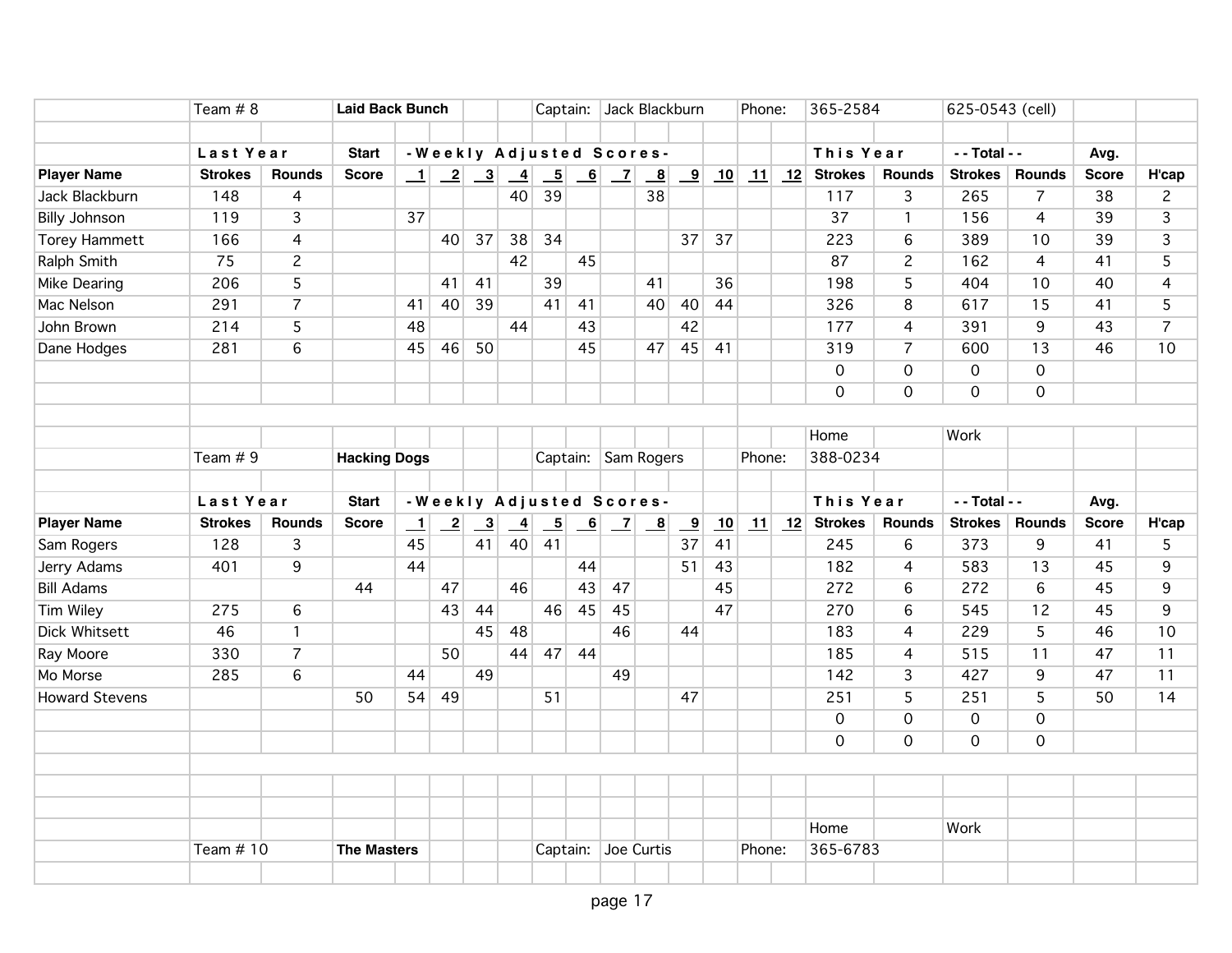| | Team # 8 | | Laid Back Bunch | | | | Captain: | Jack Blackburn | | | Phone: | | 365-2584 | | 625-0543 (cell) | | | |
|---|---|---|---|---|---|---|---|---|---|---|---|---|---|---|---|---|---|---|

| | Last Year | | Start | - Weekly Adjusted Scores - | | | | | | | | | | | | This Year | | - - Total - - | | Avg. | |
|---|---|---|---|---|---|---|---|---|---|---|---|---|---|---|---|---|---|---|---|---|---|
| **Player Name** | **Strokes** | **Rounds** | **Score** | **1** | **2** | **3** | **4** | **5** | **6** | **7** | **8** | **9** | **10** | **11** | **12** | **Strokes** | **Rounds** | **Strokes** | **Rounds** | **Score** | **H'cap** |
| Jack Blackburn | 148 | 4 | | | | | 40 | 39 | | | 38 | | | | | 117 | 3 | 265 | 7 | 38 | 2 |
| Billy Johnson | 119 | 3 | | 37 | | | | | | | | | | | | 37 | 1 | 156 | 4 | 39 | 3 |
| Torey Hammett | 166 | 4 | | | 40 | 37 | 38 | 34 | | | | 37 | 37 | | | 223 | 6 | 389 | 10 | 39 | 3 |
| Ralph Smith | 75 | 2 | | | | | 42 | | 45 | | | | | | | 87 | 2 | 162 | 4 | 41 | 5 |
| Mike Dearing | 206 | 5 | | | 41 | 41 | | 39 | | | 41 | | 36 | | | 198 | 5 | 404 | 10 | 40 | 4 |
| Mac Nelson | 291 | 7 | | 41 | 40 | 39 | | 41 | 41 | | 40 | 40 | 44 | | | 326 | 8 | 617 | 15 | 41 | 5 |
| John Brown | 214 | 5 | | 48 | | | 44 | | 43 | | | 42 | | | | 177 | 4 | 391 | 9 | 43 | 7 |
| Dane Hodges | 281 | 6 | | 45 | 46 | 50 | | | 45 | | 47 | 45 | 41 | | | 319 | 7 | 600 | 13 | 46 | 10 |
| | | | | | | | | | | | | | | | | 0 | 0 | 0 | 0 | | |
| | | | | | | | | | | | | | | | | 0 | 0 | 0 | 0 | | |

| | | | | | | | | | | | | | | | | Home | | Work | | | |
|---|---|---|---|---|---|---|---|---|---|---|---|---|---|---|---|---|---|---|---|---|---|
| | Team # 9 | | Hacking Dogs | | | | | Captain: | Sam Rogers | | | | Phone: | | | 388-0234 | | | | | |

| | Last Year | | Start | - Weekly Adjusted Scores - | | | | | | | | | | | | This Year | | - - Total - - | | Avg. | |
|---|---|---|---|---|---|---|---|---|---|---|---|---|---|---|---|---|---|---|---|---|---|
| **Player Name** | **Strokes** | **Rounds** | **Score** | **1** | **2** | **3** | **4** | **5** | **6** | **7** | **8** | **9** | **10** | **11** | **12** | **Strokes** | **Rounds** | **Strokes** | **Rounds** | **Score** | **H'cap** |
| Sam Rogers | 128 | 3 | | 45 | | 41 | 40 | 41 | | | | 37 | 41 | | | 245 | 6 | 373 | 9 | 41 | 5 |
| Jerry Adams | 401 | 9 | | 44 | | | | | 44 | | | 51 | 43 | | | 182 | 4 | 583 | 13 | 45 | 9 |
| Bill Adams | | | 44 | | 47 | | 46 | | 43 | 47 | | | 45 | | | 272 | 6 | 272 | 6 | 45 | 9 |
| Tim Wiley | 275 | 6 | | | 43 | 44 | | 46 | 45 | 45 | | | 47 | | | 270 | 6 | 545 | 12 | 45 | 9 |
| Dick Whitsett | 46 | 1 | | | | 45 | 48 | | | 46 | | 44 | | | | 183 | 4 | 229 | 5 | 46 | 10 |
| Ray Moore | 330 | 7 | | | 50 | | 44 | 47 | 44 | | | | | | | 185 | 4 | 515 | 11 | 47 | 11 |
| Mo Morse | 285 | 6 | | 44 | | 49 | | | | 49 | | | | | | 142 | 3 | 427 | 9 | 47 | 11 |
| Howard Stevens | | | 50 | 54 | 49 | | | 51 | | | | 47 | | | | 251 | 5 | 251 | 5 | 50 | 14 |
| | | | | | | | | | | | | | | | | 0 | 0 | 0 | 0 | | |
| | | | | | | | | | | | | | | | | 0 | 0 | 0 | 0 | | |

| | | | | | | | | | | | | | | | | Home | | Work | | | |
|---|---|---|---|---|---|---|---|---|---|---|---|---|---|---|---|---|---|---|---|---|---|
| | Team # 10 | | The Masters | | | | | Captain: | Joe Curtis | | | | Phone: | | | 365-6783 | | | | | |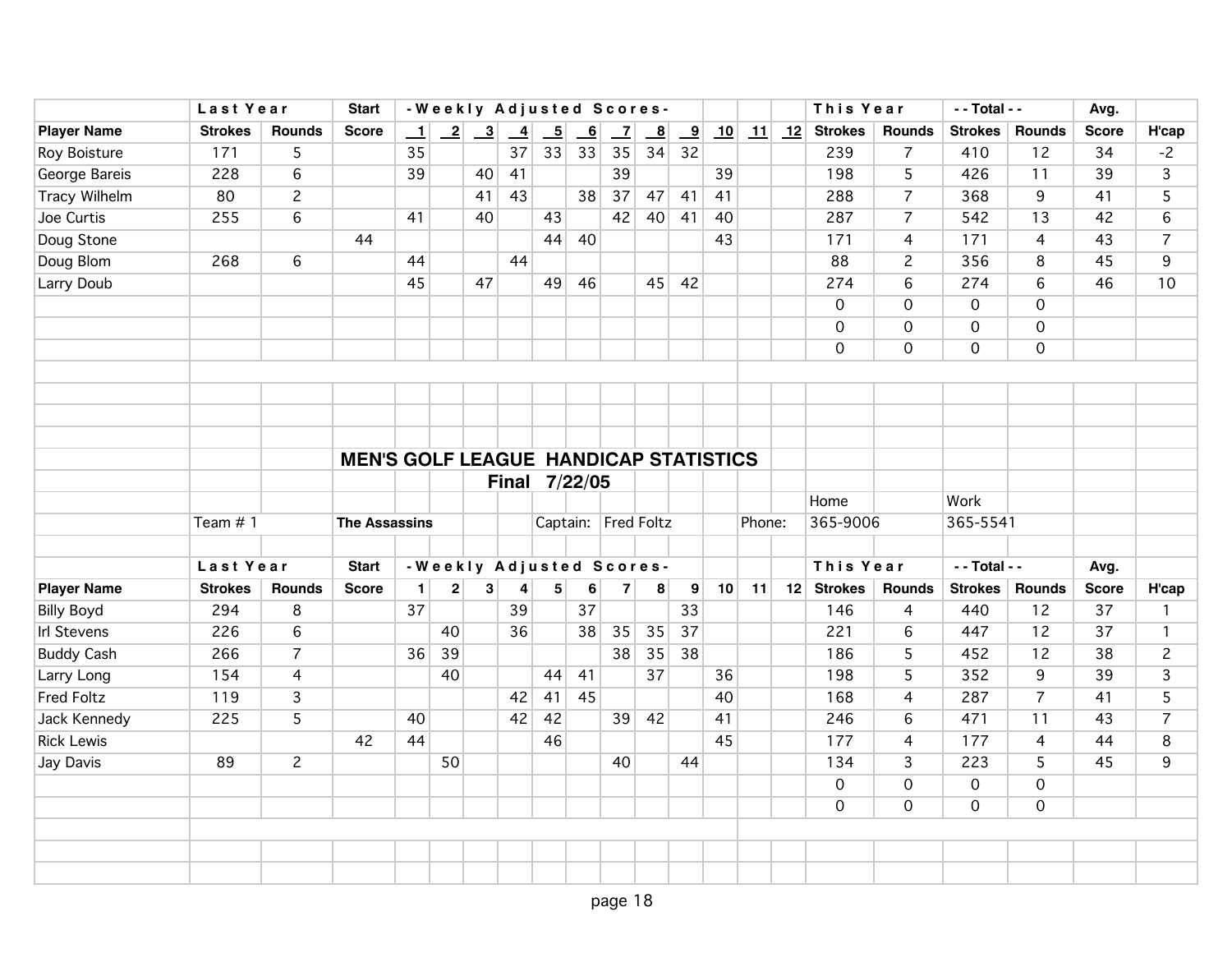| Player Name | Last Year Strokes | Last Year Rounds | Start Score | 1 | 2 | 3 | 4 | 5 | 6 | 7 | 8 | 9 | 10 | 11 | 12 | This Year Strokes | This Year Rounds | Total Strokes | Total Rounds | Avg. Score | H'cap |
|---|---|---|---|---|---|---|---|---|---|---|---|---|---|---|---|---|---|---|---|---|---|
| Roy Boisture | 171 | 5 | | 35 | | | 37 | 33 | 33 | 35 | 34 | 32 | | | | 239 | 7 | 410 | 12 | 34 | -2 |
| George Bareis | 228 | 6 | | 39 | | 40 | 41 | | | 39 | | | 39 | | | 198 | 5 | 426 | 11 | 39 | 3 |
| Tracy Wilhelm | 80 | 2 | | | | 41 | 43 | | 38 | 37 | 47 | 41 | 41 | | | 288 | 7 | 368 | 9 | 41 | 5 |
| Joe Curtis | 255 | 6 | | 41 | | 40 | | 43 | | 42 | 40 | 41 | 40 | | | 287 | 7 | 542 | 13 | 42 | 6 |
| Doug Stone | | | 44 | | | | | 44 | 40 | | | | 43 | | | 171 | 4 | 171 | 4 | 43 | 7 |
| Doug Blom | 268 | 6 | | 44 | | | 44 | | | | | | | | | 88 | 2 | 356 | 8 | 45 | 9 |
| Larry Doub | | | | 45 | | 47 | | 49 | 46 | | 45 | 42 | | | | 274 | 6 | 274 | 6 | 46 | 10 |
| | | | | | | | | | | | | | | | | 0 | 0 | 0 | 0 | | |
| | | | | | | | | | | | | | | | | 0 | 0 | 0 | 0 | | |
| | | | | | | | | | | | | | | | | 0 | 0 | 0 | 0 | | |

## MEN'S GOLF LEAGUE HANDICAP STATISTICS

**Final 7/22/05**

Team # 1 **The Assassins** Captain: Fred Foltz Phone: Home 365-9006 Work 365-5541

| Player Name | Last Year Strokes | Last Year Rounds | Start Score | 1 | 2 | 3 | 4 | 5 | 6 | 7 | 8 | 9 | 10 | 11 | 12 | This Year Strokes | This Year Rounds | Total Strokes | Total Rounds | Avg. Score | H'cap |
|---|---|---|---|---|---|---|---|---|---|---|---|---|---|---|---|---|---|---|---|---|---|
| Billy Boyd | 294 | 8 | | 37 | | | 39 | | 37 | | | 33 | | | | 146 | 4 | 440 | 12 | 37 | 1 |
| Irl Stevens | 226 | 6 | | | 40 | | 36 | | 38 | 35 | 35 | 37 | | | | 221 | 6 | 447 | 12 | 37 | 1 |
| Buddy Cash | 266 | 7 | | 36 | 39 | | | | | 38 | 35 | 38 | | | | 186 | 5 | 452 | 12 | 38 | 2 |
| Larry Long | 154 | 4 | | | 40 | | | 44 | 41 | | 37 | | 36 | | | 198 | 5 | 352 | 9 | 39 | 3 |
| Fred Foltz | 119 | 3 | | | | | 42 | 41 | 45 | | | | 40 | | | 168 | 4 | 287 | 7 | 41 | 5 |
| Jack Kennedy | 225 | 5 | | 40 | | | 42 | 42 | | 39 | 42 | | 41 | | | 246 | 6 | 471 | 11 | 43 | 7 |
| Rick Lewis | | | 42 | 44 | | | | 46 | | | | | 45 | | | 177 | 4 | 177 | 4 | 44 | 8 |
| Jay Davis | 89 | 2 | | | 50 | | | | | 40 | | 44 | | | | 134 | 3 | 223 | 5 | 45 | 9 |
| | | | | | | | | | | | | | | | | 0 | 0 | 0 | 0 | | |
| | | | | | | | | | | | | | | | | 0 | 0 | 0 | 0 | | |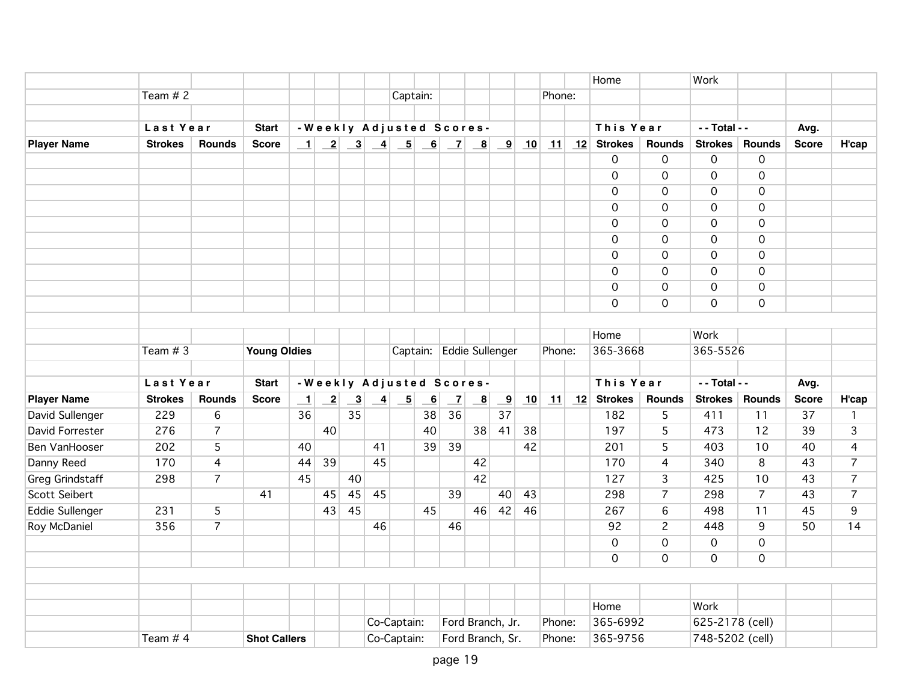| | | | | | | | | | | | | | | | | Home | | Work | | | |
|---|---|---|---|---|---|---|---|---|---|---|---|---|---|---|---|---|---|---|---|---|---|
| | Team # 2 | | | | | | | Captain: | | | | | Phone: | | | | | | | | |
| | | | | | | | | | | | | | | | | | | | | | |
| | **Last Year** | | **Start** | **-Weekly Adjusted Scores-** | | | | | | | | | | | | **This Year** | | **- - Total - -** | | **Avg.** | |
| **Player Name** | **Strokes** | **Rounds** | **Score** | **1** | **2** | **3** | **4** | **5** | **6** | **7** | **8** | **9** | **10** | **11** | **12** | **Strokes** | **Rounds** | **Strokes** | **Rounds** | **Score** | **H'cap** |
| | | | | | | | | | | | | | | | | 0 | 0 | 0 | 0 | | |
| | | | | | | | | | | | | | | | | 0 | 0 | 0 | 0 | | |
| | | | | | | | | | | | | | | | | 0 | 0 | 0 | 0 | | |
| | | | | | | | | | | | | | | | | 0 | 0 | 0 | 0 | | |
| | | | | | | | | | | | | | | | | 0 | 0 | 0 | 0 | | |
| | | | | | | | | | | | | | | | | 0 | 0 | 0 | 0 | | |
| | | | | | | | | | | | | | | | | 0 | 0 | 0 | 0 | | |
| | | | | | | | | | | | | | | | | 0 | 0 | 0 | 0 | | |
| | | | | | | | | | | | | | | | | 0 | 0 | 0 | 0 | | |
| | | | | | | | | | | | | | | | | 0 | 0 | 0 | 0 | | |

| | | | | | | | | | | | | | | | | Home | | Work | | | |
|---|---|---|---|---|---|---|---|---|---|---|---|---|---|---|---|---|---|---|---|---|---|
| | Team # 3 | | **Young Oldies** | | | | | Captain: | Eddie Sullenger | | | | Phone: | | | 365-3668 | | 365-5526 | | | |
| | | | | | | | | | | | | | | | | | | | | | |
| | **Last Year** | | **Start** | **-Weekly Adjusted Scores-** | | | | | | | | | | | | **This Year** | | **- - Total - -** | | **Avg.** | |
| **Player Name** | **Strokes** | **Rounds** | **Score** | **1** | **2** | **3** | **4** | **5** | **6** | **7** | **8** | **9** | **10** | **11** | **12** | **Strokes** | **Rounds** | **Strokes** | **Rounds** | **Score** | **H'cap** |
| David Sullenger | 229 | 6 | | 36 | | 35 | | | 38 | 36 | | 37 | | | | 182 | 5 | 411 | 11 | 37 | 1 |
| David Forrester | 276 | 7 | | | 40 | | | | 40 | | 38 | 41 | 38 | | | 197 | 5 | 473 | 12 | 39 | 3 |
| Ben VanHooser | 202 | 5 | | 40 | | | 41 | | 39 | 39 | | | 42 | | | 201 | 5 | 403 | 10 | 40 | 4 |
| Danny Reed | 170 | 4 | | 44 | 39 | | 45 | | | | 42 | | | | | 170 | 4 | 340 | 8 | 43 | 7 |
| Greg Grindstaff | 298 | 7 | | 45 | | 40 | | | | | 42 | | | | | 127 | 3 | 425 | 10 | 43 | 7 |
| Scott Seibert | | | 41 | | 45 | 45 | 45 | | | 39 | | 40 | 43 | | | 298 | 7 | 298 | 7 | 43 | 7 |
| Eddie Sullenger | 231 | 5 | | | 43 | 45 | | | 45 | | 46 | 42 | 46 | | | 267 | 6 | 498 | 11 | 45 | 9 |
| Roy McDaniel | 356 | 7 | | | | | 46 | | | 46 | | | | | | 92 | 2 | 448 | 9 | 50 | 14 |
| | | | | | | | | | | | | | | | | 0 | 0 | 0 | 0 | | |
| | | | | | | | | | | | | | | | | 0 | 0 | 0 | 0 | | |

| | | | | | | | | | | | | | | | | Home | | Work | | | |
|---|---|---|---|---|---|---|---|---|---|---|---|---|---|---|---|---|---|---|---|---|---|
| | | | | | | | Co-Captain: | | Ford Branch, Jr. | | | | Phone: | | | 365-6992 | | 625-2178 (cell) | | | |
| | Team # 4 | | **Shot Callers** | | | | Co-Captain: | | Ford Branch, Sr. | | | | Phone: | | | 365-9756 | | 748-5202 (cell) | | | |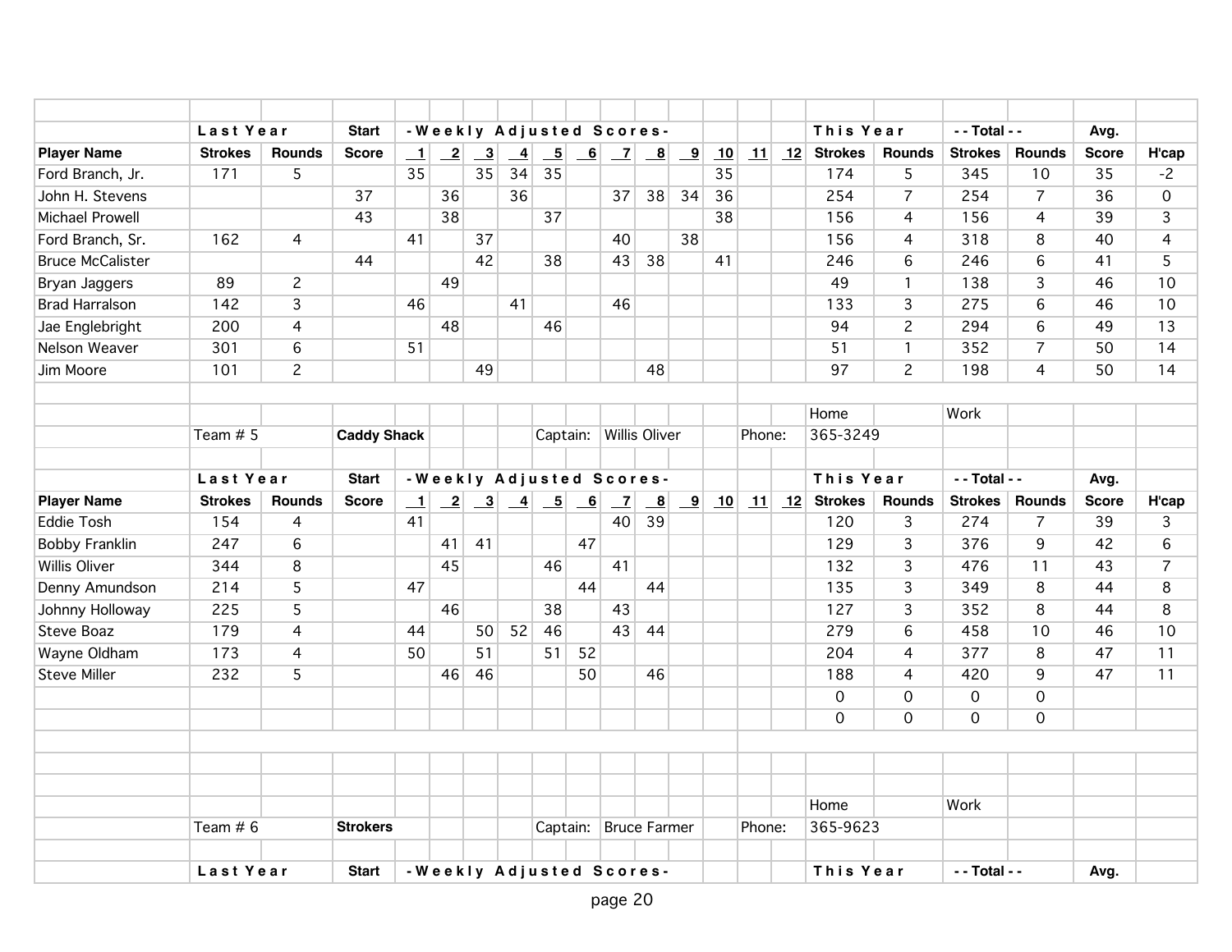| | Last Year | | Start | -Weekly Adjusted Scores- | | | | | | | | | | | | This Year | | - - Total - - | | Avg. | |
|---|---|---|---|---|---|---|---|---|---|---|---|---|---|---|---|---|---|---|---|---|---|
| **Player Name** | **Strokes** | **Rounds** | **Score** | **1** | **2** | **3** | **4** | **5** | **6** | **7** | **8** | **9** | **10** | **11** | **12** | **Strokes** | **Rounds** | **Strokes** | **Rounds** | **Score** | **H'cap** |
| Ford Branch, Jr. | 171 | 5 | | 35 | | 35 | 34 | 35 | | | | | 35 | | | 174 | 5 | 345 | 10 | 35 | -2 |
| John H. Stevens | | | 37 | | 36 | | 36 | | | 37 | 38 | 34 | 36 | | | 254 | 7 | 254 | 7 | 36 | 0 |
| Michael Prowell | | | 43 | | 38 | | | 37 | | | | | 38 | | | 156 | 4 | 156 | 4 | 39 | 3 |
| Ford Branch, Sr. | 162 | 4 | | 41 | | 37 | | | | 40 | | 38 | | | | 156 | 4 | 318 | 8 | 40 | 4 |
| Bruce McCalister | | | 44 | | | 42 | | 38 | | 43 | 38 | | 41 | | | 246 | 6 | 246 | 6 | 41 | 5 |
| Bryan Jaggers | 89 | 2 | | | 49 | | | | | | | | | | | 49 | 1 | 138 | 3 | 46 | 10 |
| Brad Harralson | 142 | 3 | | 46 | | | 41 | | | 46 | | | | | | 133 | 3 | 275 | 6 | 46 | 10 |
| Jae Englebright | 200 | 4 | | | 48 | | | 46 | | | | | | | | 94 | 2 | 294 | 6 | 49 | 13 |
| Nelson Weaver | 301 | 6 | | 51 | | | | | | | | | | | | 51 | 1 | 352 | 7 | 50 | 14 |
| Jim Moore | 101 | 2 | | | | 49 | | | | | 48 | | | | | 97 | 2 | 198 | 4 | 50 | 14 |

Home | Work

Team # 5 **Caddy Shack** Captain: Willis Oliver Phone: 365-3249

| | Last Year | | Start | -Weekly Adjusted Scores- | | | | | | | | | | | | This Year | | - - Total - - | | Avg. | |
|---|---|---|---|---|---|---|---|---|---|---|---|---|---|---|---|---|---|---|---|---|---|
| **Player Name** | **Strokes** | **Rounds** | **Score** | **1** | **2** | **3** | **4** | **5** | **6** | **7** | **8** | **9** | **10** | **11** | **12** | **Strokes** | **Rounds** | **Strokes** | **Rounds** | **Score** | **H'cap** |
| Eddie Tosh | 154 | 4 | | 41 | | | | | | 40 | 39 | | | | | 120 | 3 | 274 | 7 | 39 | 3 |
| Bobby Franklin | 247 | 6 | | | 41 | 41 | | | 47 | | | | | | | 129 | 3 | 376 | 9 | 42 | 6 |
| Willis Oliver | 344 | 8 | | | 45 | | | 46 | | 41 | | | | | | 132 | 3 | 476 | 11 | 43 | 7 |
| Denny Amundson | 214 | 5 | | 47 | | | | | 44 | | 44 | | | | | 135 | 3 | 349 | 8 | 44 | 8 |
| Johnny Holloway | 225 | 5 | | | 46 | | | 38 | | 43 | | | | | | 127 | 3 | 352 | 8 | 44 | 8 |
| Steve Boaz | 179 | 4 | | 44 | | 50 | 52 | 46 | | 43 | 44 | | | | | 279 | 6 | 458 | 10 | 46 | 10 |
| Wayne Oldham | 173 | 4 | | 50 | | 51 | | 51 | 52 | | | | | | | 204 | 4 | 377 | 8 | 47 | 11 |
| Steve Miller | 232 | 5 | | | 46 | 46 | | | 50 | | 46 | | | | | 188 | 4 | 420 | 9 | 47 | 11 |
| | | | | | | | | | | | | | | | | 0 | 0 | 0 | 0 | | |
| | | | | | | | | | | | | | | | | 0 | 0 | 0 | 0 | | |

Home | Work

Team # 6 **Strokers** Captain: Bruce Farmer Phone: 365-9623

| | Last Year | | Start | -Weekly Adjusted Scores- | | | | | | | | | | | | This Year | | - - Total - - | | Avg. | |
|---|---|---|---|---|---|---|---|---|---|---|---|---|---|---|---|---|---|---|---|---|---|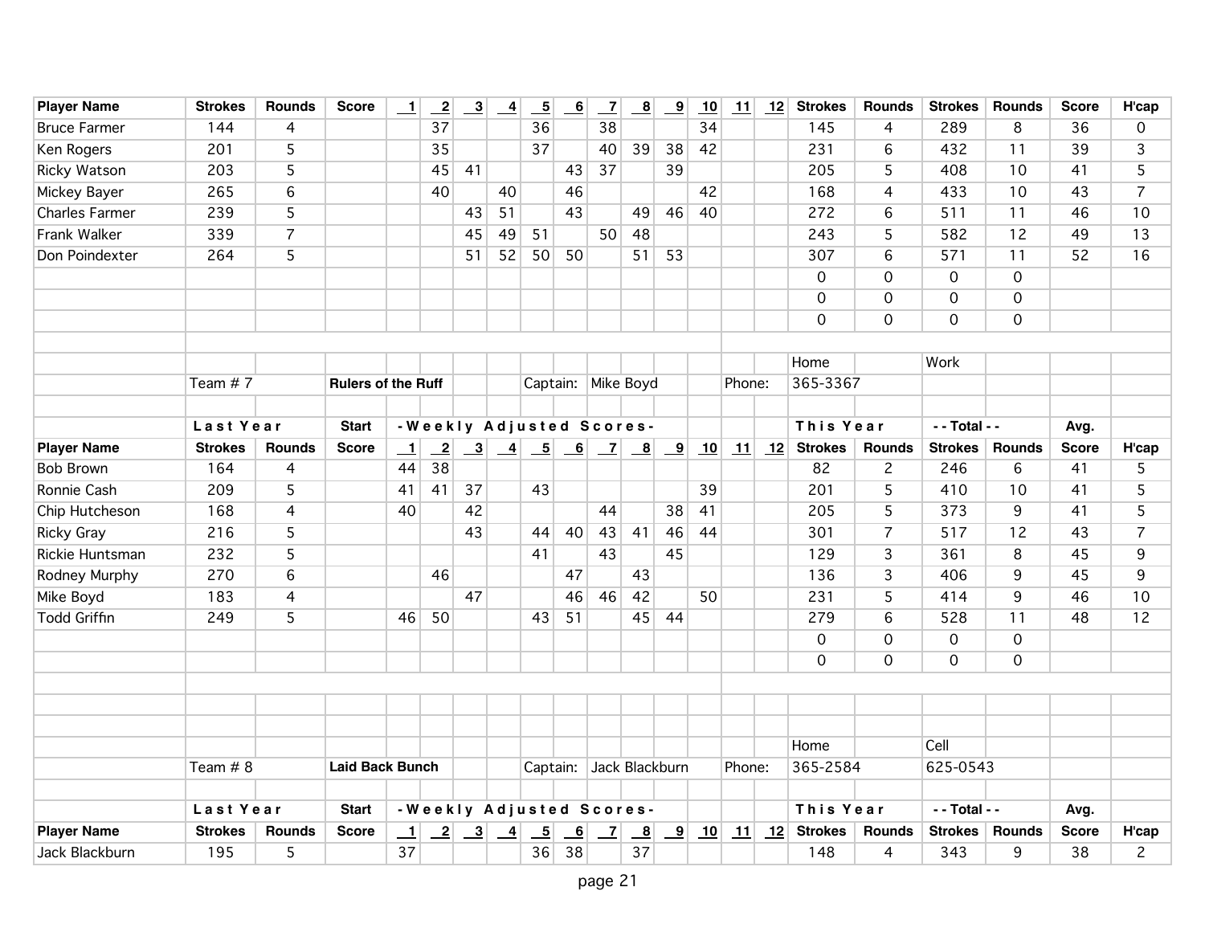| Player Name | Strokes | Rounds | Score | 1 | 2 | 3 | 4 | 5 | 6 | 7 | 8 | 9 | 10 | 11 | 12 | Strokes | Rounds | Strokes | Rounds | Score | H'cap |
|---|---|---|---|---|---|---|---|---|---|---|---|---|---|---|---|---|---|---|---|---|---|
| Bruce Farmer | 144 | 4 | | | 37 | | | 36 | | 38 | | | 34 | | | 145 | 4 | 289 | 8 | 36 | 0 |
| Ken Rogers | 201 | 5 | | | 35 | | | 37 | | 40 | 39 | 38 | 42 | | | 231 | 6 | 432 | 11 | 39 | 3 |
| Ricky Watson | 203 | 5 | | | 45 | 41 | | | 43 | 37 | | 39 | | | | 205 | 5 | 408 | 10 | 41 | 5 |
| Mickey Bayer | 265 | 6 | | | 40 | | 40 | | 46 | | | | 42 | | | 168 | 4 | 433 | 10 | 43 | 7 |
| Charles Farmer | 239 | 5 | | | | 43 | 51 | | 43 | | 49 | 46 | 40 | | | 272 | 6 | 511 | 11 | 46 | 10 |
| Frank Walker | 339 | 7 | | | | 45 | 49 | 51 | | 50 | 48 | | | | | 243 | 5 | 582 | 12 | 49 | 13 |
| Don Poindexter | 264 | 5 | | | | 51 | 52 | 50 | 50 | | 51 | 53 | | | | 307 | 6 | 571 | 11 | 52 | 16 |
| | | | | | | | | | | | | | | | | 0 | 0 | 0 | 0 | | |
| | | | | | | | | | | | | | | | | 0 | 0 | 0 | 0 | | |
| | | | | | | | | | | | | | | | | 0 | 0 | 0 | 0 | | |

Team # 7 **Rulers of the Ruff** Captain: Mike Boyd Phone: Home 365-3367 Work

| | Last Year | | Start | -Weekly Adjusted Scores- | | | | | | | | | | | | This Year | | - - Total - - | | Avg. | |
|---|---|---|---|---|---|---|---|---|---|---|---|---|---|---|---|---|---|---|---|---|---|
| **Player Name** | **Strokes** | **Rounds** | **Score** | **1** | **2** | **3** | **4** | **5** | **6** | **7** | **8** | **9** | **10** | **11** | **12** | **Strokes** | **Rounds** | **Strokes** | **Rounds** | **Score** | **H'cap** |
| Bob Brown | 164 | 4 | | 44 | 38 | | | | | | | | | | | 82 | 2 | 246 | 6 | 41 | 5 |
| Ronnie Cash | 209 | 5 | | 41 | 41 | 37 | | 43 | | | | | 39 | | | 201 | 5 | 410 | 10 | 41 | 5 |
| Chip Hutcheson | 168 | 4 | | 40 | | 42 | | | | 44 | | 38 | 41 | | | 205 | 5 | 373 | 9 | 41 | 5 |
| Ricky Gray | 216 | 5 | | | | 43 | | 44 | 40 | 43 | 41 | 46 | 44 | | | 301 | 7 | 517 | 12 | 43 | 7 |
| Rickie Huntsman | 232 | 5 | | | | | | 41 | | 43 | | 45 | | | | 129 | 3 | 361 | 8 | 45 | 9 |
| Rodney Murphy | 270 | 6 | | | 46 | | | | 47 | | 43 | | | | | 136 | 3 | 406 | 9 | 45 | 9 |
| Mike Boyd | 183 | 4 | | | | 47 | | | 46 | 46 | 42 | | 50 | | | 231 | 5 | 414 | 9 | 46 | 10 |
| Todd Griffin | 249 | 5 | | 46 | 50 | | | 43 | 51 | | 45 | 44 | | | | 279 | 6 | 528 | 11 | 48 | 12 |
| | | | | | | | | | | | | | | | | 0 | 0 | 0 | 0 | | |
| | | | | | | | | | | | | | | | | 0 | 0 | 0 | 0 | | |

Team # 8 **Laid Back Bunch** Captain: Jack Blackburn Phone: Home 365-2584 Cell 625-0543

| | Last Year | | Start | -Weekly Adjusted Scores- | | | | | | | | | | | | This Year | | - - Total - - | | Avg. | |
|---|---|---|---|---|---|---|---|---|---|---|---|---|---|---|---|---|---|---|---|---|---|
| **Player Name** | **Strokes** | **Rounds** | **Score** | **1** | **2** | **3** | **4** | **5** | **6** | **7** | **8** | **9** | **10** | **11** | **12** | **Strokes** | **Rounds** | **Strokes** | **Rounds** | **Score** | **H'cap** |
| Jack Blackburn | 195 | 5 | | 37 | | | | 36 | 38 | | 37 | | | | | 148 | 4 | 343 | 9 | 38 | 2 |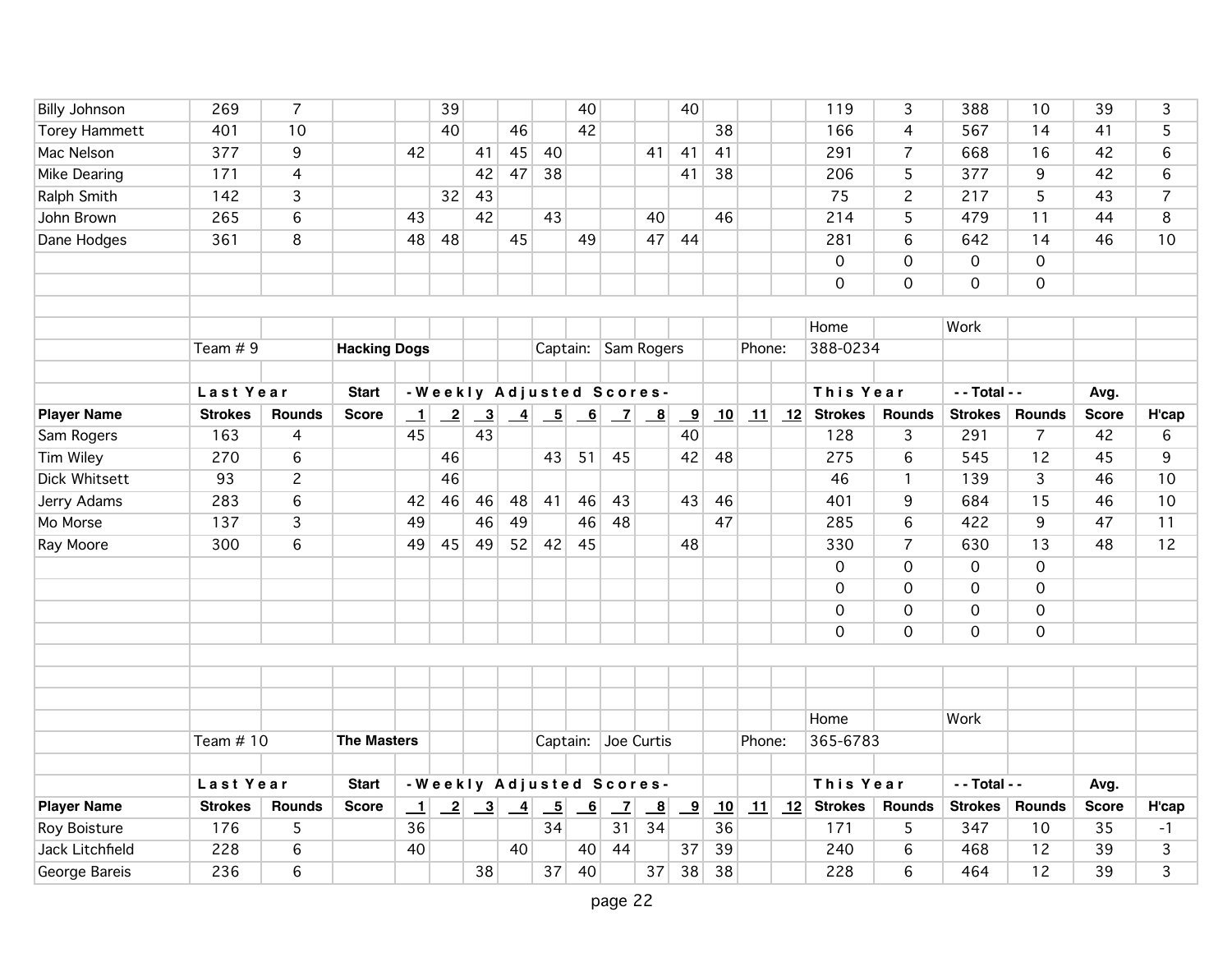| | | | | | | | | | | | | | | | | | | | | | |
|---|---|---|---|---|---|---|---|---|---|---|---|---|---|---|---|---|---|---|---|---|---|
| Billy Johnson | 269 | 7 | | | 39 | | | | 40 | | | 40 | | | | 119 | 3 | 388 | 10 | 39 | 3 |
| Torey Hammett | 401 | 10 | | | 40 | | 46 | | 42 | | | | 38 | | | 166 | 4 | 567 | 14 | 41 | 5 |
| Mac Nelson | 377 | 9 | | 42 | | 41 | 45 | 40 | | | 41 | 41 | 41 | | | 291 | 7 | 668 | 16 | 42 | 6 |
| Mike Dearing | 171 | 4 | | | | 42 | 47 | 38 | | | | 41 | 38 | | | 206 | 5 | 377 | 9 | 42 | 6 |
| Ralph Smith | 142 | 3 | | | 32 | 43 | | | | | | | | | | 75 | 2 | 217 | 5 | 43 | 7 |
| John Brown | 265 | 6 | | 43 | | 42 | | 43 | | | 40 | | 46 | | | 214 | 5 | 479 | 11 | 44 | 8 |
| Dane Hodges | 361 | 8 | | 48 | 48 | | 45 | | 49 | | 47 | 44 | | | | 281 | 6 | 642 | 14 | 46 | 10 |
| | | | | | | | | | | | | | | | | 0 | 0 | 0 | 0 | | |
| | | | | | | | | | | | | | | | | 0 | 0 | 0 | 0 | | |

Team # 9 **Hacking Dogs** Captain: Sam Rogers Phone: Home 388-0234 Work

| | **Last Year** | | **Start** | **-Weekly Adjusted Scores-** | | | | | | | | | | | | **This Year** | | **- - Total - -** | | **Avg.** | |
|---|---|---|---|---|---|---|---|---|---|---|---|---|---|---|---|---|---|---|---|---|---|
| **Player Name** | **Strokes** | **Rounds** | **Score** | **1** | **2** | **3** | **4** | **5** | **6** | **7** | **8** | **9** | **10** | **11** | **12** | **Strokes** | **Rounds** | **Strokes** | **Rounds** | **Score** | **H'cap** |
| Sam Rogers | 163 | 4 | | 45 | | 43 | | | | | | 40 | | | | 128 | 3 | 291 | 7 | 42 | 6 |
| Tim Wiley | 270 | 6 | | | 46 | | | 43 | 51 | 45 | | 42 | 48 | | | 275 | 6 | 545 | 12 | 45 | 9 |
| Dick Whitsett | 93 | 2 | | | 46 | | | | | | | | | | | 46 | 1 | 139 | 3 | 46 | 10 |
| Jerry Adams | 283 | 6 | | 42 | 46 | 46 | 48 | 41 | 46 | 43 | | 43 | 46 | | | 401 | 9 | 684 | 15 | 46 | 10 |
| Mo Morse | 137 | 3 | | 49 | | 46 | 49 | | 46 | 48 | | | 47 | | | 285 | 6 | 422 | 9 | 47 | 11 |
| Ray Moore | 300 | 6 | | 49 | 45 | 49 | 52 | 42 | 45 | | | 48 | | | | 330 | 7 | 630 | 13 | 48 | 12 |
| | | | | | | | | | | | | | | | | 0 | 0 | 0 | 0 | | |
| | | | | | | | | | | | | | | | | 0 | 0 | 0 | 0 | | |
| | | | | | | | | | | | | | | | | 0 | 0 | 0 | 0 | | |
| | | | | | | | | | | | | | | | | 0 | 0 | 0 | 0 | | |

Team # 10 **The Masters** Captain: Joe Curtis Phone: Home 365-6783 Work

| | **Last Year** | | **Start** | **-Weekly Adjusted Scores-** | | | | | | | | | | | | **This Year** | | **- - Total - -** | | **Avg.** | |
|---|---|---|---|---|---|---|---|---|---|---|---|---|---|---|---|---|---|---|---|---|---|
| **Player Name** | **Strokes** | **Rounds** | **Score** | **1** | **2** | **3** | **4** | **5** | **6** | **7** | **8** | **9** | **10** | **11** | **12** | **Strokes** | **Rounds** | **Strokes** | **Rounds** | **Score** | **H'cap** |
| Roy Boisture | 176 | 5 | | 36 | | | | 34 | | 31 | 34 | | 36 | | | 171 | 5 | 347 | 10 | 35 | -1 |
| Jack Litchfield | 228 | 6 | | 40 | | | 40 | | 40 | 44 | | 37 | 39 | | | 240 | 6 | 468 | 12 | 39 | 3 |
| George Bareis | 236 | 6 | | | | 38 | | 37 | 40 | | 37 | 38 | 38 | | | 228 | 6 | 464 | 12 | 39 | 3 |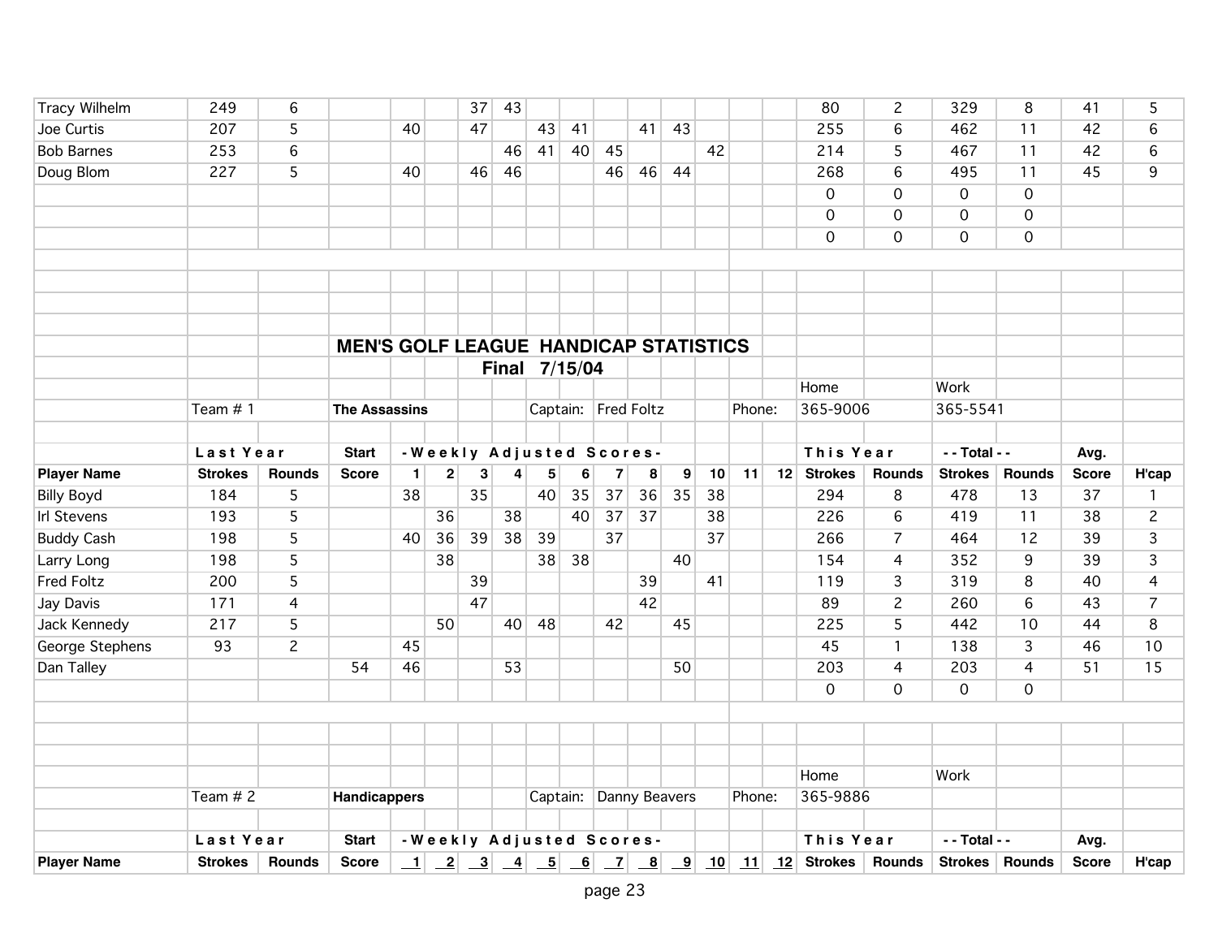| Player Name | Strokes | Rounds | Start Score | 1 | 2 | 3 | 4 | 5 | 6 | 7 | 8 | 9 | 10 | 11 | 12 | Strokes | Rounds | Strokes | Rounds | Score | H'cap |
|---|---|---|---|---|---|---|---|---|---|---|---|---|---|---|---|---|---|---|---|---|---|
| Tracy Wilhelm | 249 | 6 | | | | 37 | 43 | | | | | | | | | 80 | 2 | 329 | 8 | 41 | 5 |
| Joe Curtis | 207 | 5 | | 40 | | 47 | | 43 | 41 | | 41 | 43 | | | | 255 | 6 | 462 | 11 | 42 | 6 |
| Bob Barnes | 253 | 6 | | | | | 46 | 41 | 40 | 45 | | | 42 | | | 214 | 5 | 467 | 11 | 42 | 6 |
| Doug Blom | 227 | 5 | | 40 | | 46 | 46 | | | 46 | 46 | 44 | | | | 268 | 6 | 495 | 11 | 45 | 9 |
| | | | | | | | | | | | | | | | | 0 | 0 | 0 | 0 | | |
| | | | | | | | | | | | | | | | | 0 | 0 | 0 | 0 | | |
| | | | | | | | | | | | | | | | | 0 | 0 | 0 | 0 | | |

# MEN'S GOLF LEAGUE HANDICAP STATISTICS

## Final 7/15/04

Team # 1 **The Assassins** Captain: Fred Foltz Phone: Home 365-9006 Work 365-5541

| | Last Year | | Start | -Weekly Adjusted Scores- | | | | | | | | | | | | This Year | | --Total-- | | Avg. | |
|---|---|---|---|---|---|---|---|---|---|---|---|---|---|---|---|---|---|---|---|---|---|
| **Player Name** | **Strokes** | **Rounds** | **Score** | **1** | **2** | **3** | **4** | **5** | **6** | **7** | **8** | **9** | **10** | **11** | **12** | **Strokes** | **Rounds** | **Strokes** | **Rounds** | **Score** | **H'cap** |
| Billy Boyd | 184 | 5 | | 38 | | 35 | | 40 | 35 | 37 | 36 | 35 | 38 | | | 294 | 8 | 478 | 13 | 37 | 1 |
| Irl Stevens | 193 | 5 | | | 36 | | 38 | | 40 | 37 | 37 | | 38 | | | 226 | 6 | 419 | 11 | 38 | 2 |
| Buddy Cash | 198 | 5 | | 40 | 36 | 39 | 38 | 39 | | 37 | | | 37 | | | 266 | 7 | 464 | 12 | 39 | 3 |
| Larry Long | 198 | 5 | | | 38 | | | 38 | 38 | | | 40 | | | | 154 | 4 | 352 | 9 | 39 | 3 |
| Fred Foltz | 200 | 5 | | | | 39 | | | | | 39 | | 41 | | | 119 | 3 | 319 | 8 | 40 | 4 |
| Jay Davis | 171 | 4 | | | | 47 | | | | | 42 | | | | | 89 | 2 | 260 | 6 | 43 | 7 |
| Jack Kennedy | 217 | 5 | | | 50 | | 40 | 48 | | 42 | | 45 | | | | 225 | 5 | 442 | 10 | 44 | 8 |
| George Stephens | 93 | 2 | | 45 | | | | | | | | | | | | 45 | 1 | 138 | 3 | 46 | 10 |
| Dan Talley | | | 54 | 46 | | | 53 | | | | | 50 | | | | 203 | 4 | 203 | 4 | 51 | 15 |
| | | | | | | | | | | | | | | | | 0 | 0 | 0 | 0 | | |

Team # 2 **Handicappers** Captain: Danny Beavers Phone: Home 365-9886 Work

| | Last Year | | Start | -Weekly Adjusted Scores- | | | | | | | | | | | | This Year | | --Total-- | | Avg. | |
|---|---|---|---|---|---|---|---|---|---|---|---|---|---|---|---|---|---|---|---|---|---|
| **Player Name** | **Strokes** | **Rounds** | **Score** | **1** | **2** | **3** | **4** | **5** | **6** | **7** | **8** | **9** | **10** | **11** | **12** | **Strokes** | **Rounds** | **Strokes** | **Rounds** | **Score** | **H'cap** |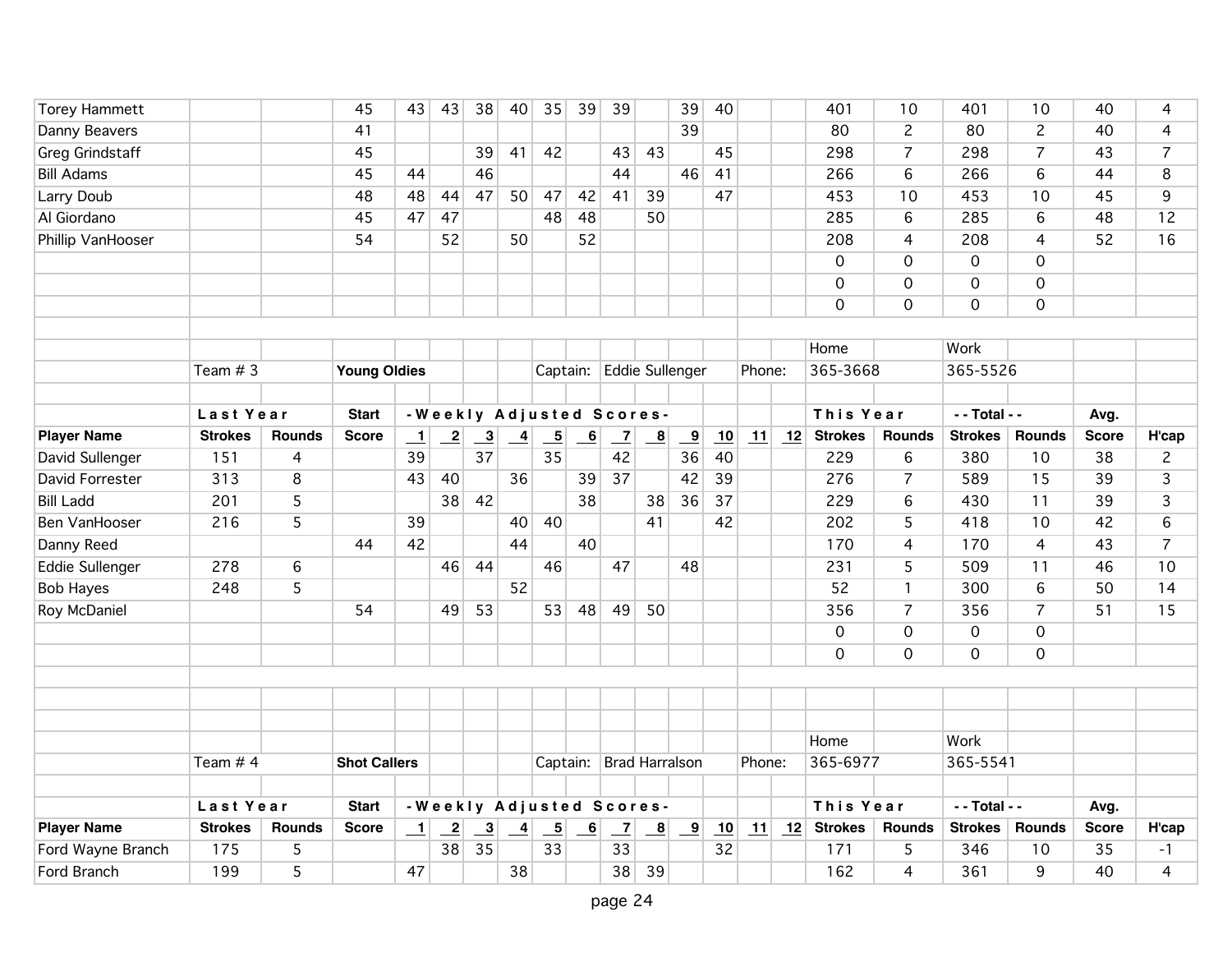| Player Name | Last Year Strokes | Last Year Rounds | Start Score | 1 | 2 | 3 | 4 | 5 | 6 | 7 | 8 | 9 | 10 | 11 | 12 | This Year Strokes | This Year Rounds | Total Strokes | Total Rounds | Avg. Score | H'cap |
|---|---|---|---|---|---|---|---|---|---|---|---|---|---|---|---|---|---|---|---|---|---|
| Torey Hammett | | | 45 | 43 | 43 | 38 | 40 | 35 | 39 | 39 | | 39 | 40 | | | 401 | 10 | 401 | 10 | 40 | 4 |
| Danny Beavers | | | 41 | | | | | | | | | 39 | | | | 80 | 2 | 80 | 2 | 40 | 4 |
| Greg Grindstaff | | | 45 | | | 39 | 41 | 42 | | 43 | 43 | | 45 | | | 298 | 7 | 298 | 7 | 43 | 7 |
| Bill Adams | | | 45 | 44 | | 46 | | | | 44 | | 46 | 41 | | | 266 | 6 | 266 | 6 | 44 | 8 |
| Larry Doub | | | 48 | 48 | 44 | 47 | 50 | 47 | 42 | 41 | 39 | | 47 | | | 453 | 10 | 453 | 10 | 45 | 9 |
| Al Giordano | | | 45 | 47 | 47 | | | 48 | 48 | | 50 | | | | | 285 | 6 | 285 | 6 | 48 | 12 |
| Phillip VanHooser | | | 54 | | 52 | | 50 | | 52 | | | | | | | 208 | 4 | 208 | 4 | 52 | 16 |
| | | | | | | | | | | | | | | | | 0 | 0 | 0 | 0 | | |
| | | | | | | | | | | | | | | | | 0 | 0 | 0 | 0 | | |
| | | | | | | | | | | | | | | | | 0 | 0 | 0 | 0 | | |

Team # 3 **Young Oldies** Captain: Eddie Sullenger Phone: Home 365-3668 Work 365-5526

| Player Name | Last Year Strokes | Last Year Rounds | Start Score | 1 | 2 | 3 | 4 | 5 | 6 | 7 | 8 | 9 | 10 | 11 | 12 | This Year Strokes | This Year Rounds | Total Strokes | Total Rounds | Avg. Score | H'cap |
|---|---|---|---|---|---|---|---|---|---|---|---|---|---|---|---|---|---|---|---|---|---|
| David Sullenger | 151 | 4 | | 39 | | 37 | | 35 | | 42 | | 36 | 40 | | | 229 | 6 | 380 | 10 | 38 | 2 |
| David Forrester | 313 | 8 | | 43 | 40 | | 36 | | 39 | 37 | | 42 | 39 | | | 276 | 7 | 589 | 15 | 39 | 3 |
| Bill Ladd | 201 | 5 | | | 38 | 42 | | | 38 | | 38 | 36 | 37 | | | 229 | 6 | 430 | 11 | 39 | 3 |
| Ben VanHooser | 216 | 5 | | 39 | | | 40 | 40 | | | 41 | | 42 | | | 202 | 5 | 418 | 10 | 42 | 6 |
| Danny Reed | | | 44 | 42 | | | 44 | | 40 | | | | | | | 170 | 4 | 170 | 4 | 43 | 7 |
| Eddie Sullenger | 278 | 6 | | | 46 | 44 | | 46 | | 47 | | 48 | | | | 231 | 5 | 509 | 11 | 46 | 10 |
| Bob Hayes | 248 | 5 | | | | | 52 | | | | | | | | | 52 | 1 | 300 | 6 | 50 | 14 |
| Roy McDaniel | | | 54 | | 49 | 53 | | 53 | 48 | 49 | 50 | | | | | 356 | 7 | 356 | 7 | 51 | 15 |
| | | | | | | | | | | | | | | | | 0 | 0 | 0 | 0 | | |
| | | | | | | | | | | | | | | | | 0 | 0 | 0 | 0 | | |

Team # 4 **Shot Callers** Captain: Brad Harralson Phone: Home 365-6977 Work 365-5541

| Player Name | Last Year Strokes | Last Year Rounds | Start Score | 1 | 2 | 3 | 4 | 5 | 6 | 7 | 8 | 9 | 10 | 11 | 12 | This Year Strokes | This Year Rounds | Total Strokes | Total Rounds | Avg. Score | H'cap |
|---|---|---|---|---|---|---|---|---|---|---|---|---|---|---|---|---|---|---|---|---|---|
| Ford Wayne Branch | 175 | 5 | | | 38 | 35 | | 33 | | 33 | | | 32 | | | 171 | 5 | 346 | 10 | 35 | -1 |
| Ford Branch | 199 | 5 | | 47 | | | 38 | | | 38 | 39 | | | | | 162 | 4 | 361 | 9 | 40 | 4 |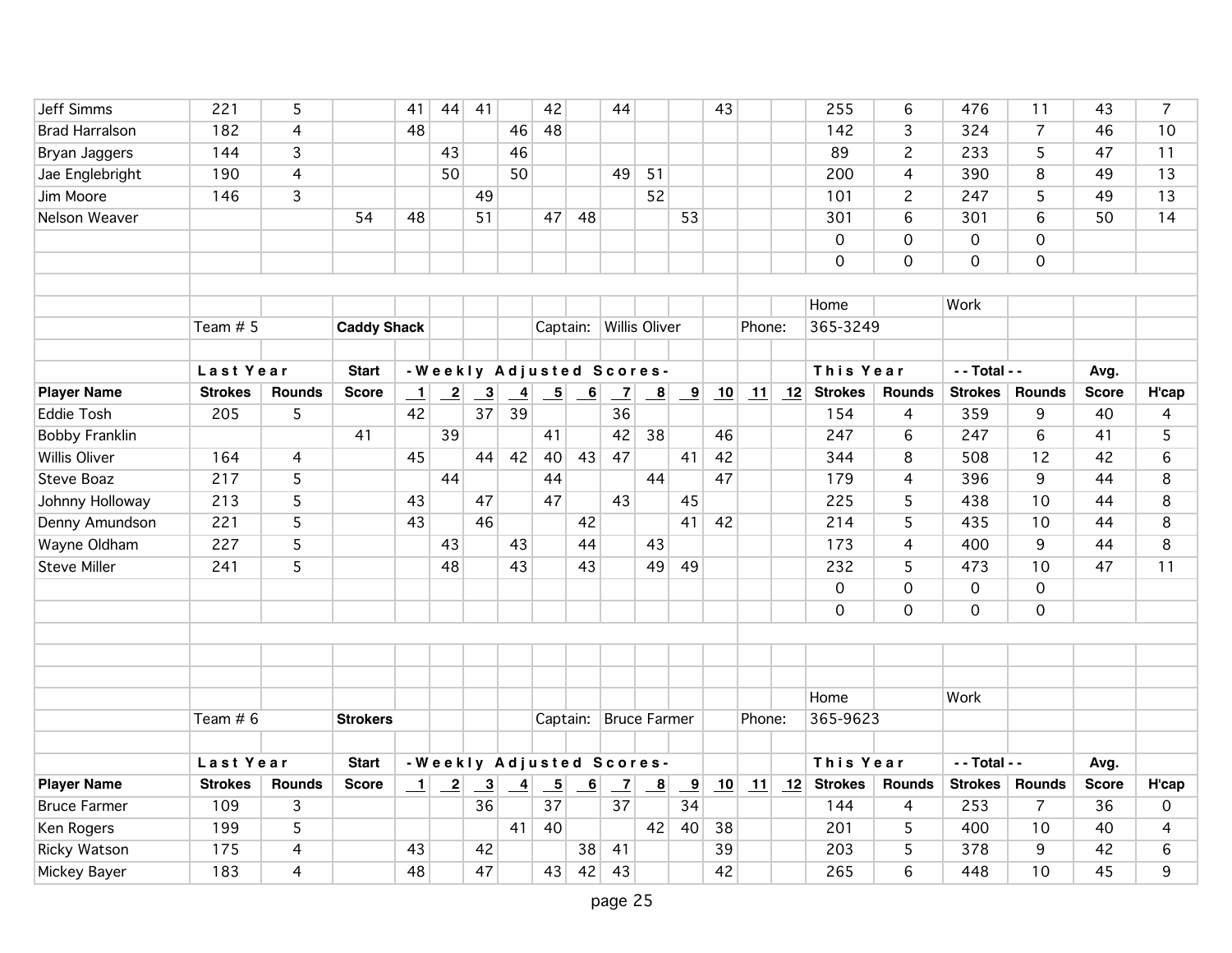| Player Name | Last Year Strokes | Last Year Rounds | Start Score | 1 | 2 | 3 | 4 | 5 | 6 | 7 | 8 | 9 | 10 | 11 | 12 | This Year Strokes | This Year Rounds | Total Strokes | Total Rounds | Avg. Score | H'cap |
|---|---|---|---|---|---|---|---|---|---|---|---|---|---|---|---|---|---|---|---|---|---|
| Jeff Simms | 221 | 5 | | 41 | 44 | 41 | | 42 | | 44 | | | 43 | | | 255 | 6 | 476 | 11 | 43 | 7 |
| Brad Harralson | 182 | 4 | | 48 | | | 46 | 48 | | | | | | | | 142 | 3 | 324 | 7 | 46 | 10 |
| Bryan Jaggers | 144 | 3 | | | 43 | | 46 | | | | | | | | | 89 | 2 | 233 | 5 | 47 | 11 |
| Jae Englebright | 190 | 4 | | | 50 | | 50 | | | 49 | 51 | | | | | 200 | 4 | 390 | 8 | 49 | 13 |
| Jim Moore | 146 | 3 | | | | 49 | | | | | 52 | | | | | 101 | 2 | 247 | 5 | 49 | 13 |
| Nelson Weaver | | | 54 | 48 | | 51 | | 47 | 48 | | | 53 | | | | 301 | 6 | 301 | 6 | 50 | 14 |
| | | | | | | | | | | | | | | | | 0 | 0 | 0 | 0 | | |
| | | | | | | | | | | | | | | | | 0 | 0 | 0 | 0 | | |

Team # 5 **Caddy Shack** Captain: Willis Oliver Phone: Home 365-3249 Work

| Player Name | Last Year Strokes | Last Year Rounds | Start Score | 1 | 2 | 3 | 4 | 5 | 6 | 7 | 8 | 9 | 10 | 11 | 12 | This Year Strokes | This Year Rounds | Total Strokes | Total Rounds | Avg. Score | H'cap |
|---|---|---|---|---|---|---|---|---|---|---|---|---|---|---|---|---|---|---|---|---|---|
| Eddie Tosh | 205 | 5 | | 42 | | 37 | 39 | | | 36 | | | | | | 154 | 4 | 359 | 9 | 40 | 4 |
| Bobby Franklin | | | 41 | | 39 | | | 41 | | 42 | 38 | | 46 | | | 247 | 6 | 247 | 6 | 41 | 5 |
| Willis Oliver | 164 | 4 | | 45 | | 44 | 42 | 40 | 43 | 47 | | 41 | 42 | | | 344 | 8 | 508 | 12 | 42 | 6 |
| Steve Boaz | 217 | 5 | | | 44 | | | 44 | | | 44 | | 47 | | | 179 | 4 | 396 | 9 | 44 | 8 |
| Johnny Holloway | 213 | 5 | | 43 | | 47 | | 47 | | 43 | | 45 | | | | 225 | 5 | 438 | 10 | 44 | 8 |
| Denny Amundson | 221 | 5 | | 43 | | 46 | | | 42 | | | 41 | 42 | | | 214 | 5 | 435 | 10 | 44 | 8 |
| Wayne Oldham | 227 | 5 | | | 43 | | 43 | | 44 | | 43 | | | | | 173 | 4 | 400 | 9 | 44 | 8 |
| Steve Miller | 241 | 5 | | | 48 | | 43 | | 43 | | 49 | 49 | | | | 232 | 5 | 473 | 10 | 47 | 11 |
| | | | | | | | | | | | | | | | | 0 | 0 | 0 | 0 | | |
| | | | | | | | | | | | | | | | | 0 | 0 | 0 | 0 | | |

Team # 6 **Strokers** Captain: Bruce Farmer Phone: Home 365-9623 Work

| Player Name | Last Year Strokes | Last Year Rounds | Start Score | 1 | 2 | 3 | 4 | 5 | 6 | 7 | 8 | 9 | 10 | 11 | 12 | This Year Strokes | This Year Rounds | Total Strokes | Total Rounds | Avg. Score | H'cap |
|---|---|---|---|---|---|---|---|---|---|---|---|---|---|---|---|---|---|---|---|---|---|
| Bruce Farmer | 109 | 3 | | | | 36 | | 37 | | 37 | | 34 | | | | 144 | 4 | 253 | 7 | 36 | 0 |
| Ken Rogers | 199 | 5 | | | | | 41 | 40 | | | 42 | 40 | 38 | | | 201 | 5 | 400 | 10 | 40 | 4 |
| Ricky Watson | 175 | 4 | | 43 | | 42 | | | 38 | 41 | | | 39 | | | 203 | 5 | 378 | 9 | 42 | 6 |
| Mickey Bayer | 183 | 4 | | 48 | | 47 | | 43 | 42 | 43 | | | 42 | | | 265 | 6 | 448 | 10 | 45 | 9 |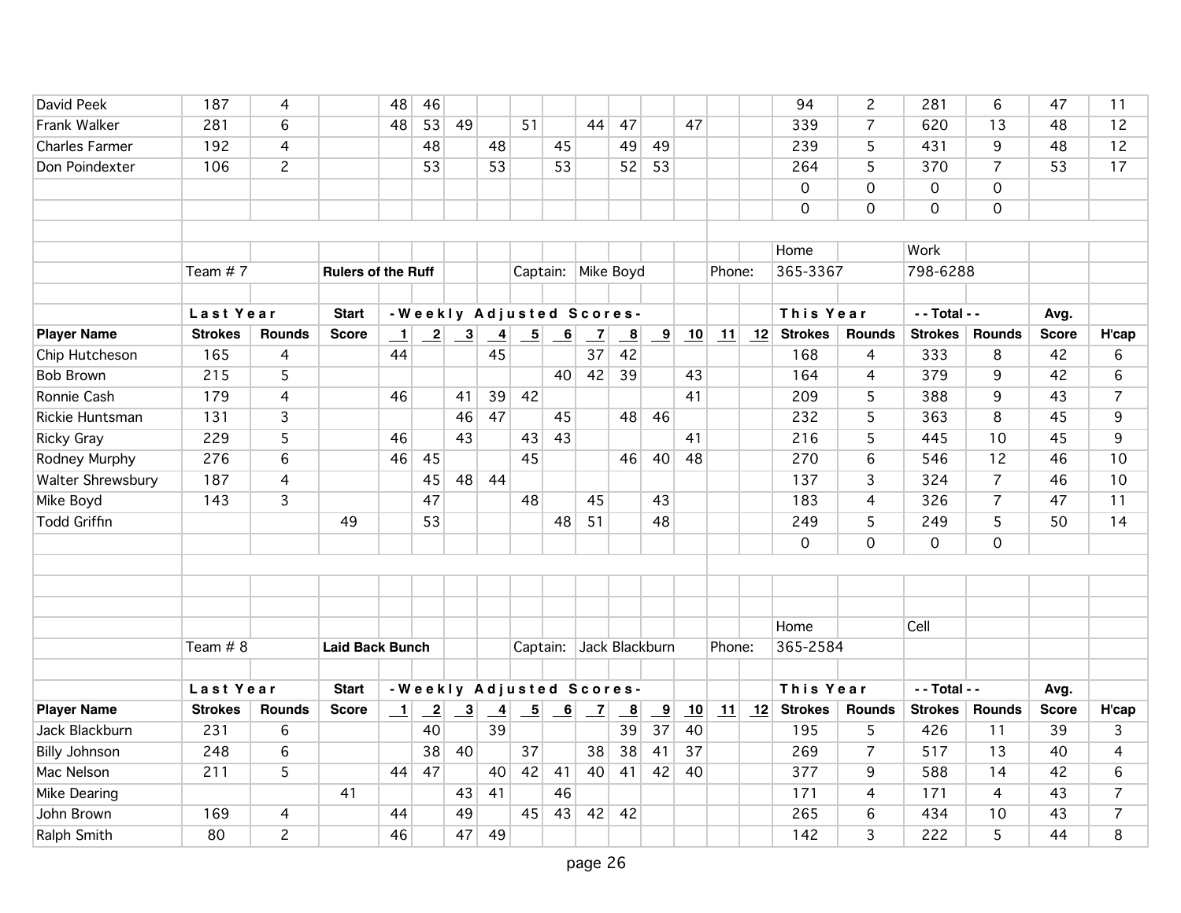| Player Name | Strokes | Rounds | Score | 1 | 2 | 3 | 4 | 5 | 6 | 7 | 8 | 9 | 10 | 11 | 12 | Strokes | Rounds | Strokes | Rounds | Score | H'cap |
|---|---|---|---|---|---|---|---|---|---|---|---|---|---|---|---|---|---|---|---|---|---|
| David Peek | 187 | 4 | | 48 | 46 | | | | | | | | | | | 94 | 2 | 281 | 6 | 47 | 11 |
| Frank Walker | 281 | 6 | | 48 | 53 | 49 | | 51 | | 44 | 47 | | 47 | | | 339 | 7 | 620 | 13 | 48 | 12 |
| Charles Farmer | 192 | 4 | | | 48 | | 48 | | 45 | | 49 | 49 | | | | 239 | 5 | 431 | 9 | 48 | 12 |
| Don Poindexter | 106 | 2 | | | 53 | | 53 | | 53 | | 52 | 53 | | | | 264 | 5 | 370 | 7 | 53 | 17 |
| | | | | | | | | | | | | | | | | 0 | 0 | 0 | 0 | | |
| | | | | | | | | | | | | | | | | 0 | 0 | 0 | 0 | | |

Team # 7 **Rulers of the Ruff** Captain: Mike Boyd Phone: Home 365-3367 Work 798-6288

| | Last Year | | Start | -Weekly Adjusted Scores- | | | | | | | | | | | | This Year | | -- Total -- | | Avg. | |
|---|---|---|---|---|---|---|---|---|---|---|---|---|---|---|---|---|---|---|---|---|---|
| **Player Name** | **Strokes** | **Rounds** | **Score** | **1** | **2** | **3** | **4** | **5** | **6** | **7** | **8** | **9** | **10** | **11** | **12** | **Strokes** | **Rounds** | **Strokes** | **Rounds** | **Score** | **H'cap** |
| Chip Hutcheson | 165 | 4 | | 44 | | | 45 | | | 37 | 42 | | | | | 168 | 4 | 333 | 8 | 42 | 6 |
| Bob Brown | 215 | 5 | | | | | | | 40 | 42 | 39 | | 43 | | | 164 | 4 | 379 | 9 | 42 | 6 |
| Ronnie Cash | 179 | 4 | | 46 | | 41 | 39 | 42 | | | | | 41 | | | 209 | 5 | 388 | 9 | 43 | 7 |
| Rickie Huntsman | 131 | 3 | | | | 46 | 47 | | 45 | | 48 | 46 | | | | 232 | 5 | 363 | 8 | 45 | 9 |
| Ricky Gray | 229 | 5 | | 46 | | 43 | | 43 | 43 | | | | 41 | | | 216 | 5 | 445 | 10 | 45 | 9 |
| Rodney Murphy | 276 | 6 | | 46 | 45 | | | 45 | | | 46 | 40 | 48 | | | 270 | 6 | 546 | 12 | 46 | 10 |
| Walter Shrewsbury | 187 | 4 | | | 45 | 48 | 44 | | | | | | | | | 137 | 3 | 324 | 7 | 46 | 10 |
| Mike Boyd | 143 | 3 | | | 47 | | | 48 | | 45 | | 43 | | | | 183 | 4 | 326 | 7 | 47 | 11 |
| Todd Griffin | | | 49 | | 53 | | | | 48 | 51 | | 48 | | | | 249 | 5 | 249 | 5 | 50 | 14 |
| | | | | | | | | | | | | | | | | 0 | 0 | 0 | 0 | | |

Team # 8 **Laid Back Bunch** Captain: Jack Blackburn Phone: Home 365-2584 Cell

| | Last Year | | Start | -Weekly Adjusted Scores- | | | | | | | | | | | | This Year | | -- Total -- | | Avg. | |
|---|---|---|---|---|---|---|---|---|---|---|---|---|---|---|---|---|---|---|---|---|---|
| **Player Name** | **Strokes** | **Rounds** | **Score** | **1** | **2** | **3** | **4** | **5** | **6** | **7** | **8** | **9** | **10** | **11** | **12** | **Strokes** | **Rounds** | **Strokes** | **Rounds** | **Score** | **H'cap** |
| Jack Blackburn | 231 | 6 | | | 40 | | 39 | | | | 39 | 37 | 40 | | | 195 | 5 | 426 | 11 | 39 | 3 |
| Billy Johnson | 248 | 6 | | | 38 | 40 | | 37 | | 38 | 38 | 41 | 37 | | | 269 | 7 | 517 | 13 | 40 | 4 |
| Mac Nelson | 211 | 5 | | 44 | 47 | | 40 | 42 | 41 | 40 | 41 | 42 | 40 | | | 377 | 9 | 588 | 14 | 42 | 6 |
| Mike Dearing | | | 41 | | | 43 | 41 | | 46 | | | | | | | 171 | 4 | 171 | 4 | 43 | 7 |
| John Brown | 169 | 4 | | 44 | | 49 | | 45 | 43 | 42 | 42 | | | | | 265 | 6 | 434 | 10 | 43 | 7 |
| Ralph Smith | 80 | 2 | | 46 | | 47 | 49 | | | | | | | | | 142 | 3 | 222 | 5 | 44 | 8 |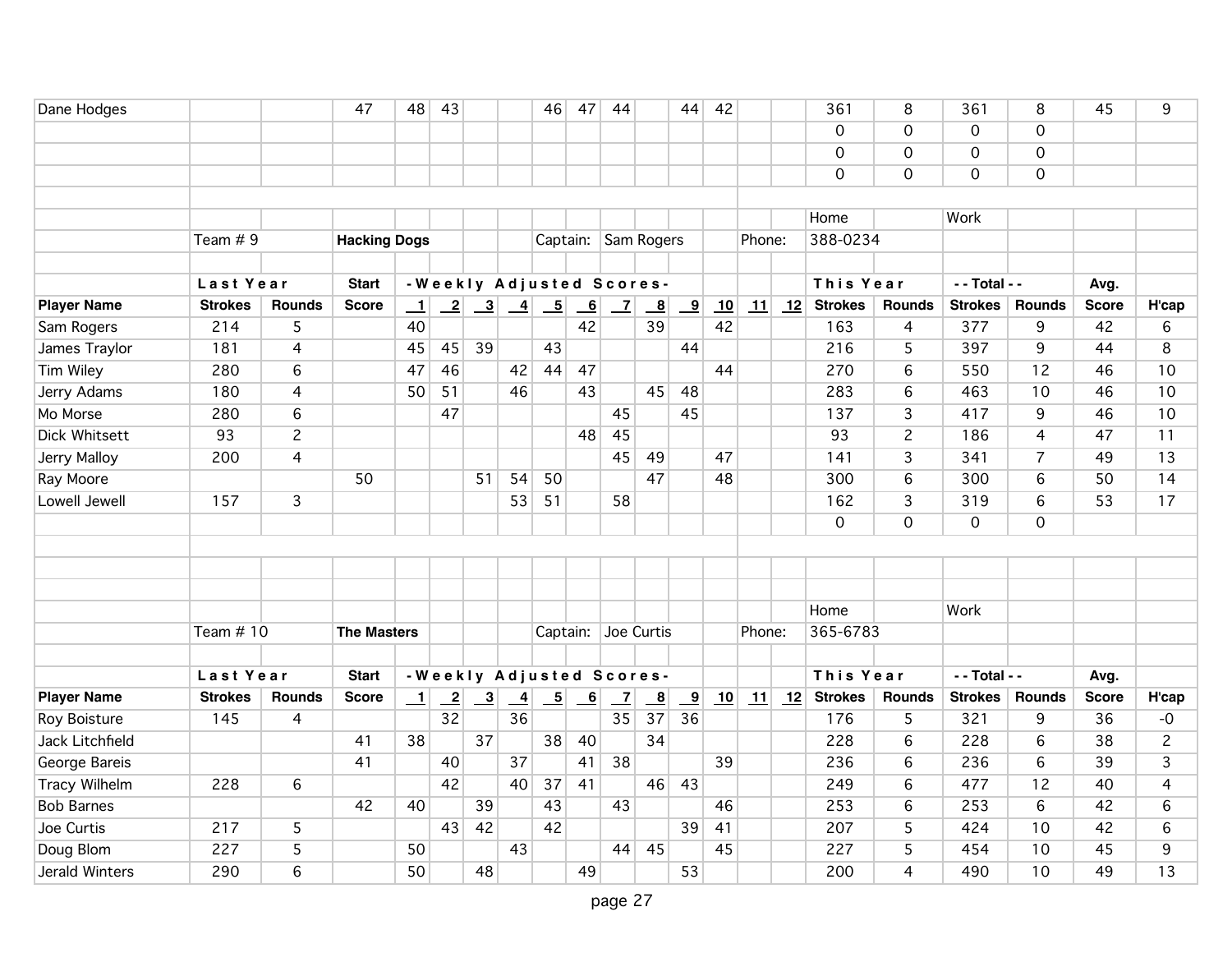| Player Name | Last Year Strokes | Last Year Rounds | Start Score | 1 | 2 | 3 | 4 | 5 | 6 | 7 | 8 | 9 | 10 | 11 | 12 | This Year Strokes | This Year Rounds | Total Strokes | Total Rounds | Avg. Score | H'cap |
|---|---|---|---|---|---|---|---|---|---|---|---|---|---|---|---|---|---|---|---|---|---|
| Dane Hodges | | | 47 | 48 | 43 | | | 46 | 47 | 44 | | 44 | 42 | | | 361 | 8 | 361 | 8 | 45 | 9 |
| | | | | | | | | | | | | | | | | 0 | 0 | 0 | 0 | | |
| | | | | | | | | | | | | | | | | 0 | 0 | 0 | 0 | | |
| | | | | | | | | | | | | | | | | 0 | 0 | 0 | 0 | | |

Team # 9 **Hacking Dogs** Captain: Sam Rogers Phone: Home 388-0234 Work

| | Last Year | | Start | -Weekly Adjusted Scores- | | | | | | | | | | | | This Year | | - - Total - - | | Avg. | |
|---|---|---|---|---|---|---|---|---|---|---|---|---|---|---|---|---|---|---|---|---|---|
| **Player Name** | **Strokes** | **Rounds** | **Score** | **1** | **2** | **3** | **4** | **5** | **6** | **7** | **8** | **9** | **10** | **11** | **12** | **Strokes** | **Rounds** | **Strokes** | **Rounds** | **Score** | **H'cap** |
| Sam Rogers | 214 | 5 | | 40 | | | | | 42 | | 39 | | 42 | | | 163 | 4 | 377 | 9 | 42 | 6 |
| James Traylor | 181 | 4 | | 45 | 45 | 39 | | 43 | | | | 44 | | | | 216 | 5 | 397 | 9 | 44 | 8 |
| Tim Wiley | 280 | 6 | | 47 | 46 | | 42 | 44 | 47 | | | | 44 | | | 270 | 6 | 550 | 12 | 46 | 10 |
| Jerry Adams | 180 | 4 | | 50 | 51 | | 46 | | 43 | | 45 | 48 | | | | 283 | 6 | 463 | 10 | 46 | 10 |
| Mo Morse | 280 | 6 | | | 47 | | | | | 45 | | 45 | | | | 137 | 3 | 417 | 9 | 46 | 10 |
| Dick Whitsett | 93 | 2 | | | | | | | 48 | 45 | | | | | | 93 | 2 | 186 | 4 | 47 | 11 |
| Jerry Malloy | 200 | 4 | | | | | | | | 45 | 49 | | 47 | | | 141 | 3 | 341 | 7 | 49 | 13 |
| Ray Moore | | | 50 | | | 51 | 54 | 50 | | | 47 | | 48 | | | 300 | 6 | 300 | 6 | 50 | 14 |
| Lowell Jewell | 157 | 3 | | | | | 53 | 51 | | 58 | | | | | | 162 | 3 | 319 | 6 | 53 | 17 |
| | | | | | | | | | | | | | | | | 0 | 0 | 0 | 0 | | |

Team # 10 **The Masters** Captain: Joe Curtis Phone: Home 365-6783 Work

| | Last Year | | Start | -Weekly Adjusted Scores- | | | | | | | | | | | | This Year | | - - Total - - | | Avg. | |
|---|---|---|---|---|---|---|---|---|---|---|---|---|---|---|---|---|---|---|---|---|---|
| **Player Name** | **Strokes** | **Rounds** | **Score** | **1** | **2** | **3** | **4** | **5** | **6** | **7** | **8** | **9** | **10** | **11** | **12** | **Strokes** | **Rounds** | **Strokes** | **Rounds** | **Score** | **H'cap** |
| Roy Boisture | 145 | 4 | | | 32 | | 36 | | | 35 | 37 | 36 | | | | 176 | 5 | 321 | 9 | 36 | -0 |
| Jack Litchfield | | | 41 | 38 | | 37 | | 38 | 40 | | 34 | | | | | 228 | 6 | 228 | 6 | 38 | 2 |
| George Bareis | | | 41 | | 40 | | 37 | | 41 | 38 | | | 39 | | | 236 | 6 | 236 | 6 | 39 | 3 |
| Tracy Wilhelm | 228 | 6 | | | 42 | | 40 | 37 | 41 | | 46 | 43 | | | | 249 | 6 | 477 | 12 | 40 | 4 |
| Bob Barnes | | | 42 | 40 | | 39 | | 43 | | 43 | | | 46 | | | 253 | 6 | 253 | 6 | 42 | 6 |
| Joe Curtis | 217 | 5 | | | 43 | 42 | | 42 | | | | 39 | 41 | | | 207 | 5 | 424 | 10 | 42 | 6 |
| Doug Blom | 227 | 5 | | 50 | | | 43 | | | 44 | 45 | | 45 | | | 227 | 5 | 454 | 10 | 45 | 9 |
| Jerald Winters | 290 | 6 | | 50 | | 48 | | | 49 | | | 53 | | | | 200 | 4 | 490 | 10 | 49 | 13 |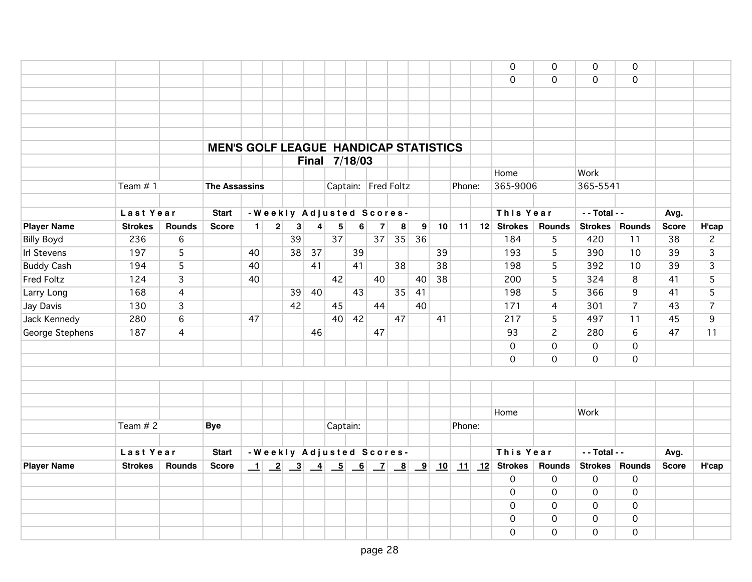| Player Name | Strokes | Rounds | Score | 1 | 2 | 3 | 4 | 5 | 6 | 7 | 8 | 9 | 10 | 11 | 12 | Strokes | Rounds | Strokes | Rounds | Score | H'cap |
|---|---|---|---|---|---|---|---|---|---|---|---|---|---|---|---|---|---|---|---|---|---|
| | | | | | | | | | | | | | | | | 0 | 0 | 0 | 0 | | |
| | | | | | | | | | | | | | | | | 0 | 0 | 0 | 0 | | |

# MEN'S GOLF LEAGUE HANDICAP STATISTICS

## Final 7/18/03

Team # 1 **The Assassins** Captain: Fred Foltz Phone: Home 365-9006 Work 365-5541

| | Last Year | | Start | - Weekly Adjusted Scores - | | | | | | | | | | | | This Year | | - - Total - - | | Avg. | |
|---|---|---|---|---|---|---|---|---|---|---|---|---|---|---|---|---|---|---|---|---|---|
| **Player Name** | **Strokes** | **Rounds** | **Score** | **1** | **2** | **3** | **4** | **5** | **6** | **7** | **8** | **9** | **10** | **11** | **12** | **Strokes** | **Rounds** | **Strokes** | **Rounds** | **Score** | **H'cap** |
| Billy Boyd | 236 | 6 | | | | 39 | | 37 | | 37 | 35 | 36 | | | | 184 | 5 | 420 | 11 | 38 | 2 |
| Irl Stevens | 197 | 5 | | 40 | | 38 | 37 | | 39 | | | | 39 | | | 193 | 5 | 390 | 10 | 39 | 3 |
| Buddy Cash | 194 | 5 | | 40 | | | 41 | | 41 | | 38 | | 38 | | | 198 | 5 | 392 | 10 | 39 | 3 |
| Fred Foltz | 124 | 3 | | 40 | | | | 42 | | 40 | | 40 | 38 | | | 200 | 5 | 324 | 8 | 41 | 5 |
| Larry Long | 168 | 4 | | | | 39 | 40 | | 43 | | 35 | 41 | | | | 198 | 5 | 366 | 9 | 41 | 5 |
| Jay Davis | 130 | 3 | | | | 42 | | 45 | | 44 | | 40 | | | | 171 | 4 | 301 | 7 | 43 | 7 |
| Jack Kennedy | 280 | 6 | | 47 | | | | 40 | 42 | | 47 | | 41 | | | 217 | 5 | 497 | 11 | 45 | 9 |
| George Stephens | 187 | 4 | | | | | 46 | | | 47 | | | | | | 93 | 2 | 280 | 6 | 47 | 11 |
| | | | | | | | | | | | | | | | | 0 | 0 | 0 | 0 | | |
| | | | | | | | | | | | | | | | | 0 | 0 | 0 | 0 | | |

Team # 2 **Bye** Captain: Phone: Home Work

| | Last Year | | Start | - Weekly Adjusted Scores - | | | | | | | | | | | | This Year | | - - Total - - | | Avg. | |
|---|---|---|---|---|---|---|---|---|---|---|---|---|---|---|---|---|---|---|---|---|---|
| **Player Name** | **Strokes** | **Rounds** | **Score** | **1** | **2** | **3** | **4** | **5** | **6** | **7** | **8** | **9** | **10** | **11** | **12** | **Strokes** | **Rounds** | **Strokes** | **Rounds** | **Score** | **H'cap** |
| | | | | | | | | | | | | | | | | 0 | 0 | 0 | 0 | | |
| | | | | | | | | | | | | | | | | 0 | 0 | 0 | 0 | | |
| | | | | | | | | | | | | | | | | 0 | 0 | 0 | 0 | | |
| | | | | | | | | | | | | | | | | 0 | 0 | 0 | 0 | | |
| | | | | | | | | | | | | | | | | 0 | 0 | 0 | 0 | | |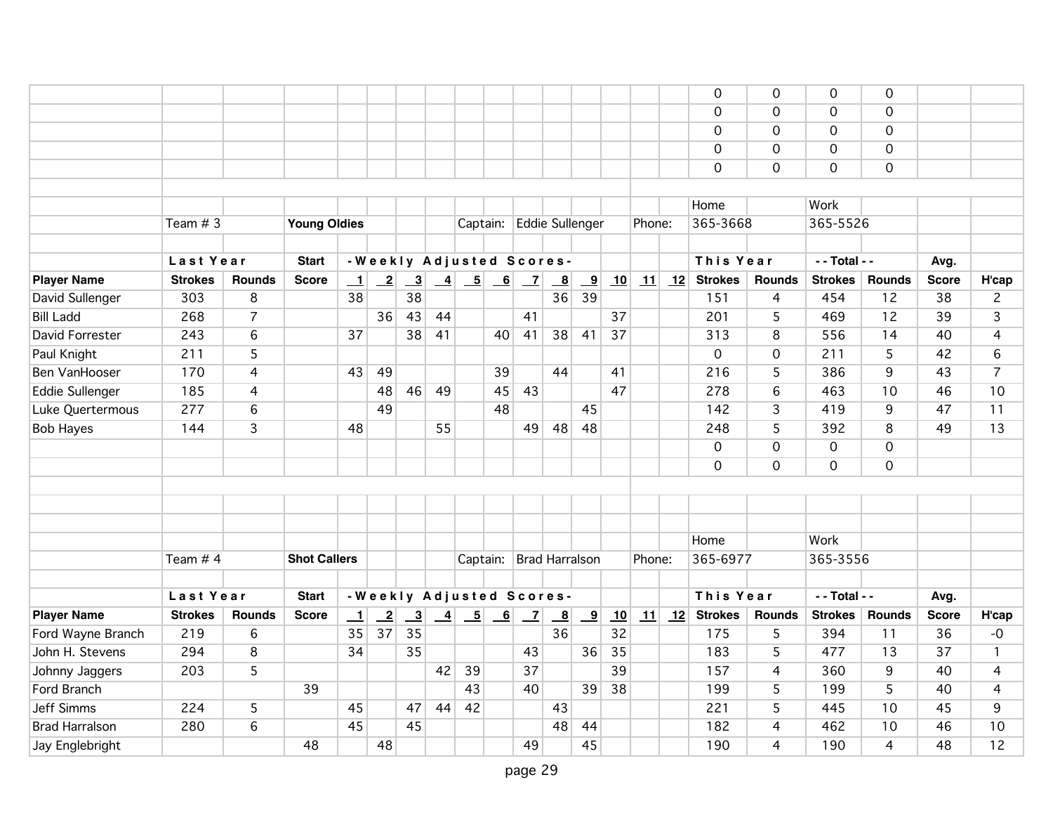| | | | | | | | | | | | | | | | | This Year Strokes | This Year Rounds | Total Strokes | Total Rounds | | |
|---|---|---|---|---|---|---|---|---|---|---|---|---|---|---|---|---|---|---|---|---|---|
| | | | | | | | | | | | | | | | | 0 | 0 | 0 | 0 | | |
| | | | | | | | | | | | | | | | | 0 | 0 | 0 | 0 | | |
| | | | | | | | | | | | | | | | | 0 | 0 | 0 | 0 | | |
| | | | | | | | | | | | | | | | | 0 | 0 | 0 | 0 | | |
| | | | | | | | | | | | | | | | | 0 | 0 | 0 | 0 | | |

Team # 3 **Young Oldies** Captain: Eddie Sullenger Phone: Home 365-3668 Work 365-5526

| | **Last Year** | | **Start** | **-Weekly Adjusted Scores-** | | | | | | | | | | | | **This Year** | | **- - Total - -** | | **Avg.** | |
|---|---|---|---|---|---|---|---|---|---|---|---|---|---|---|---|---|---|---|---|---|---|
| **Player Name** | **Strokes** | **Rounds** | **Score** | **1** | **2** | **3** | **4** | **5** | **6** | **7** | **8** | **9** | **10** | **11** | **12** | **Strokes** | **Rounds** | **Strokes** | **Rounds** | **Score** | **H'cap** |
| David Sullenger | 303 | 8 | | 38 | | 38 | | | | | 36 | 39 | | | | 151 | 4 | 454 | 12 | 38 | 2 |
| Bill Ladd | 268 | 7 | | | 36 | 43 | 44 | | | 41 | | | 37 | | | 201 | 5 | 469 | 12 | 39 | 3 |
| David Forrester | 243 | 6 | | 37 | | 38 | 41 | | 40 | 41 | 38 | 41 | 37 | | | 313 | 8 | 556 | 14 | 40 | 4 |
| Paul Knight | 211 | 5 | | | | | | | | | | | | | | 0 | 0 | 211 | 5 | 42 | 6 |
| Ben VanHooser | 170 | 4 | | 43 | 49 | | | | 39 | | 44 | | 41 | | | 216 | 5 | 386 | 9 | 43 | 7 |
| Eddie Sullenger | 185 | 4 | | | 48 | 46 | 49 | | 45 | 43 | | | 47 | | | 278 | 6 | 463 | 10 | 46 | 10 |
| Luke Quertermous | 277 | 6 | | | 49 | | | | 48 | | | 45 | | | | 142 | 3 | 419 | 9 | 47 | 11 |
| Bob Hayes | 144 | 3 | | 48 | | | 55 | | | 49 | 48 | 48 | | | | 248 | 5 | 392 | 8 | 49 | 13 |
| | | | | | | | | | | | | | | | | 0 | 0 | 0 | 0 | | |
| | | | | | | | | | | | | | | | | 0 | 0 | 0 | 0 | | |

Team # 4 **Shot Callers** Captain: Brad Harralson Phone: Home 365-6977 Work 365-3556

| | **Last Year** | | **Start** | **-Weekly Adjusted Scores-** | | | | | | | | | | | | **This Year** | | **- - Total - -** | | **Avg.** | |
|---|---|---|---|---|---|---|---|---|---|---|---|---|---|---|---|---|---|---|---|---|---|
| **Player Name** | **Strokes** | **Rounds** | **Score** | **1** | **2** | **3** | **4** | **5** | **6** | **7** | **8** | **9** | **10** | **11** | **12** | **Strokes** | **Rounds** | **Strokes** | **Rounds** | **Score** | **H'cap** |
| Ford Wayne Branch | 219 | 6 | | 35 | 37 | 35 | | | | | 36 | | 32 | | | 175 | 5 | 394 | 11 | 36 | -0 |
| John H. Stevens | 294 | 8 | | 34 | | 35 | | | | 43 | | 36 | 35 | | | 183 | 5 | 477 | 13 | 37 | 1 |
| Johnny Jaggers | 203 | 5 | | | | | 42 | 39 | | 37 | | | 39 | | | 157 | 4 | 360 | 9 | 40 | 4 |
| Ford Branch | | | 39 | | | | | 43 | | 40 | | 39 | 38 | | | 199 | 5 | 199 | 5 | 40 | 4 |
| Jeff Simms | 224 | 5 | | 45 | | 47 | 44 | 42 | | | 43 | | | | | 221 | 5 | 445 | 10 | 45 | 9 |
| Brad Harralson | 280 | 6 | | 45 | | 45 | | | | | 48 | 44 | | | | 182 | 4 | 462 | 10 | 46 | 10 |
| Jay Englebright | | | 48 | | 48 | | | | | 49 | | 45 | | | | 190 | 4 | 190 | 4 | 48 | 12 |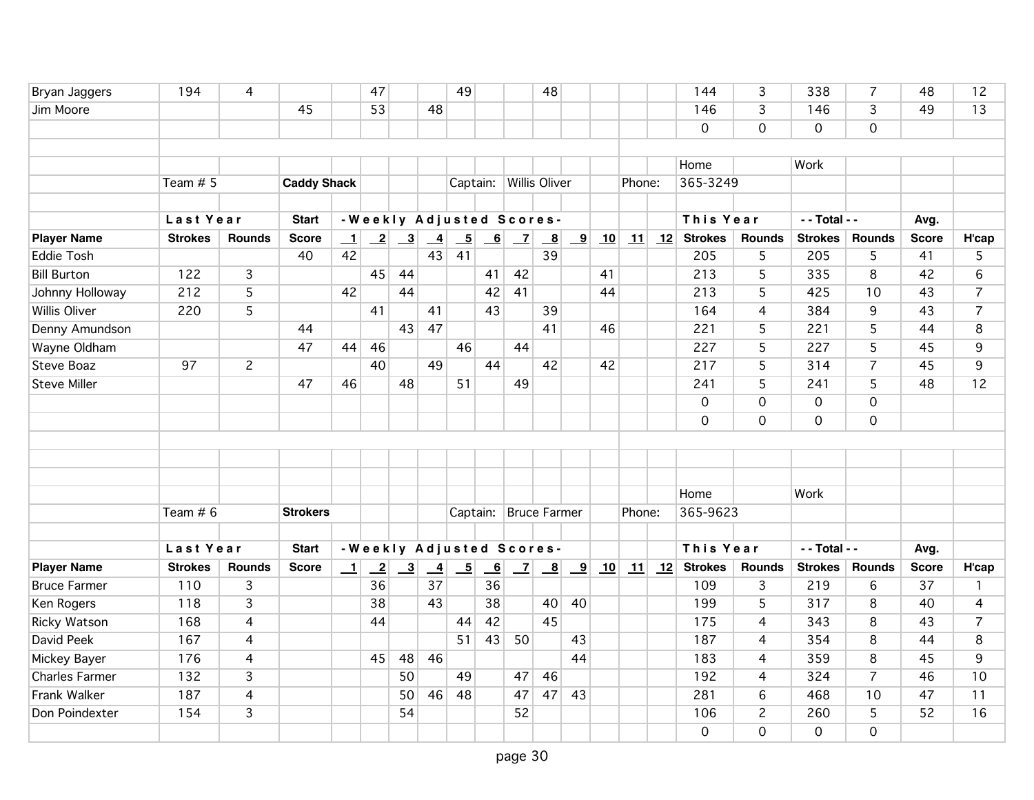| Player Name | Last Year Strokes | Last Year Rounds | Start Score | 1 | 2 | 3 | 4 | 5 | 6 | 7 | 8 | 9 | 10 | 11 | 12 | This Year Strokes | This Year Rounds | Total Strokes | Total Rounds | Avg. Score | H'cap |
|---|---|---|---|---|---|---|---|---|---|---|---|---|---|---|---|---|---|---|---|---|---|
| Bryan Jaggers | 194 | 4 | | | 47 | | | 49 | | | 48 | | | | | 144 | 3 | 338 | 7 | 48 | 12 |
| Jim Moore | | | 45 | | 53 | | 48 | | | | | | | | | 146 | 3 | 146 | 3 | 49 | 13 |
| | | | | | | | | | | | | | | | | 0 | 0 | 0 | 0 | | |

Team # 5 **Caddy Shack** Captain: Willis Oliver Phone: Home 365-3249 Work

| Player Name | Last Year Strokes | Last Year Rounds | Start Score | 1 | 2 | 3 | 4 | 5 | 6 | 7 | 8 | 9 | 10 | 11 | 12 | This Year Strokes | This Year Rounds | - - Total - - Strokes | - - Total - - Rounds | Avg. Score | H'cap |
|---|---|---|---|---|---|---|---|---|---|---|---|---|---|---|---|---|---|---|---|---|---|
| Eddie Tosh | | | 40 | 42 | | | 43 | 41 | | | 39 | | | | | 205 | 5 | 205 | 5 | 41 | 5 |
| Bill Burton | 122 | 3 | | | 45 | 44 | | | 41 | 42 | | | 41 | | | 213 | 5 | 335 | 8 | 42 | 6 |
| Johnny Holloway | 212 | 5 | | 42 | | 44 | | | 42 | 41 | | | 44 | | | 213 | 5 | 425 | 10 | 43 | 7 |
| Willis Oliver | 220 | 5 | | | 41 | | 41 | | 43 | | 39 | | | | | 164 | 4 | 384 | 9 | 43 | 7 |
| Denny Amundson | | | 44 | | | 43 | 47 | | | | 41 | | 46 | | | 221 | 5 | 221 | 5 | 44 | 8 |
| Wayne Oldham | | | 47 | 44 | 46 | | | 46 | | 44 | | | | | | 227 | 5 | 227 | 5 | 45 | 9 |
| Steve Boaz | 97 | 2 | | | 40 | | 49 | | 44 | | 42 | | 42 | | | 217 | 5 | 314 | 7 | 45 | 9 |
| Steve Miller | | | 47 | 46 | | 48 | | 51 | | 49 | | | | | | 241 | 5 | 241 | 5 | 48 | 12 |
| | | | | | | | | | | | | | | | | 0 | 0 | 0 | 0 | | |
| | | | | | | | | | | | | | | | | 0 | 0 | 0 | 0 | | |

Team # 6 **Strokers** Captain: Bruce Farmer Phone: Home 365-9623 Work

| Player Name | Last Year Strokes | Last Year Rounds | Start Score | 1 | 2 | 3 | 4 | 5 | 6 | 7 | 8 | 9 | 10 | 11 | 12 | This Year Strokes | This Year Rounds | - - Total - - Strokes | - - Total - - Rounds | Avg. Score | H'cap |
|---|---|---|---|---|---|---|---|---|---|---|---|---|---|---|---|---|---|---|---|---|---|
| Bruce Farmer | 110 | 3 | | | 36 | | 37 | | 36 | | | | | | | 109 | 3 | 219 | 6 | 37 | 1 |
| Ken Rogers | 118 | 3 | | | 38 | | 43 | | 38 | | 40 | 40 | | | | 199 | 5 | 317 | 8 | 40 | 4 |
| Ricky Watson | 168 | 4 | | | 44 | | | 44 | 42 | | 45 | | | | | 175 | 4 | 343 | 8 | 43 | 7 |
| David Peek | 167 | 4 | | | | | | 51 | 43 | 50 | | 43 | | | | 187 | 4 | 354 | 8 | 44 | 8 |
| Mickey Bayer | 176 | 4 | | | 45 | 48 | 46 | | | | | 44 | | | | 183 | 4 | 359 | 8 | 45 | 9 |
| Charles Farmer | 132 | 3 | | | | 50 | | 49 | | 47 | 46 | | | | | 192 | 4 | 324 | 7 | 46 | 10 |
| Frank Walker | 187 | 4 | | | | 50 | 46 | 48 | | 47 | 47 | 43 | | | | 281 | 6 | 468 | 10 | 47 | 11 |
| Don Poindexter | 154 | 3 | | | | 54 | | | | 52 | | | | | | 106 | 2 | 260 | 5 | 52 | 16 |
| | | | | | | | | | | | | | | | | 0 | 0 | 0 | 0 | | |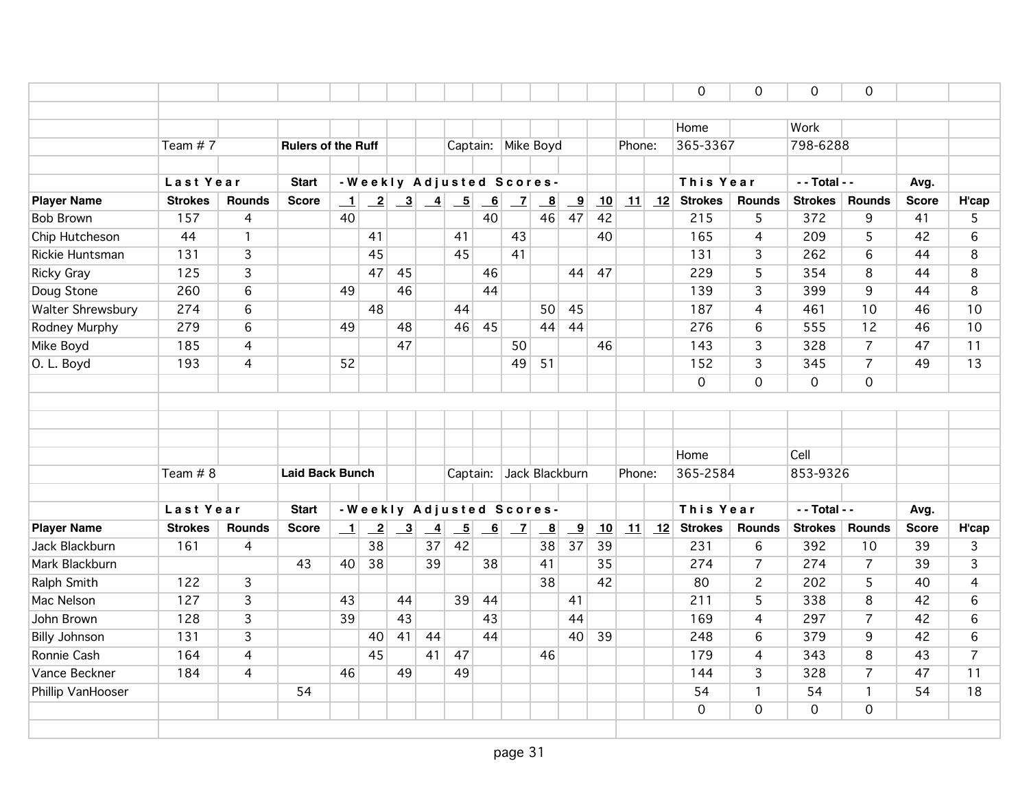| | | | | | | | | | | | | | | | | 0 | 0 | 0 | 0 | | |
|---|---|---|---|---|---|---|---|---|---|---|---|---|---|---|---|---|---|---|---|---|---|
| | | | | | | | | | | | | | | | | Home | | Work | | | |
| | Team # 7 | | **Rulers of the Ruff** | | | | | Captain: | Mike Boyd | | | | Phone: | | | 365-3367 | | 798-6288 | | | |
| | **Last Year** | | **Start** | **-Weekly Adjusted Scores-** | | | | | | | | | | | | **This Year** | | **- - Total - -** | | **Avg.** | |
| **Player Name** | **Strokes** | **Rounds** | **Score** | **1** | **2** | **3** | **4** | **5** | **6** | **7** | **8** | **9** | **10** | **11** | **12** | **Strokes** | **Rounds** | **Strokes** | **Rounds** | **Score** | **H'cap** |
| Bob Brown | 157 | 4 | | 40 | | | | | 40 | | 46 | 47 | 42 | | | 215 | 5 | 372 | 9 | 41 | 5 |
| Chip Hutcheson | 44 | 1 | | | 41 | | | 41 | | 43 | | | 40 | | | 165 | 4 | 209 | 5 | 42 | 6 |
| Rickie Huntsman | 131 | 3 | | | 45 | | | 45 | | 41 | | | | | | 131 | 3 | 262 | 6 | 44 | 8 |
| Ricky Gray | 125 | 3 | | | 47 | 45 | | | 46 | | | 44 | 47 | | | 229 | 5 | 354 | 8 | 44 | 8 |
| Doug Stone | 260 | 6 | | 49 | | 46 | | | 44 | | | | | | | 139 | 3 | 399 | 9 | 44 | 8 |
| Walter Shrewsbury | 274 | 6 | | | 48 | | | 44 | | | 50 | 45 | | | | 187 | 4 | 461 | 10 | 46 | 10 |
| Rodney Murphy | 279 | 6 | | 49 | | 48 | | 46 | 45 | | 44 | 44 | | | | 276 | 6 | 555 | 12 | 46 | 10 |
| Mike Boyd | 185 | 4 | | | | 47 | | | | 50 | | | 46 | | | 143 | 3 | 328 | 7 | 47 | 11 |
| O. L. Boyd | 193 | 4 | | 52 | | | | | | 49 | 51 | | | | | 152 | 3 | 345 | 7 | 49 | 13 |
| | | | | | | | | | | | | | | | | 0 | 0 | 0 | 0 | | |

| | | | | | | | | | | | | | | | | Home | | Cell | | | |
|---|---|---|---|---|---|---|---|---|---|---|---|---|---|---|---|---|---|---|---|---|---|
| | Team # 8 | | **Laid Back Bunch** | | | | | Captain: | Jack Blackburn | | | | Phone: | | | 365-2584 | | 853-9326 | | | |
| | **Last Year** | | **Start** | **-Weekly Adjusted Scores-** | | | | | | | | | | | | **This Year** | | **- - Total - -** | | **Avg.** | |
| **Player Name** | **Strokes** | **Rounds** | **Score** | **1** | **2** | **3** | **4** | **5** | **6** | **7** | **8** | **9** | **10** | **11** | **12** | **Strokes** | **Rounds** | **Strokes** | **Rounds** | **Score** | **H'cap** |
| Jack Blackburn | 161 | 4 | | | 38 | | 37 | 42 | | | 38 | 37 | 39 | | | 231 | 6 | 392 | 10 | 39 | 3 |
| Mark Blackburn | | | 43 | 40 | 38 | | 39 | | 38 | | 41 | | 35 | | | 274 | 7 | 274 | 7 | 39 | 3 |
| Ralph Smith | 122 | 3 | | | | | | | | | 38 | | 42 | | | 80 | 2 | 202 | 5 | 40 | 4 |
| Mac Nelson | 127 | 3 | | 43 | | 44 | | 39 | 44 | | | 41 | | | | 211 | 5 | 338 | 8 | 42 | 6 |
| John Brown | 128 | 3 | | 39 | | 43 | | | 43 | | | 44 | | | | 169 | 4 | 297 | 7 | 42 | 6 |
| Billy Johnson | 131 | 3 | | | 40 | 41 | 44 | | 44 | | | 40 | 39 | | | 248 | 6 | 379 | 9 | 42 | 6 |
| Ronnie Cash | 164 | 4 | | | 45 | | 41 | 47 | | | 46 | | | | | 179 | 4 | 343 | 8 | 43 | 7 |
| Vance Beckner | 184 | 4 | | 46 | | 49 | | 49 | | | | | | | | 144 | 3 | 328 | 7 | 47 | 11 |
| Phillip VanHooser | | | 54 | | | | | | | | | | | | | 54 | 1 | 54 | 1 | 54 | 18 |
| | | | | | | | | | | | | | | | | 0 | 0 | 0 | 0 | | |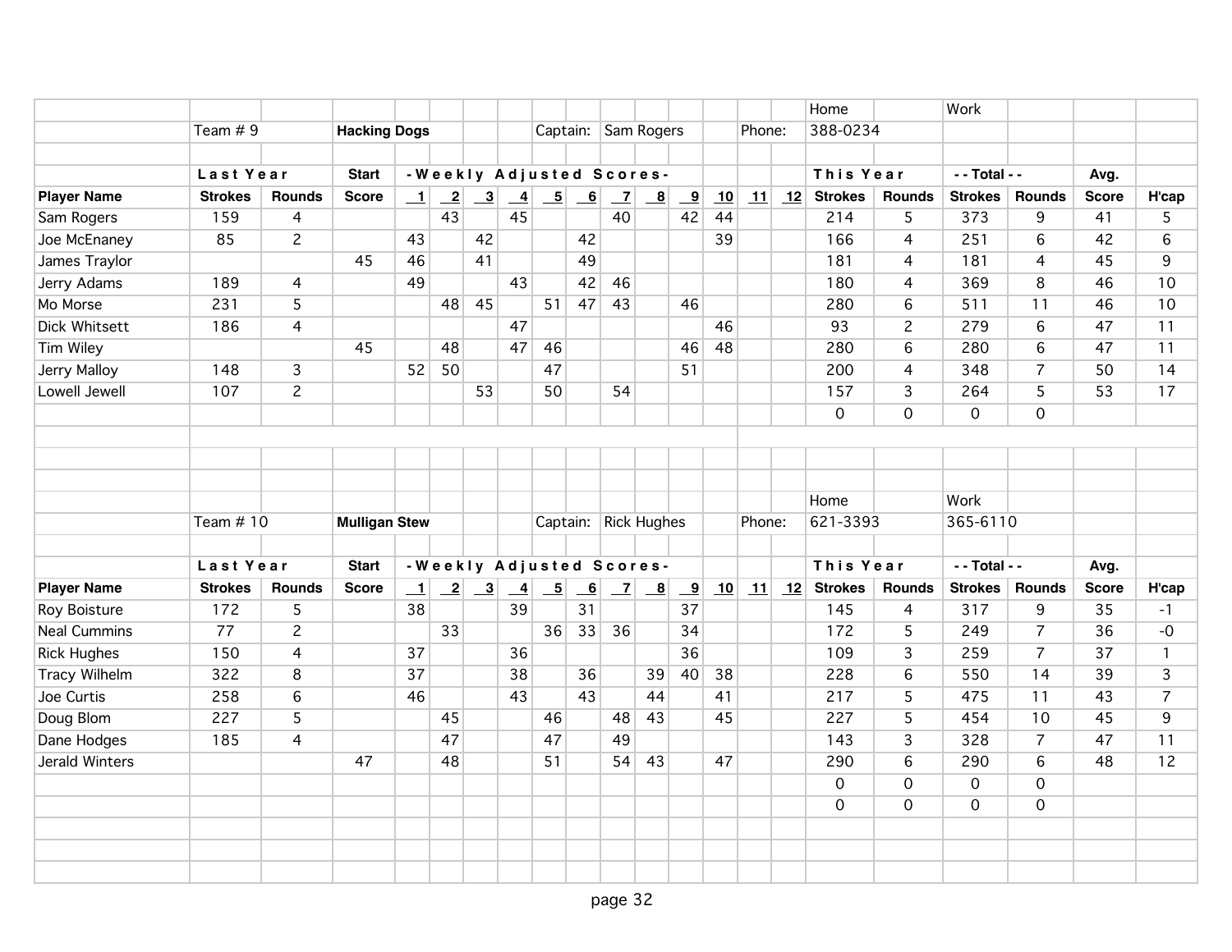Team # 9 | **Hacking Dogs** | Captain: Sam Rogers | Phone: Home 388-0234 | Work

| | Last Year | | Start | - Weekly Adjusted Scores - | | | | | | | | | | | | This Year | | - - Total - - | | Avg. | |
|---|---|---|---|---|---|---|---|---|---|---|---|---|---|---|---|---|---|---|---|---|---|
| **Player Name** | **Strokes** | **Rounds** | **Score** | 1 | 2 | 3 | 4 | 5 | 6 | 7 | 8 | 9 | 10 | 11 | 12 | **Strokes** | **Rounds** | **Strokes** | **Rounds** | **Score** | **H'cap** |
| Sam Rogers | 159 | 4 | | | 43 | | 45 | | | 40 | | 42 | 44 | | | 214 | 5 | 373 | 9 | 41 | 5 |
| Joe McEnaney | 85 | 2 | | 43 | | 42 | | | 42 | | | | 39 | | | 166 | 4 | 251 | 6 | 42 | 6 |
| James Traylor | | | 45 | 46 | | 41 | | | 49 | | | | | | | 181 | 4 | 181 | 4 | 45 | 9 |
| Jerry Adams | 189 | 4 | | 49 | | | 43 | | 42 | 46 | | | | | | 180 | 4 | 369 | 8 | 46 | 10 |
| Mo Morse | 231 | 5 | | | 48 | 45 | | 51 | 47 | 43 | | 46 | | | | 280 | 6 | 511 | 11 | 46 | 10 |
| Dick Whitsett | 186 | 4 | | | | | 47 | | | | | | 46 | | | 93 | 2 | 279 | 6 | 47 | 11 |
| Tim Wiley | | | 45 | | 48 | | 47 | 46 | | | | 46 | 48 | | | 280 | 6 | 280 | 6 | 47 | 11 |
| Jerry Malloy | 148 | 3 | | 52 | 50 | | | 47 | | | | 51 | | | | 200 | 4 | 348 | 7 | 50 | 14 |
| Lowell Jewell | 107 | 2 | | | | 53 | | 50 | | 54 | | | | | | 157 | 3 | 264 | 5 | 53 | 17 |
| | | | | | | | | | | | | | | | | 0 | 0 | 0 | 0 | | |

Team # 10 | **Mulligan Stew** | Captain: Rick Hughes | Phone: Home 621-3393 | Work 365-6110

| | Last Year | | Start | - Weekly Adjusted Scores - | | | | | | | | | | | | This Year | | - - Total - - | | Avg. | |
|---|---|---|---|---|---|---|---|---|---|---|---|---|---|---|---|---|---|---|---|---|---|
| **Player Name** | **Strokes** | **Rounds** | **Score** | 1 | 2 | 3 | 4 | 5 | 6 | 7 | 8 | 9 | 10 | 11 | 12 | **Strokes** | **Rounds** | **Strokes** | **Rounds** | **Score** | **H'cap** |
| Roy Boisture | 172 | 5 | | 38 | | | 39 | | 31 | | | 37 | | | | 145 | 4 | 317 | 9 | 35 | -1 |
| Neal Cummins | 77 | 2 | | | 33 | | | 36 | 33 | 36 | | 34 | | | | 172 | 5 | 249 | 7 | 36 | -0 |
| Rick Hughes | 150 | 4 | | 37 | | | 36 | | | | | 36 | | | | 109 | 3 | 259 | 7 | 37 | 1 |
| Tracy Wilhelm | 322 | 8 | | 37 | | | 38 | | 36 | | 39 | 40 | 38 | | | 228 | 6 | 550 | 14 | 39 | 3 |
| Joe Curtis | 258 | 6 | | 46 | | | 43 | | 43 | | 44 | | 41 | | | 217 | 5 | 475 | 11 | 43 | 7 |
| Doug Blom | 227 | 5 | | | 45 | | | 46 | | 48 | 43 | | 45 | | | 227 | 5 | 454 | 10 | 45 | 9 |
| Dane Hodges | 185 | 4 | | | 47 | | | 47 | | 49 | | | | | | 143 | 3 | 328 | 7 | 47 | 11 |
| Jerald Winters | | | 47 | | 48 | | | 51 | | 54 | 43 | | 47 | | | 290 | 6 | 290 | 6 | 48 | 12 |
| | | | | | | | | | | | | | | | | 0 | 0 | 0 | 0 | | |
| | | | | | | | | | | | | | | | | 0 | 0 | 0 | 0 | | |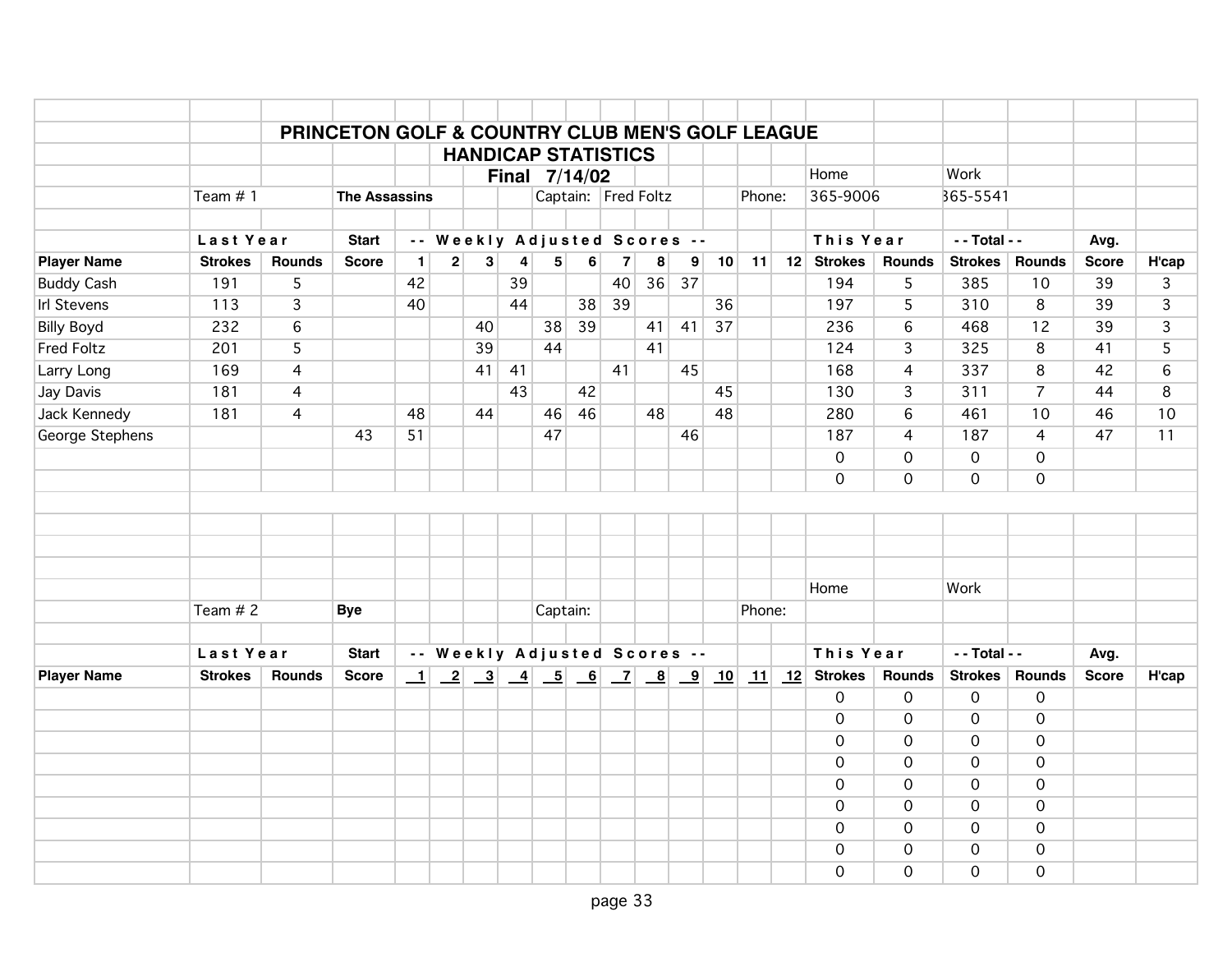# PRINCETON GOLF & COUNTRY CLUB MEN'S GOLF LEAGUE

## HANDICAP STATISTICS

**Final 7/14/02**

Team # 1 **The Assassins** Captain: Fred Foltz Phone: Home 365-9006 Work 365-5541

| Player Name | Last Year Strokes | Last Year Rounds | Start Score | 1 | 2 | 3 | 4 | 5 | 6 | 7 | 8 | 9 | 10 | 11 | 12 | This Year Strokes | This Year Rounds | Total Strokes | Total Rounds | Avg. Score | H'cap |
|---|---|---|---|---|---|---|---|---|---|---|---|---|---|---|---|---|---|---|---|---|---|
| Buddy Cash | 191 | 5 | | 42 | | | 39 | | | 40 | 36 | 37 | | | | 194 | 5 | 385 | 10 | 39 | 3 |
| Irl Stevens | 113 | 3 | | 40 | | | 44 | | 38 | 39 | | | 36 | | | 197 | 5 | 310 | 8 | 39 | 3 |
| Billy Boyd | 232 | 6 | | | | 40 | | 38 | 39 | | 41 | 41 | 37 | | | 236 | 6 | 468 | 12 | 39 | 3 |
| Fred Foltz | 201 | 5 | | | | 39 | | 44 | | | 41 | | | | | 124 | 3 | 325 | 8 | 41 | 5 |
| Larry Long | 169 | 4 | | | | 41 | 41 | | | 41 | | 45 | | | | 168 | 4 | 337 | 8 | 42 | 6 |
| Jay Davis | 181 | 4 | | | | | 43 | | 42 | | | | 45 | | | 130 | 3 | 311 | 7 | 44 | 8 |
| Jack Kennedy | 181 | 4 | | 48 | | 44 | | 46 | 46 | | 48 | | 48 | | | 280 | 6 | 461 | 10 | 46 | 10 |
| George Stephens | | | 43 | 51 | | | | 47 | | | | 46 | | | | 187 | 4 | 187 | 4 | 47 | 11 |
| | | | | | | | | | | | | | | | | 0 | 0 | 0 | 0 | | |
| | | | | | | | | | | | | | | | | 0 | 0 | 0 | 0 | | |

Team # 2 **Bye** Captain: Phone: Home Work

| Player Name | Last Year Strokes | Last Year Rounds | Start Score | 1 | 2 | 3 | 4 | 5 | 6 | 7 | 8 | 9 | 10 | 11 | 12 | This Year Strokes | This Year Rounds | Total Strokes | Total Rounds | Avg. Score | H'cap |
|---|---|---|---|---|---|---|---|---|---|---|---|---|---|---|---|---|---|---|---|---|---|
| | | | | | | | | | | | | | | | | 0 | 0 | 0 | 0 | | |
| | | | | | | | | | | | | | | | | 0 | 0 | 0 | 0 | | |
| | | | | | | | | | | | | | | | | 0 | 0 | 0 | 0 | | |
| | | | | | | | | | | | | | | | | 0 | 0 | 0 | 0 | | |
| | | | | | | | | | | | | | | | | 0 | 0 | 0 | 0 | | |
| | | | | | | | | | | | | | | | | 0 | 0 | 0 | 0 | | |
| | | | | | | | | | | | | | | | | 0 | 0 | 0 | 0 | | |
| | | | | | | | | | | | | | | | | 0 | 0 | 0 | 0 | | |
| | | | | | | | | | | | | | | | | 0 | 0 | 0 | 0 | | |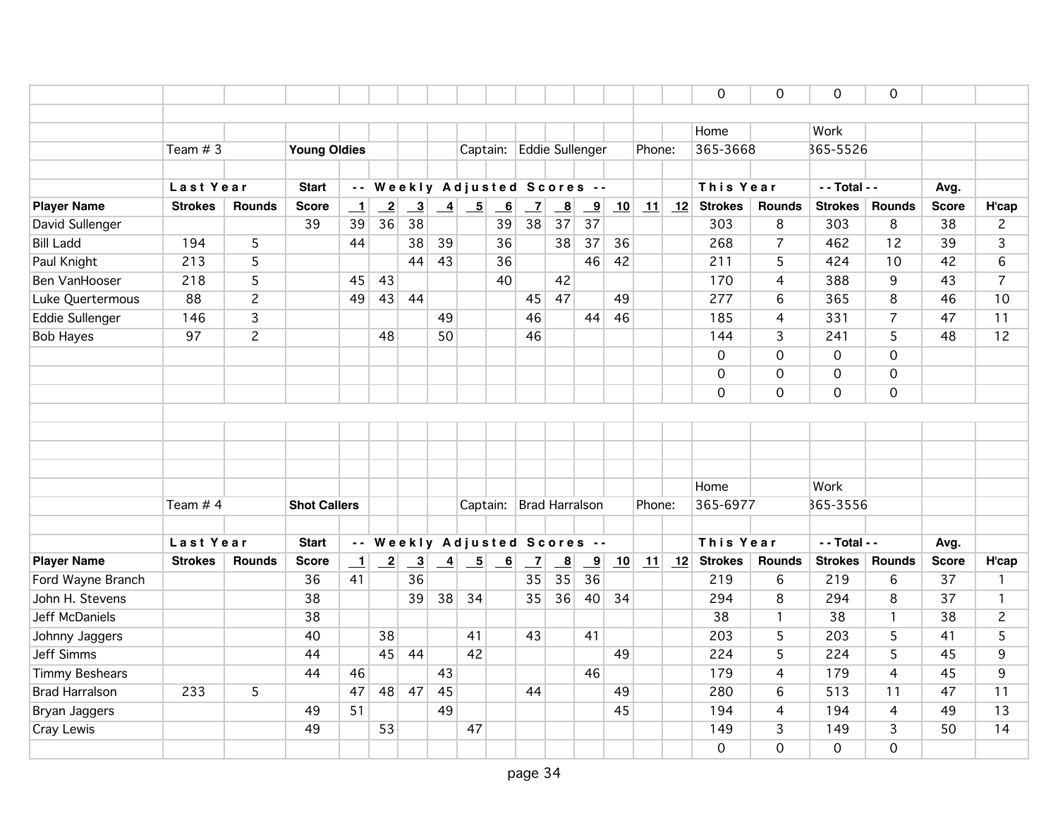| | | | | | | | | | | | | | | | | 0 | 0 | 0 | 0 | | |
|---|---|---|---|---|---|---|---|---|---|---|---|---|---|---|---|---|---|---|---|---|---|

| | | | | | | | | | | | | | | | | Home | | Work | | | |
|---|---|---|---|---|---|---|---|---|---|---|---|---|---|---|---|---|---|---|---|---|---|
| | Team # 3 | | **Young Oldies** | | | | | Captain: | Eddie Sullenger | | | | Phone: | | | 365-3668 | | 365-5526 | | | |
| | **Last Year** | | **Start** | -- Weekly Adjusted Scores -- | | | | | | | | | | | | **This Year** | | **-- Total --** | | **Avg.** | |
| **Player Name** | **Strokes** | **Rounds** | **Score** | **1** | **2** | **3** | **4** | **5** | **6** | **7** | **8** | **9** | **10** | **11** | **12** | **Strokes** | **Rounds** | **Strokes** | **Rounds** | **Score** | **H'cap** |
| David Sullenger | | | 39 | 39 | 36 | 38 | | | 39 | 38 | 37 | 37 | | | | 303 | 8 | 303 | 8 | 38 | 2 |
| Bill Ladd | 194 | 5 | | 44 | | 38 | 39 | | 36 | | 38 | 37 | 36 | | | 268 | 7 | 462 | 12 | 39 | 3 |
| Paul Knight | 213 | 5 | | | | 44 | 43 | | 36 | | | 46 | 42 | | | 211 | 5 | 424 | 10 | 42 | 6 |
| Ben VanHooser | 218 | 5 | | 45 | 43 | | | | 40 | | 42 | | | | | 170 | 4 | 388 | 9 | 43 | 7 |
| Luke Quertermous | 88 | 2 | | 49 | 43 | 44 | | | | 45 | 47 | | 49 | | | 277 | 6 | 365 | 8 | 46 | 10 |
| Eddie Sullenger | 146 | 3 | | | | | 49 | | | 46 | | 44 | 46 | | | 185 | 4 | 331 | 7 | 47 | 11 |
| Bob Hayes | 97 | 2 | | | 48 | | 50 | | | 46 | | | | | | 144 | 3 | 241 | 5 | 48 | 12 |
| | | | | | | | | | | | | | | | | 0 | 0 | 0 | 0 | | |
| | | | | | | | | | | | | | | | | 0 | 0 | 0 | 0 | | |
| | | | | | | | | | | | | | | | | 0 | 0 | 0 | 0 | | |

| | | | | | | | | | | | | | | | | Home | | Work | | | |
|---|---|---|---|---|---|---|---|---|---|---|---|---|---|---|---|---|---|---|---|---|---|
| | Team # 4 | | **Shot Callers** | | | | | Captain: | Brad Harralson | | | | Phone: | | | 365-6977 | | 365-3556 | | | |
| | **Last Year** | | **Start** | -- Weekly Adjusted Scores -- | | | | | | | | | | | | **This Year** | | **-- Total --** | | **Avg.** | |
| **Player Name** | **Strokes** | **Rounds** | **Score** | **1** | **2** | **3** | **4** | **5** | **6** | **7** | **8** | **9** | **10** | **11** | **12** | **Strokes** | **Rounds** | **Strokes** | **Rounds** | **Score** | **H'cap** |
| Ford Wayne Branch | | | 36 | 41 | | 36 | | | | 35 | 35 | 36 | | | | 219 | 6 | 219 | 6 | 37 | 1 |
| John H. Stevens | | | 38 | | | 39 | 38 | 34 | | 35 | 36 | 40 | 34 | | | 294 | 8 | 294 | 8 | 37 | 1 |
| Jeff McDaniels | | | 38 | | | | | | | | | | | | | 38 | 1 | 38 | 1 | 38 | 2 |
| Johnny Jaggers | | | 40 | | 38 | | | 41 | | 43 | | 41 | | | | 203 | 5 | 203 | 5 | 41 | 5 |
| Jeff Simms | | | 44 | | 45 | 44 | | 42 | | | | | 49 | | | 224 | 5 | 224 | 5 | 45 | 9 |
| Timmy Beshears | | | 44 | 46 | | | 43 | | | | | 46 | | | | 179 | 4 | 179 | 4 | 45 | 9 |
| Brad Harralson | 233 | 5 | | 47 | 48 | 47 | 45 | | | 44 | | | 49 | | | 280 | 6 | 513 | 11 | 47 | 11 |
| Bryan Jaggers | | | 49 | 51 | | | 49 | | | | | | 45 | | | 194 | 4 | 194 | 4 | 49 | 13 |
| Cray Lewis | | | 49 | | 53 | | | 47 | | | | | | | | 149 | 3 | 149 | 3 | 50 | 14 |
| | | | | | | | | | | | | | | | | 0 | 0 | 0 | 0 | | |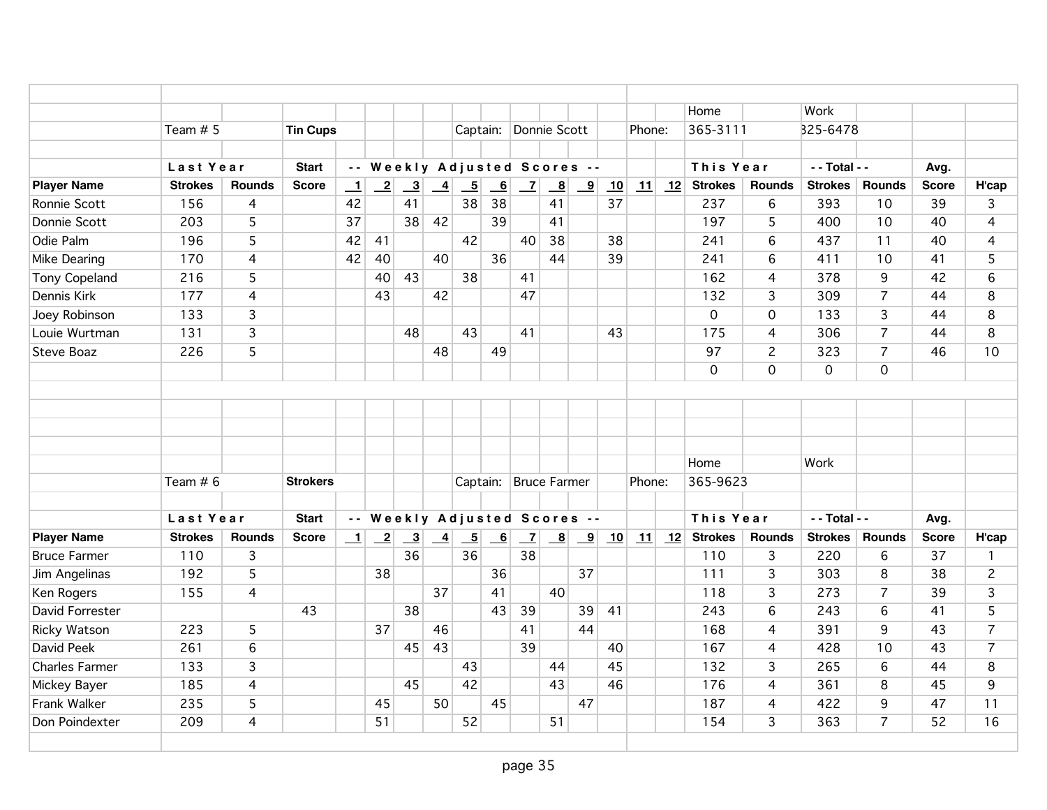| | Team # 5 | | Tin Cups | | | | | Captain: | Donnie Scott | | | | Phone: | | Home 365-3111 | | Work 325-6478 | | | |
|---|---|---|---|---|---|---|---|---|---|---|---|---|---|---|---|---|---|---|---|---|
| | **Last Year** | | **Start** | **-- Weekly Adjusted Scores --** | | | | | | | | | | | **This Year** | | **-- Total --** | | **Avg.** | |
| **Player Name** | **Strokes** | **Rounds** | **Score** | **1** | **2** | **3** | **4** | **5** | **6** | **7** | **8** | **9** | **10** | **11** | **12** | **Strokes** | **Rounds** | **Strokes** | **Rounds** | **Score** | **H'cap** |
| Ronnie Scott | 156 | 4 | | 42 | | 41 | | 38 | 38 | | 41 | | 37 | | | 237 | 6 | 393 | 10 | 39 | 3 |
| Donnie Scott | 203 | 5 | | 37 | | 38 | 42 | | 39 | | 41 | | | | | 197 | 5 | 400 | 10 | 40 | 4 |
| Odie Palm | 196 | 5 | | 42 | 41 | | | 42 | | 40 | 38 | | 38 | | | 241 | 6 | 437 | 11 | 40 | 4 |
| Mike Dearing | 170 | 4 | | 42 | 40 | | 40 | | 36 | | 44 | | 39 | | | 241 | 6 | 411 | 10 | 41 | 5 |
| Tony Copeland | 216 | 5 | | | 40 | 43 | | 38 | | 41 | | | | | | 162 | 4 | 378 | 9 | 42 | 6 |
| Dennis Kirk | 177 | 4 | | | 43 | | 42 | | | 47 | | | | | | 132 | 3 | 309 | 7 | 44 | 8 |
| Joey Robinson | 133 | 3 | | | | | | | | | | | | | | 0 | 0 | 133 | 3 | 44 | 8 |
| Louie Wurtman | 131 | 3 | | | | 48 | | 43 | | 41 | | | 43 | | | 175 | 4 | 306 | 7 | 44 | 8 |
| Steve Boaz | 226 | 5 | | | | | 48 | | 49 | | | | | | | 97 | 2 | 323 | 7 | 46 | 10 |
| | | | | | | | | | | | | | | | | 0 | 0 | 0 | 0 | | |

| | Team # 6 | | Strokers | | | | | Captain: | Bruce Farmer | | | | Phone: | | Home 365-9623 | | Work | | | |
|---|---|---|---|---|---|---|---|---|---|---|---|---|---|---|---|---|---|---|---|---|
| | **Last Year** | | **Start** | **-- Weekly Adjusted Scores --** | | | | | | | | | | | **This Year** | | **-- Total --** | | **Avg.** | |
| **Player Name** | **Strokes** | **Rounds** | **Score** | **1** | **2** | **3** | **4** | **5** | **6** | **7** | **8** | **9** | **10** | **11** | **12** | **Strokes** | **Rounds** | **Strokes** | **Rounds** | **Score** | **H'cap** |
| Bruce Farmer | 110 | 3 | | | | 36 | | 36 | | 38 | | | | | | 110 | 3 | 220 | 6 | 37 | 1 |
| Jim Angelinas | 192 | 5 | | | 38 | | | | 36 | | | 37 | | | | 111 | 3 | 303 | 8 | 38 | 2 |
| Ken Rogers | 155 | 4 | | | | | 37 | | 41 | | 40 | | | | | 118 | 3 | 273 | 7 | 39 | 3 |
| David Forrester | | | 43 | | | 38 | | | 43 | 39 | | 39 | 41 | | | 243 | 6 | 243 | 6 | 41 | 5 |
| Ricky Watson | 223 | 5 | | | 37 | | 46 | | | 41 | 44 | | | | | 168 | 4 | 391 | 9 | 43 | 7 |
| David Peek | 261 | 6 | | | | 45 | 43 | | | 39 | | | 40 | | | 167 | 4 | 428 | 10 | 43 | 7 |
| Charles Farmer | 133 | 3 | | | | | | 43 | | | 44 | | 45 | | | 132 | 3 | 265 | 6 | 44 | 8 |
| Mickey Bayer | 185 | 4 | | | | 45 | | 42 | | | 43 | | 46 | | | 176 | 4 | 361 | 8 | 45 | 9 |
| Frank Walker | 235 | 5 | | | 45 | | 50 | | 45 | | | 47 | | | | 187 | 4 | 422 | 9 | 47 | 11 |
| Don Poindexter | 209 | 4 | | | 51 | | | 52 | | | 51 | | | | | 154 | 3 | 363 | 7 | 52 | 16 |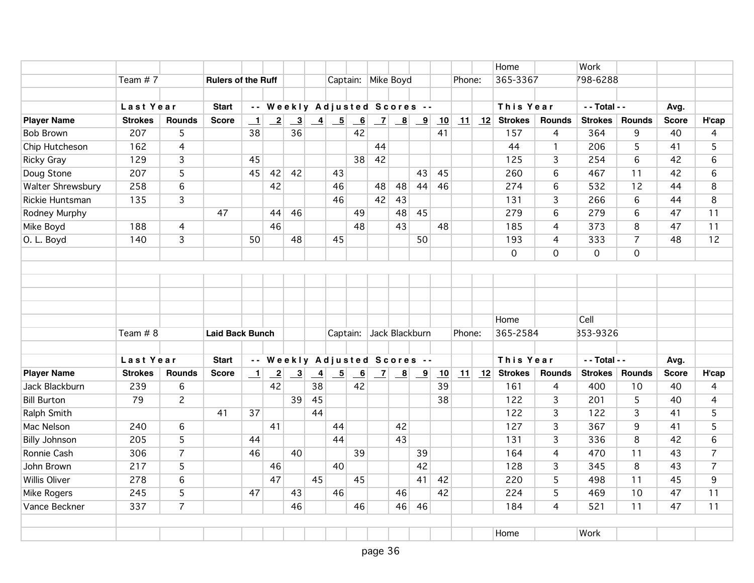| | | | | | | | | | | | | | | | | Home | | Work | | | |
|---|---|---|---|---|---|---|---|---|---|---|---|---|---|---|---|---|---|---|---|---|---|
| | Team # 7 | | **Rulers of the Ruff** | | | | | Captain: | Mike Boyd | | | | Phone: | | | 365-3367 | | 798-6288 | | | |
| | **Last Year** | | **Start** | -- Weekly Adjusted Scores -- | | | | | | | | | | | | **This Year** | | **- - Total - -** | | **Avg.** | |
| **Player Name** | **Strokes** | **Rounds** | **Score** | 1 | 2 | 3 | 4 | 5 | 6 | 7 | 8 | 9 | 10 | 11 | 12 | **Strokes** | **Rounds** | **Strokes** | **Rounds** | **Score** | **H'cap** |
| Bob Brown | 207 | 5 | | 38 | | 36 | | | 42 | | | | 41 | | | 157 | 4 | 364 | 9 | 40 | 4 |
| Chip Hutcheson | 162 | 4 | | | | | | | | 44 | | | | | | 44 | 1 | 206 | 5 | 41 | 5 |
| Ricky Gray | 129 | 3 | | 45 | | | | | 38 | 42 | | | | | | 125 | 3 | 254 | 6 | 42 | 6 |
| Doug Stone | 207 | 5 | | 45 | 42 | 42 | | 43 | | | | 43 | 45 | | | 260 | 6 | 467 | 11 | 42 | 6 |
| Walter Shrewsbury | 258 | 6 | | | 42 | | | 46 | | 48 | 48 | 44 | 46 | | | 274 | 6 | 532 | 12 | 44 | 8 |
| Rickie Huntsman | 135 | 3 | | | | | | 46 | | 42 | 43 | | | | | 131 | 3 | 266 | 6 | 44 | 8 |
| Rodney Murphy | | | 47 | | 44 | 46 | | | 49 | | 48 | 45 | | | | 279 | 6 | 279 | 6 | 47 | 11 |
| Mike Boyd | 188 | 4 | | | 46 | | | | 48 | | 43 | | 48 | | | 185 | 4 | 373 | 8 | 47 | 11 |
| O. L. Boyd | 140 | 3 | | 50 | | 48 | | 45 | | | | 50 | | | | 193 | 4 | 333 | 7 | 48 | 12 |
| | | | | | | | | | | | | | | | | 0 | 0 | 0 | 0 | | |

| | | | | | | | | | | | | | | | | Home | | Cell | | | |
|---|---|---|---|---|---|---|---|---|---|---|---|---|---|---|---|---|---|---|---|---|---|
| | Team # 8 | | **Laid Back Bunch** | | | | | Captain: | Jack Blackburn | | | | Phone: | | | 365-2584 | | 353-9326 | | | |
| | **Last Year** | | **Start** | -- Weekly Adjusted Scores -- | | | | | | | | | | | | **This Year** | | **- - Total - -** | | **Avg.** | |
| **Player Name** | **Strokes** | **Rounds** | **Score** | 1 | 2 | 3 | 4 | 5 | 6 | 7 | 8 | 9 | 10 | 11 | 12 | **Strokes** | **Rounds** | **Strokes** | **Rounds** | **Score** | **H'cap** |
| Jack Blackburn | 239 | 6 | | | 42 | | 38 | | 42 | | | | 39 | | | 161 | 4 | 400 | 10 | 40 | 4 |
| Bill Burton | 79 | 2 | | | | 39 | 45 | | | | | | 38 | | | 122 | 3 | 201 | 5 | 40 | 4 |
| Ralph Smith | | | 41 | 37 | | | 44 | | | | | | | | | 122 | 3 | 122 | 3 | 41 | 5 |
| Mac Nelson | 240 | 6 | | | 41 | | | 44 | | | 42 | | | | | 127 | 3 | 367 | 9 | 41 | 5 |
| Billy Johnson | 205 | 5 | | 44 | | | | 44 | | | 43 | | | | | 131 | 3 | 336 | 8 | 42 | 6 |
| Ronnie Cash | 306 | 7 | | 46 | | 40 | | | 39 | | | 39 | | | | 164 | 4 | 470 | 11 | 43 | 7 |
| John Brown | 217 | 5 | | | 46 | | | 40 | | | | 42 | | | | 128 | 3 | 345 | 8 | 43 | 7 |
| Willis Oliver | 278 | 6 | | | 47 | | 45 | | 45 | | | 41 | 42 | | | 220 | 5 | 498 | 11 | 45 | 9 |
| Mike Rogers | 245 | 5 | | 47 | | 43 | | 46 | | | 46 | | 42 | | | 224 | 5 | 469 | 10 | 47 | 11 |
| Vance Beckner | 337 | 7 | | | | 46 | | | 46 | | 46 | 46 | | | | 184 | 4 | 521 | 11 | 47 | 11 |

| | | | | | | | | | | | | | | | | Home | | Work | | | |
|---|---|---|---|---|---|---|---|---|---|---|---|---|---|---|---|---|---|---|---|---|---|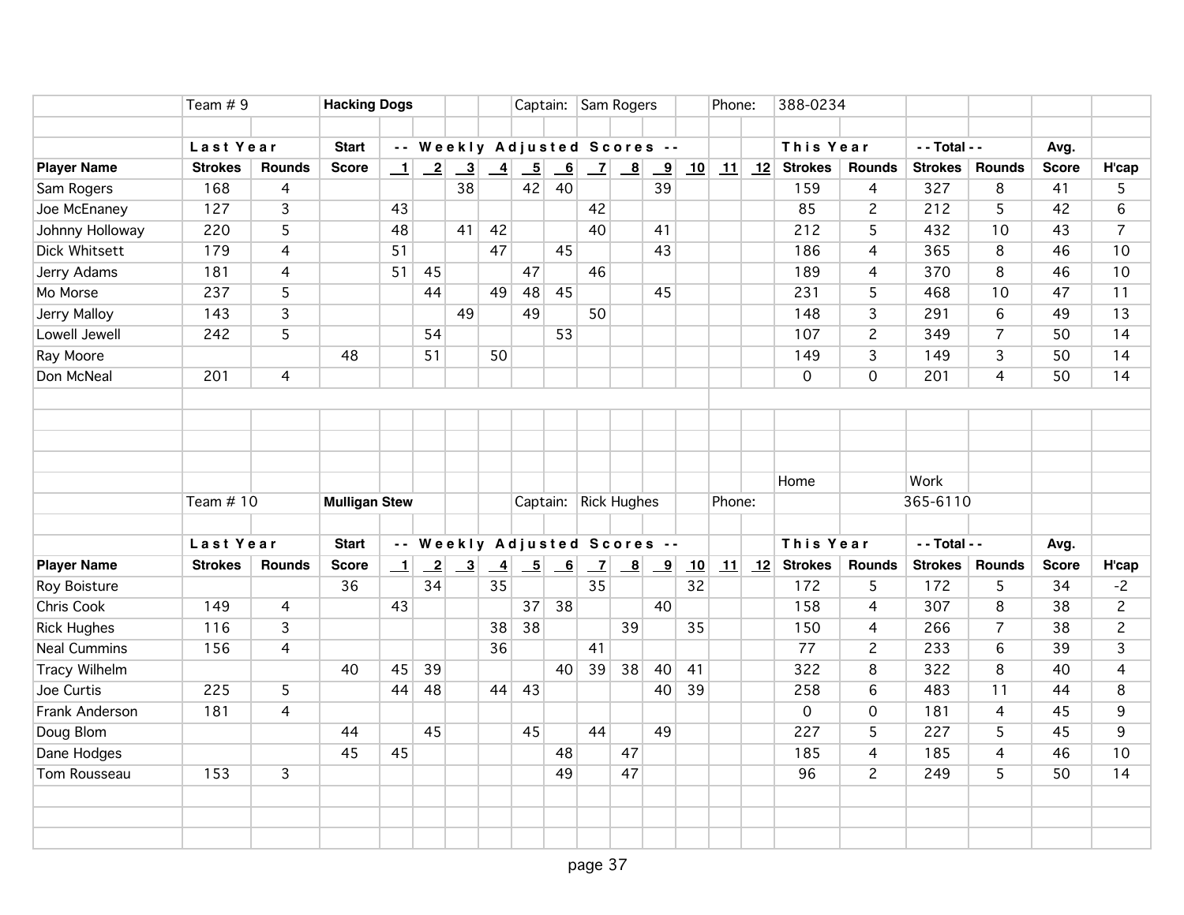Team # 9 | **Hacking Dogs** | Captain: Sam Rogers | Phone: 388-0234

| | **Last Year** | | **Start** | **-- Weekly Adjusted Scores --** | | | | | | | | | | | | **This Year** | | **-- Total --** | | **Avg.** | |
|---|---|---|---|---|---|---|---|---|---|---|---|---|---|---|---|---|---|---|---|---|---|
| **Player Name** | **Strokes** | **Rounds** | **Score** | **1** | **2** | **3** | **4** | **5** | **6** | **7** | **8** | **9** | **10** | **11** | **12** | **Strokes** | **Rounds** | **Strokes** | **Rounds** | **Score** | **H'cap** |
| Sam Rogers | 168 | 4 | | | | 38 | | 42 | 40 | | | 39 | | | | 159 | 4 | 327 | 8 | 41 | 5 |
| Joe McEnaney | 127 | 3 | | 43 | | | | | | 42 | | | | | | 85 | 2 | 212 | 5 | 42 | 6 |
| Johnny Holloway | 220 | 5 | | 48 | | 41 | 42 | | | 40 | | 41 | | | | 212 | 5 | 432 | 10 | 43 | 7 |
| Dick Whitsett | 179 | 4 | | 51 | | | 47 | | 45 | | | 43 | | | | 186 | 4 | 365 | 8 | 46 | 10 |
| Jerry Adams | 181 | 4 | | 51 | 45 | | | 47 | | 46 | | | | | | 189 | 4 | 370 | 8 | 46 | 10 |
| Mo Morse | 237 | 5 | | | 44 | | 49 | 48 | 45 | | | 45 | | | | 231 | 5 | 468 | 10 | 47 | 11 |
| Jerry Malloy | 143 | 3 | | | | 49 | | 49 | | 50 | | | | | | 148 | 3 | 291 | 6 | 49 | 13 |
| Lowell Jewell | 242 | 5 | | | 54 | | | | 53 | | | | | | | 107 | 2 | 349 | 7 | 50 | 14 |
| Ray Moore | | | 48 | | 51 | | 50 | | | | | | | | | 149 | 3 | 149 | 3 | 50 | 14 |
| Don McNeal | 201 | 4 | | | | | | | | | | | | | | 0 | 0 | 201 | 4 | 50 | 14 |

Team # 10 | **Mulligan Stew** | Captain: Rick Hughes | Phone: Home: | Work: 365-6110

| | **Last Year** | | **Start** | **-- Weekly Adjusted Scores --** | | | | | | | | | | | | **This Year** | | **-- Total --** | | **Avg.** | |
|---|---|---|---|---|---|---|---|---|---|---|---|---|---|---|---|---|---|---|---|---|---|
| **Player Name** | **Strokes** | **Rounds** | **Score** | **1** | **2** | **3** | **4** | **5** | **6** | **7** | **8** | **9** | **10** | **11** | **12** | **Strokes** | **Rounds** | **Strokes** | **Rounds** | **Score** | **H'cap** |
| Roy Boisture | | | 36 | | 34 | | 35 | | | 35 | | | 32 | | | 172 | 5 | 172 | 5 | 34 | -2 |
| Chris Cook | 149 | 4 | | 43 | | | | 37 | 38 | | | 40 | | | | 158 | 4 | 307 | 8 | 38 | 2 |
| Rick Hughes | 116 | 3 | | | | | 38 | 38 | | | 39 | | 35 | | | 150 | 4 | 266 | 7 | 38 | 2 |
| Neal Cummins | 156 | 4 | | | | | 36 | | | 41 | | | | | | 77 | 2 | 233 | 6 | 39 | 3 |
| Tracy Wilhelm | | | 40 | 45 | 39 | | | | 40 | 39 | 38 | 40 | 41 | | | 322 | 8 | 322 | 8 | 40 | 4 |
| Joe Curtis | 225 | 5 | | 44 | 48 | | 44 | 43 | | | | 40 | 39 | | | 258 | 6 | 483 | 11 | 44 | 8 |
| Frank Anderson | 181 | 4 | | | | | | | | | | | | | | 0 | 0 | 181 | 4 | 45 | 9 |
| Doug Blom | | | 44 | | 45 | | | 45 | | 44 | | 49 | | | | 227 | 5 | 227 | 5 | 45 | 9 |
| Dane Hodges | | | 45 | 45 | | | | | 48 | | 47 | | | | | 185 | 4 | 185 | 4 | 46 | 10 |
| Tom Rousseau | 153 | 3 | | | | | | | 49 | | 47 | | | | | 96 | 2 | 249 | 5 | 50 | 14 |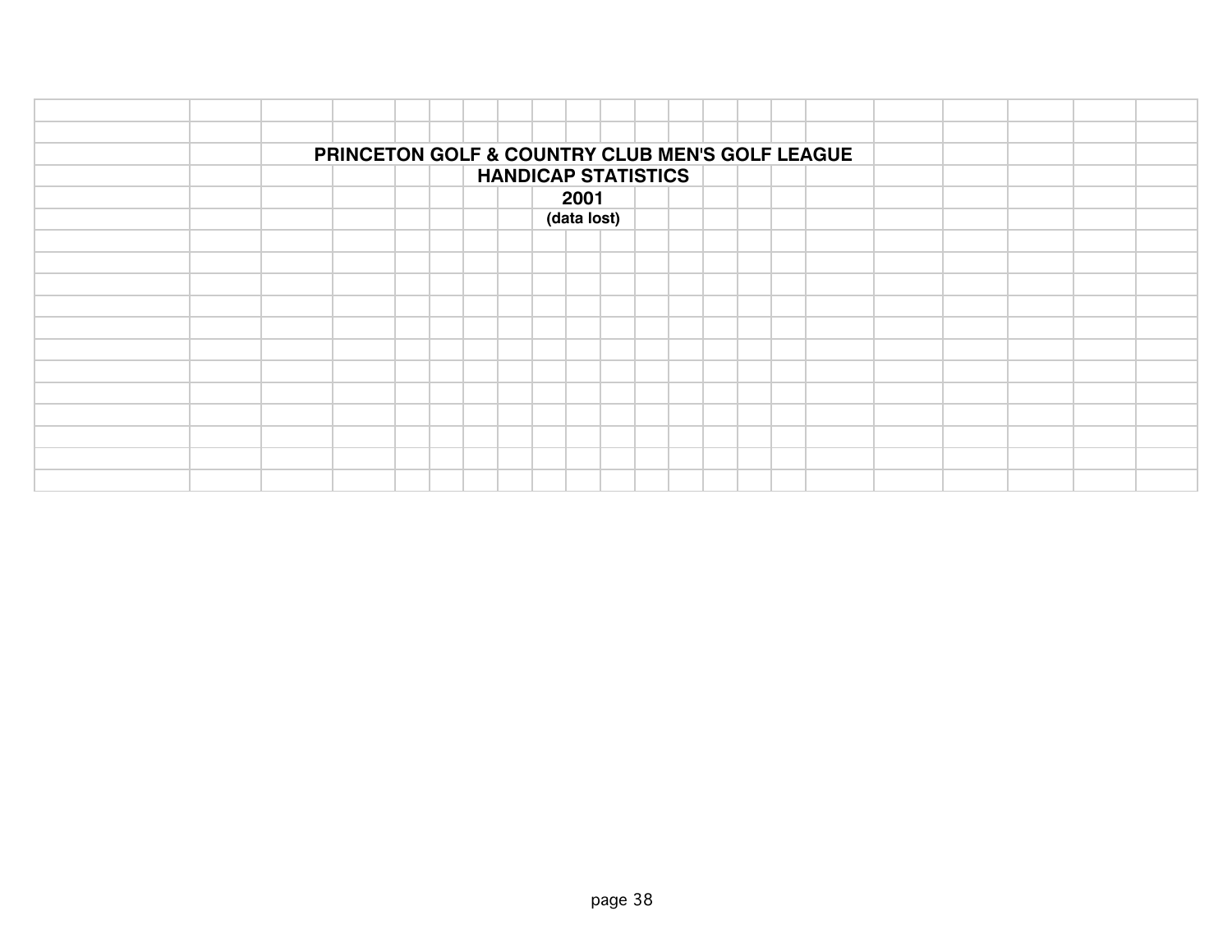**PRINCETON GOLF & COUNTRY CLUB MEN'S GOLF LEAGUE**

**HANDICAP STATISTICS**

**2001**

**(data lost)**